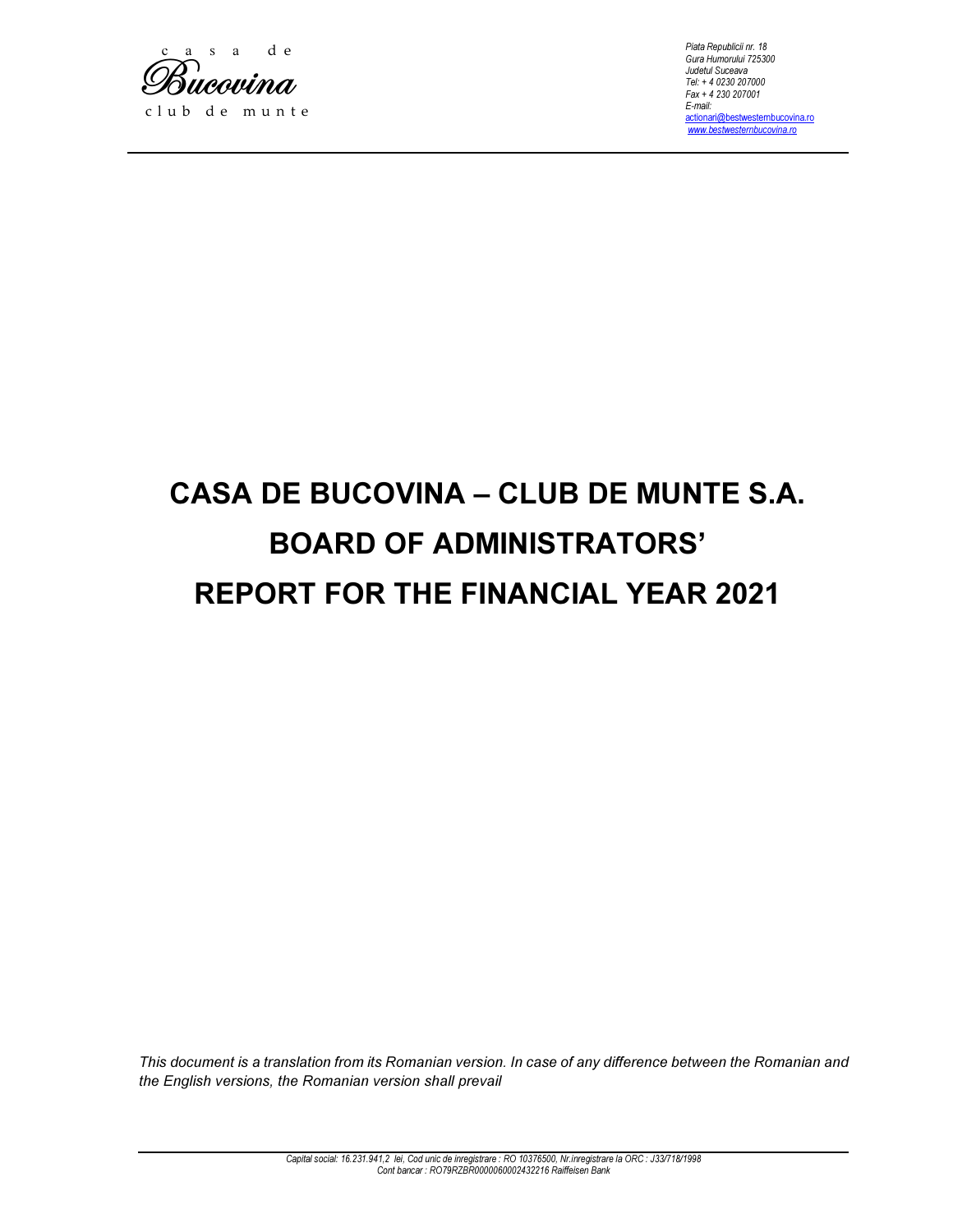casa de Bucovina club de munte

*Piata Republicii nr. 18*
*Gura Humorului 725300*
*Judetul Suceava*
*Tel: + 4 0230 207000*
*Fax + 4 230 207001*
*E-mail:*
*actionari@bestwesternbucovina.ro*
*www.bestwesternbucovina.ro*

# CASA DE BUCOVINA – CLUB DE MUNTE S.A.
# BOARD OF ADMINISTRATORS'
# REPORT FOR THE FINANCIAL YEAR 2021

*This document is a translation from its Romanian version. In case of any difference between the Romanian and the English versions, the Romanian version shall prevail*

*Capital social: 16.231.941,2 lei, Cod unic de inregistrare : RO 10376500, Nr.inregistrare la ORC : J33/718/1998*
*Cont bancar : RO79RZBR0000060002432216 Raiffeisen Bank*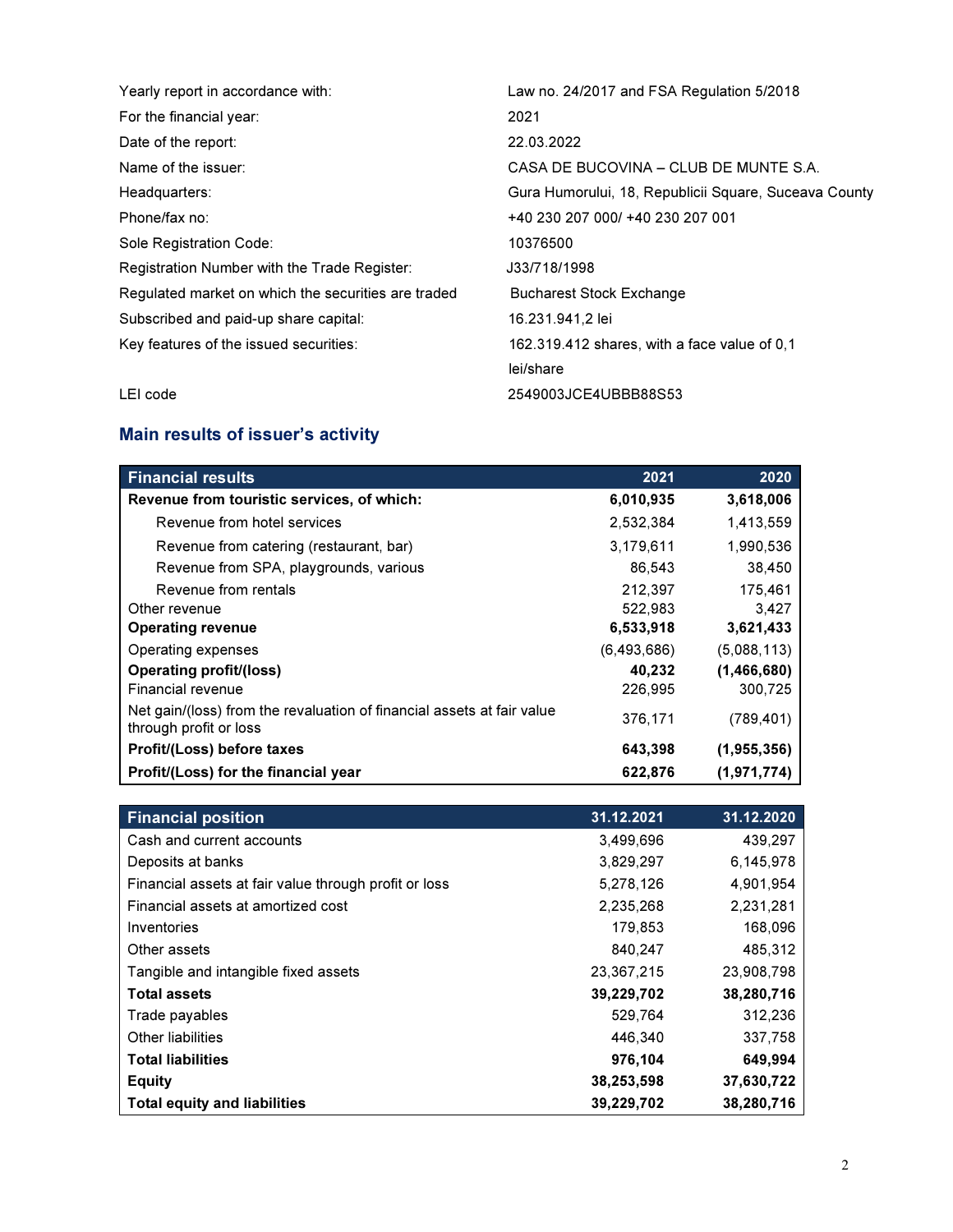| | |
|---|---|
| Yearly report in accordance with: | Law no. 24/2017 and FSA Regulation 5/2018 |
| For the financial year: | 2021 |
| Date of the report: | 22.03.2022 |
| Name of the issuer: | CASA DE BUCOVINA – CLUB DE MUNTE S.A. |
| Headquarters: | Gura Humorului, 18, Republicii Square, Suceava County |
| Phone/fax no: | +40 230 207 000/ +40 230 207 001 |
| Sole Registration Code: | 10376500 |
| Registration Number with the Trade Register: | J33/718/1998 |
| Regulated market on which the securities are traded | Bucharest Stock Exchange |
| Subscribed and paid-up share capital: | 16.231.941,2 lei |
| Key features of the issued securities: | 162.319.412 shares, with a face value of 0,1 lei/share |
| LEI code | 2549003JCE4UBBB88S53 |

## Main results of issuer's activity

| Financial results | 2021 | 2020 |
|---|---|---|
| **Revenue from touristic services, of which:** | **6,010,935** | **3,618,006** |
| Revenue from hotel services | 2,532,384 | 1,413,559 |
| Revenue from catering (restaurant, bar) | 3,179,611 | 1,990,536 |
| Revenue from SPA, playgrounds, various | 86,543 | 38,450 |
| Revenue from rentals | 212,397 | 175,461 |
| Other revenue | 522,983 | 3,427 |
| **Operating revenue** | **6,533,918** | **3,621,433** |
| Operating expenses | (6,493,686) | (5,088,113) |
| **Operating profit/(loss)** | **40,232** | **(1,466,680)** |
| Financial revenue | 226,995 | 300,725 |
| Net gain/(loss) from the revaluation of financial assets at fair value through profit or loss | 376,171 | (789,401) |
| **Profit/(Loss) before taxes** | **643,398** | **(1,955,356)** |
| **Profit/(Loss) for the financial year** | **622,876** | **(1,971,774)** |

| Financial position | 31.12.2021 | 31.12.2020 |
|---|---|---|
| Cash and current accounts | 3,499,696 | 439,297 |
| Deposits at banks | 3,829,297 | 6,145,978 |
| Financial assets at fair value through profit or loss | 5,278,126 | 4,901,954 |
| Financial assets at amortized cost | 2,235,268 | 2,231,281 |
| Inventories | 179,853 | 168,096 |
| Other assets | 840,247 | 485,312 |
| Tangible and intangible fixed assets | 23,367,215 | 23,908,798 |
| **Total assets** | **39,229,702** | **38,280,716** |
| Trade payables | 529,764 | 312,236 |
| Other liabilities | 446,340 | 337,758 |
| **Total liabilities** | **976,104** | **649,994** |
| **Equity** | **38,253,598** | **37,630,722** |
| **Total equity and liabilities** | **39,229,702** | **38,280,716** |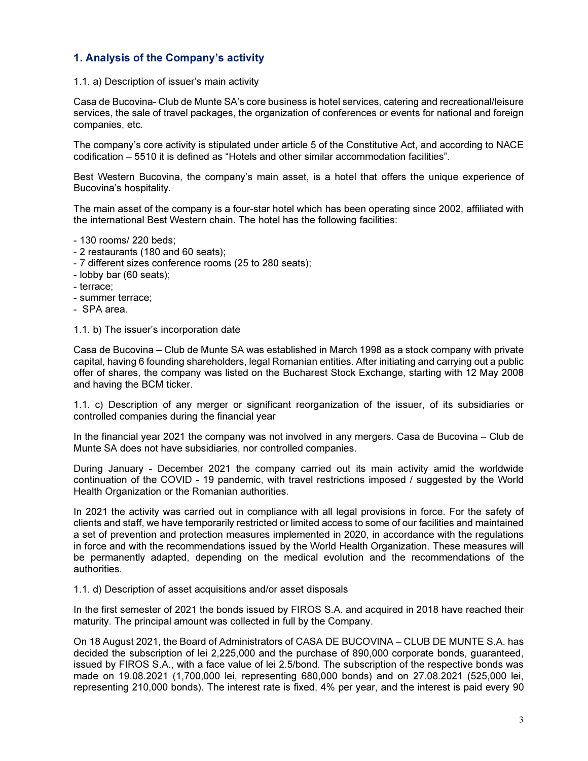## 1. Analysis of the Company's activity

1.1. a) Description of issuer's main activity

Casa de Bucovina- Club de Munte SA's core business is hotel services, catering and recreational/leisure services, the sale of travel packages, the organization of conferences or events for national and foreign companies, etc.

The company's core activity is stipulated under article 5 of the Constitutive Act, and according to NACE codification – 5510 it is defined as "Hotels and other similar accommodation facilities".

Best Western Bucovina, the company's main asset, is a hotel that offers the unique experience of Bucovina's hospitality.

The main asset of the company is a four-star hotel which has been operating since 2002, affiliated with the international Best Western chain. The hotel has the following facilities:

- 130 rooms/ 220 beds;
- 2 restaurants (180 and 60 seats);
- 7 different sizes conference rooms (25 to 280 seats);
- lobby bar (60 seats);
- terrace;
- summer terrace;
- SPA area.

1.1. b) The issuer's incorporation date

Casa de Bucovina – Club de Munte SA was established in March 1998 as a stock company with private capital, having 6 founding shareholders, legal Romanian entities. After initiating and carrying out a public offer of shares, the company was listed on the Bucharest Stock Exchange, starting with 12 May 2008 and having the BCM ticker.

1.1. c) Description of any merger or significant reorganization of the issuer, of its subsidiaries or controlled companies during the financial year

In the financial year 2021 the company was not involved in any mergers. Casa de Bucovina – Club de Munte SA does not have subsidiaries, nor controlled companies.

During January - December 2021 the company carried out its main activity amid the worldwide continuation of the COVID - 19 pandemic, with travel restrictions imposed / suggested by the World Health Organization or the Romanian authorities.

In 2021 the activity was carried out in compliance with all legal provisions in force. For the safety of clients and staff, we have temporarily restricted or limited access to some of our facilities and maintained a set of prevention and protection measures implemented in 2020, in accordance with the regulations in force and with the recommendations issued by the World Health Organization. These measures will be permanently adapted, depending on the medical evolution and the recommendations of the authorities.

1.1. d) Description of asset acquisitions and/or asset disposals

In the first semester of 2021 the bonds issued by FIROS S.A. and acquired in 2018 have reached their maturity. The principal amount was collected in full by the Company.

On 18 August 2021, the Board of Administrators of CASA DE BUCOVINA – CLUB DE MUNTE S.A. has decided the subscription of lei 2,225,000 and the purchase of 890,000 corporate bonds, guaranteed, issued by FIROS S.A., with a face value of lei 2.5/bond. The subscription of the respective bonds was made on 19.08.2021 (1,700,000 lei, representing 680,000 bonds) and on 27.08.2021 (525,000 lei, representing 210,000 bonds). The interest rate is fixed, 4% per year, and the interest is paid every 90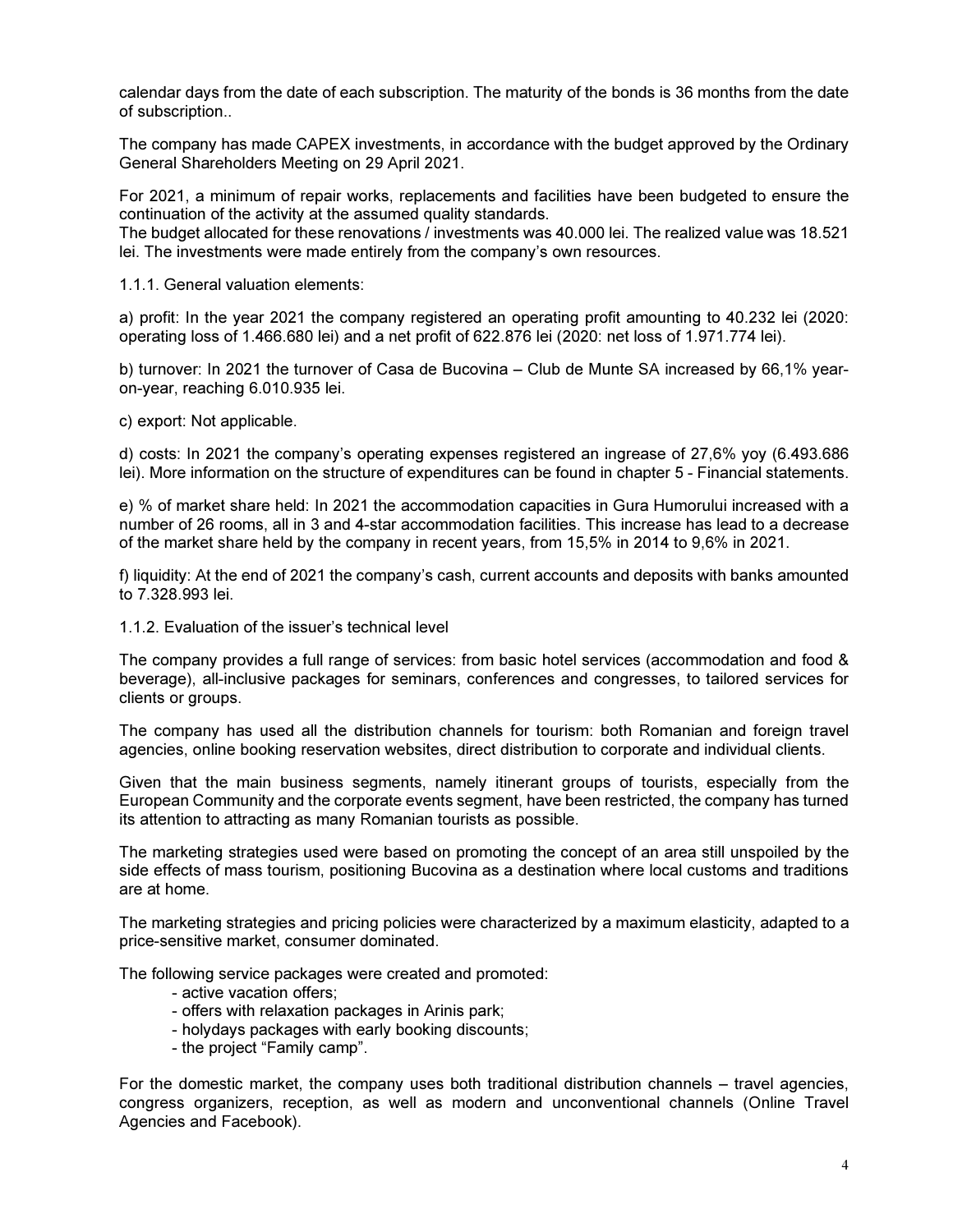calendar days from the date of each subscription. The maturity of the bonds is 36 months from the date of subscription..

The company has made CAPEX investments, in accordance with the budget approved by the Ordinary General Shareholders Meeting on 29 April 2021.

For 2021, a minimum of repair works, replacements and facilities have been budgeted to ensure the continuation of the activity at the assumed quality standards.
The budget allocated for these renovations / investments was 40.000 lei. The realized value was 18.521 lei. The investments were made entirely from the company's own resources.

1.1.1. General valuation elements:

a) profit: In the year 2021 the company registered an operating profit amounting to 40.232 lei (2020: operating loss of 1.466.680 lei) and a net profit of 622.876 lei (2020: net loss of 1.971.774 lei).

b) turnover: In 2021 the turnover of Casa de Bucovina – Club de Munte SA increased by 66,1% year-on-year, reaching 6.010.935 lei.

c) export: Not applicable.

d) costs: In 2021 the company's operating expenses registered an ingrease of 27,6% yoy (6.493.686 lei). More information on the structure of expenditures can be found in chapter 5 - Financial statements.

e) % of market share held: In 2021 the accommodation capacities in Gura Humorului increased with a number of 26 rooms, all in 3 and 4-star accommodation facilities. This increase has lead to a decrease of the market share held by the company in recent years, from 15,5% in 2014 to 9,6% in 2021.

f) liquidity: At the end of 2021 the company's cash, current accounts and deposits with banks amounted to 7.328.993 lei.

1.1.2. Evaluation of the issuer's technical level

The company provides a full range of services: from basic hotel services (accommodation and food & beverage), all-inclusive packages for seminars, conferences and congresses, to tailored services for clients or groups.

The company has used all the distribution channels for tourism: both Romanian and foreign travel agencies, online booking reservation websites, direct distribution to corporate and individual clients.

Given that the main business segments, namely itinerant groups of tourists, especially from the European Community and the corporate events segment, have been restricted, the company has turned its attention to attracting as many Romanian tourists as possible.

The marketing strategies used were based on promoting the concept of an area still unspoiled by the side effects of mass tourism, positioning Bucovina as a destination where local customs and traditions are at home.

The marketing strategies and pricing policies were characterized by a maximum elasticity, adapted to a price-sensitive market, consumer dominated.

The following service packages were created and promoted:

- active vacation offers;
- offers with relaxation packages in Arinis park;
- holydays packages with early booking discounts;
- the project "Family camp".

For the domestic market, the company uses both traditional distribution channels – travel agencies, congress organizers, reception, as well as modern and unconventional channels (Online Travel Agencies and Facebook).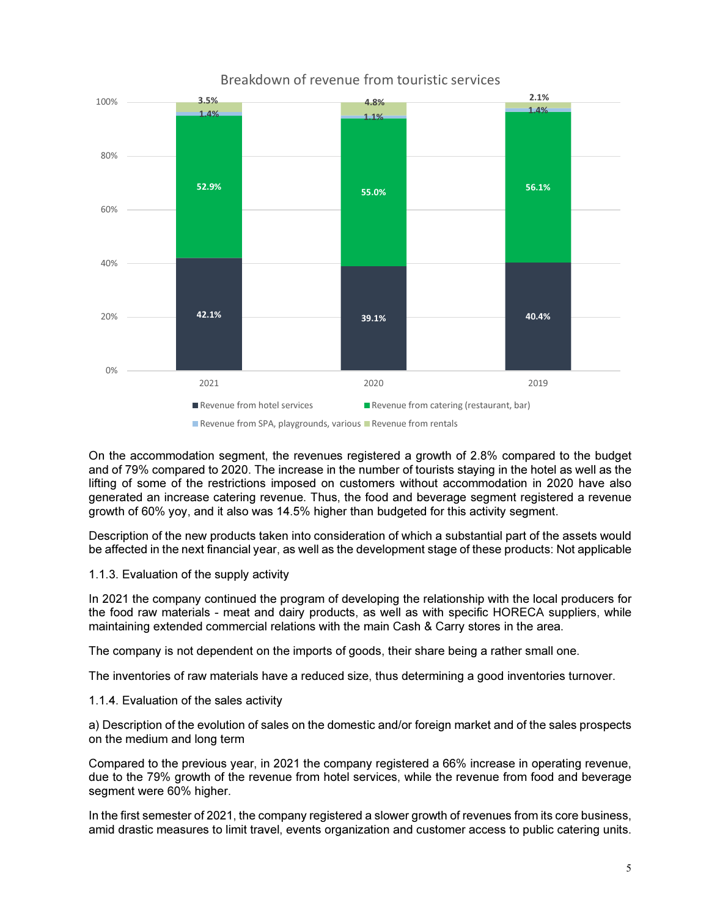Breakdown of revenue from touristic services

100%
80%
60%
40%
20%
0%

2021: 42.1%, 52.9%, 1.4%, 3.5%
2020: 39.1%, 55.0%, 1.1%, 4.8%
2019: 40.4%, 56.1%, 1.4%, 2.1%

Revenue from hotel services
Revenue from catering (restaurant, bar)
Revenue from SPA, playgrounds, various
Revenue from rentals

On the accommodation segment, the revenues registered a growth of 2.8% compared to the budget and of 79% compared to 2020. The increase in the number of tourists staying in the hotel as well as the lifting of some of the restrictions imposed on customers without accommodation in 2020 have also generated an increase catering revenue. Thus, the food and beverage segment registered a revenue growth of 60% yoy, and it also was 14.5% higher than budgeted for this activity segment.

Description of the new products taken into consideration of which a substantial part of the assets would be affected in the next financial year, as well as the development stage of these products: Not applicable

1.1.3. Evaluation of the supply activity

In 2021 the company continued the program of developing the relationship with the local producers for the food raw materials - meat and dairy products, as well as with specific HORECA suppliers, while maintaining extended commercial relations with the main Cash & Carry stores in the area.

The company is not dependent on the imports of goods, their share being a rather small one.

The inventories of raw materials have a reduced size, thus determining a good inventories turnover.

1.1.4. Evaluation of the sales activity

a) Description of the evolution of sales on the domestic and/or foreign market and of the sales prospects on the medium and long term

Compared to the previous year, in 2021 the company registered a 66% increase in operating revenue, due to the 79% growth of the revenue from hotel services, while the revenue from food and beverage segment were 60% higher.

In the first semester of 2021, the company registered a slower growth of revenues from its core business, amid drastic measures to limit travel, events organization and customer access to public catering units.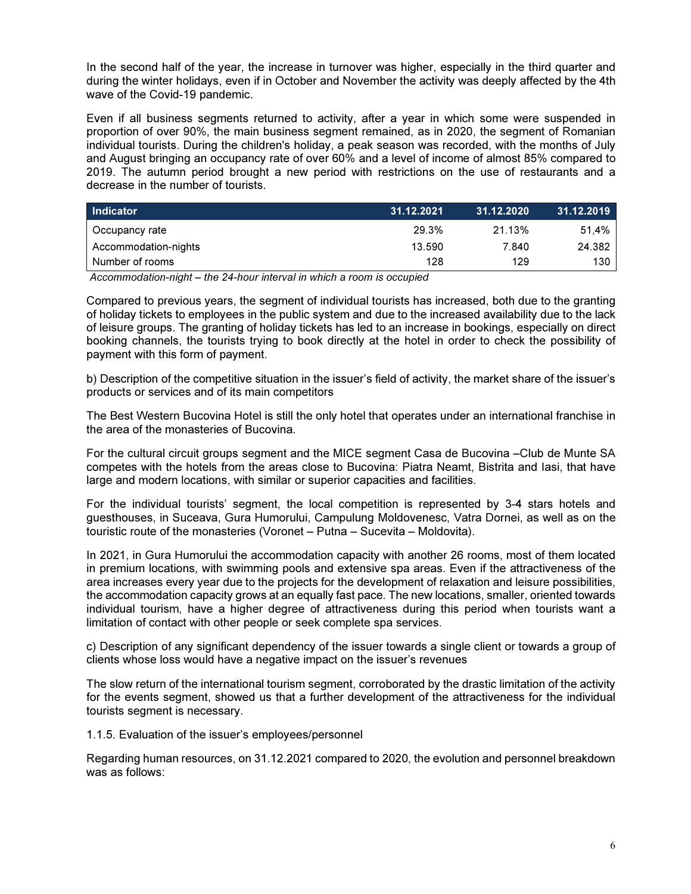In the second half of the year, the increase in turnover was higher, especially in the third quarter and during the winter holidays, even if in October and November the activity was deeply affected by the 4th wave of the Covid-19 pandemic.

Even if all business segments returned to activity, after a year in which some were suspended in proportion of over 90%, the main business segment remained, as in 2020, the segment of Romanian individual tourists. During the children's holiday, a peak season was recorded, with the months of July and August bringing an occupancy rate of over 60% and a level of income of almost 85% compared to 2019. The autumn period brought a new period with restrictions on the use of restaurants and a decrease in the number of tourists.

| Indicator | 31.12.2021 | 31.12.2020 | 31.12.2019 |
|---|---|---|---|
| Occupancy rate | 29.3% | 21.13% | 51,4% |
| Accommodation-nights | 13.590 | 7.840 | 24.382 |
| Number of rooms | 128 | 129 | 130 |

*Accommodation-night – the 24-hour interval in which a room is occupied*

Compared to previous years, the segment of individual tourists has increased, both due to the granting of holiday tickets to employees in the public system and due to the increased availability due to the lack of leisure groups. The granting of holiday tickets has led to an increase in bookings, especially on direct booking channels, the tourists trying to book directly at the hotel in order to check the possibility of payment with this form of payment.

b) Description of the competitive situation in the issuer's field of activity, the market share of the issuer's products or services and of its main competitors

The Best Western Bucovina Hotel is still the only hotel that operates under an international franchise in the area of the monasteries of Bucovina.

For the cultural circuit groups segment and the MICE segment Casa de Bucovina –Club de Munte SA competes with the hotels from the areas close to Bucovina: Piatra Neamt, Bistrita and Iasi, that have large and modern locations, with similar or superior capacities and facilities.

For the individual tourists' segment, the local competition is represented by 3-4 stars hotels and guesthouses, in Suceava, Gura Humorului, Campulung Moldovenesc, Vatra Dornei, as well as on the touristic route of the monasteries (Voronet – Putna – Sucevita – Moldovita).

In 2021, in Gura Humorului the accommodation capacity with another 26 rooms, most of them located in premium locations, with swimming pools and extensive spa areas. Even if the attractiveness of the area increases every year due to the projects for the development of relaxation and leisure possibilities, the accommodation capacity grows at an equally fast pace. The new locations, smaller, oriented towards individual tourism, have a higher degree of attractiveness during this period when tourists want a limitation of contact with other people or seek complete spa services.

c) Description of any significant dependency of the issuer towards a single client or towards a group of clients whose loss would have a negative impact on the issuer's revenues

The slow return of the international tourism segment, corroborated by the drastic limitation of the activity for the events segment, showed us that a further development of the attractiveness for the individual tourists segment is necessary.

1.1.5. Evaluation of the issuer's employees/personnel

Regarding human resources, on 31.12.2021 compared to 2020, the evolution and personnel breakdown was as follows: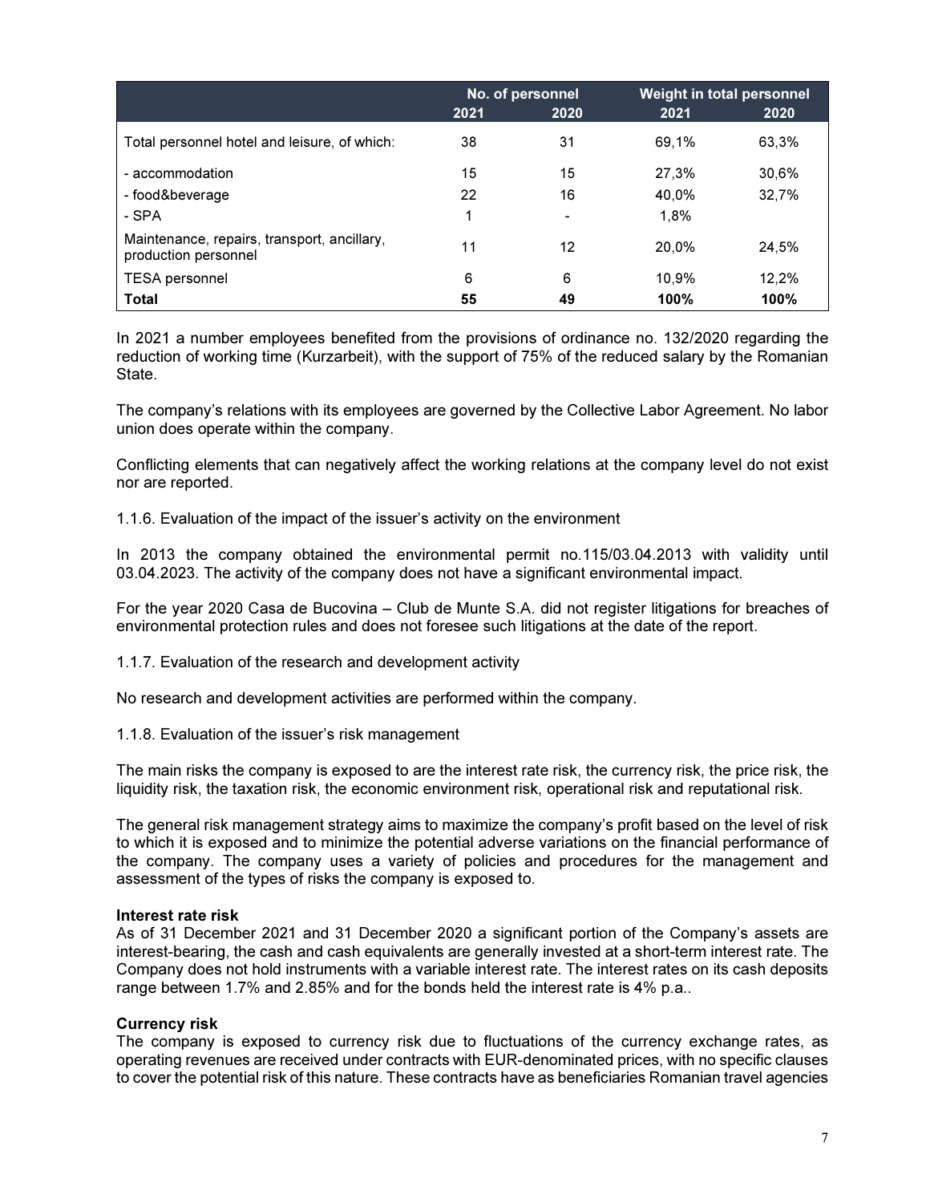| | No. of personnel | | Weight in total personnel | |
|---|---|---|---|---|
| | 2021 | 2020 | 2021 | 2020 |
| Total personnel hotel and leisure, of which: | 38 | 31 | 69,1% | 63,3% |
| - accommodation | 15 | 15 | 27,3% | 30,6% |
| - food&beverage | 22 | 16 | 40,0% | 32,7% |
| - SPA | 1 | - | 1,8% | |
| Maintenance, repairs, transport, ancillary, production personnel | 11 | 12 | 20,0% | 24,5% |
| TESA personnel | 6 | 6 | 10,9% | 12,2% |
| **Total** | **55** | **49** | **100%** | **100%** |

In 2021 a number employees benefited from the provisions of ordinance no. 132/2020 regarding the reduction of working time (Kurzarbeit), with the support of 75% of the reduced salary by the Romanian State.

The company's relations with its employees are governed by the Collective Labor Agreement. No labor union does operate within the company.

Conflicting elements that can negatively affect the working relations at the company level do not exist nor are reported.

1.1.6. Evaluation of the impact of the issuer's activity on the environment

In 2013 the company obtained the environmental permit no.115/03.04.2013 with validity until 03.04.2023. The activity of the company does not have a significant environmental impact.

For the year 2020 Casa de Bucovina – Club de Munte S.A. did not register litigations for breaches of environmental protection rules and does not foresee such litigations at the date of the report.

1.1.7. Evaluation of the research and development activity

No research and development activities are performed within the company.

1.1.8. Evaluation of the issuer's risk management

The main risks the company is exposed to are the interest rate risk, the currency risk, the price risk, the liquidity risk, the taxation risk, the economic environment risk, operational risk and reputational risk.

The general risk management strategy aims to maximize the company's profit based on the level of risk to which it is exposed and to minimize the potential adverse variations on the financial performance of the company. The company uses a variety of policies and procedures for the management and assessment of the types of risks the company is exposed to.

**Interest rate risk**
As of 31 December 2021 and 31 December 2020 a significant portion of the Company's assets are interest-bearing, the cash and cash equivalents are generally invested at a short-term interest rate. The Company does not hold instruments with a variable interest rate. The interest rates on its cash deposits range between 1.7% and 2.85% and for the bonds held the interest rate is 4% p.a..

**Currency risk**
The company is exposed to currency risk due to fluctuations of the currency exchange rates, as operating revenues are received under contracts with EUR-denominated prices, with no specific clauses to cover the potential risk of this nature. These contracts have as beneficiaries Romanian travel agencies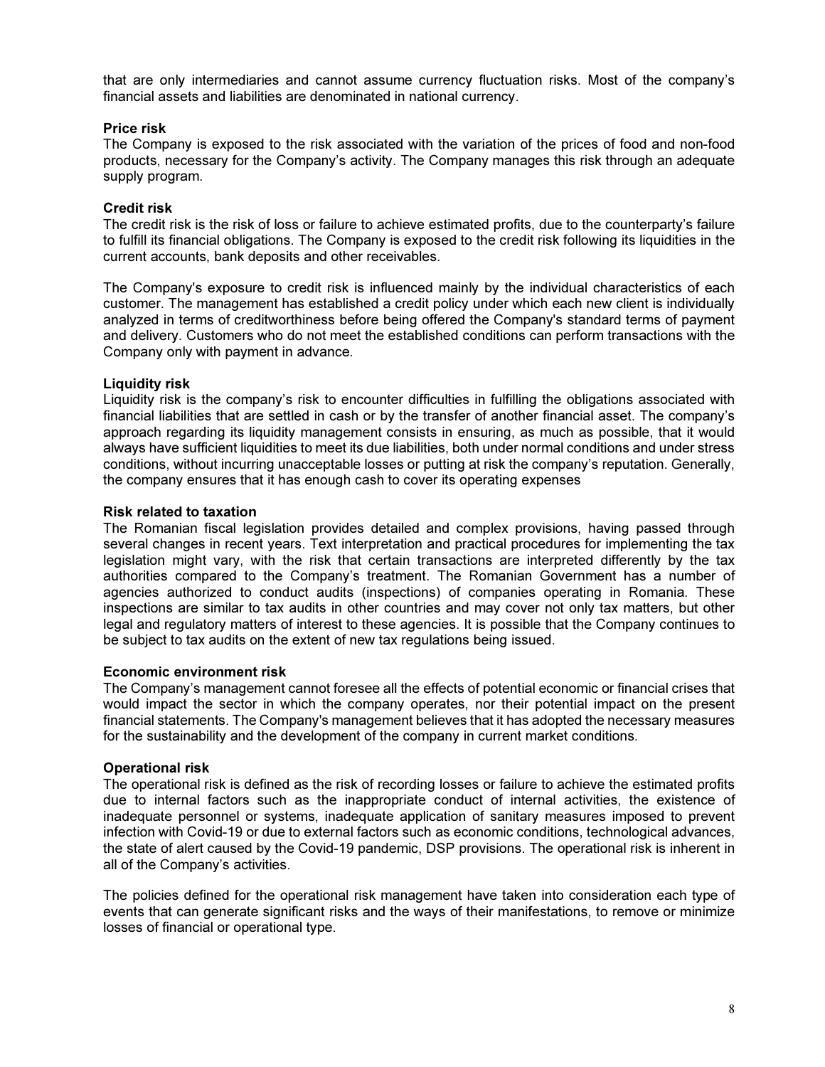that are only intermediaries and cannot assume currency fluctuation risks. Most of the company's financial assets and liabilities are denominated in national currency.

**Price risk**

The Company is exposed to the risk associated with the variation of the prices of food and non-food products, necessary for the Company's activity. The Company manages this risk through an adequate supply program.

**Credit risk**

The credit risk is the risk of loss or failure to achieve estimated profits, due to the counterparty's failure to fulfill its financial obligations. The Company is exposed to the credit risk following its liquidities in the current accounts, bank deposits and other receivables.

The Company's exposure to credit risk is influenced mainly by the individual characteristics of each customer. The management has established a credit policy under which each new client is individually analyzed in terms of creditworthiness before being offered the Company's standard terms of payment and delivery. Customers who do not meet the established conditions can perform transactions with the Company only with payment in advance.

**Liquidity risk**

Liquidity risk is the company's risk to encounter difficulties in fulfilling the obligations associated with financial liabilities that are settled in cash or by the transfer of another financial asset. The company's approach regarding its liquidity management consists in ensuring, as much as possible, that it would always have sufficient liquidities to meet its due liabilities, both under normal conditions and under stress conditions, without incurring unacceptable losses or putting at risk the company's reputation. Generally, the company ensures that it has enough cash to cover its operating expenses

**Risk related to taxation**

The Romanian fiscal legislation provides detailed and complex provisions, having passed through several changes in recent years. Text interpretation and practical procedures for implementing the tax legislation might vary, with the risk that certain transactions are interpreted differently by the tax authorities compared to the Company's treatment. The Romanian Government has a number of agencies authorized to conduct audits (inspections) of companies operating in Romania. These inspections are similar to tax audits in other countries and may cover not only tax matters, but other legal and regulatory matters of interest to these agencies. It is possible that the Company continues to be subject to tax audits on the extent of new tax regulations being issued.

**Economic environment risk**

The Company's management cannot foresee all the effects of potential economic or financial crises that would impact the sector in which the company operates, nor their potential impact on the present financial statements. The Company's management believes that it has adopted the necessary measures for the sustainability and the development of the company in current market conditions.

**Operational risk**

The operational risk is defined as the risk of recording losses or failure to achieve the estimated profits due to internal factors such as the inappropriate conduct of internal activities, the existence of inadequate personnel or systems, inadequate application of sanitary measures imposed to prevent infection with Covid-19 or due to external factors such as economic conditions, technological advances, the state of alert caused by the Covid-19 pandemic, DSP provisions. The operational risk is inherent in all of the Company's activities.

The policies defined for the operational risk management have taken into consideration each type of events that can generate significant risks and the ways of their manifestations, to remove or minimize losses of financial or operational type.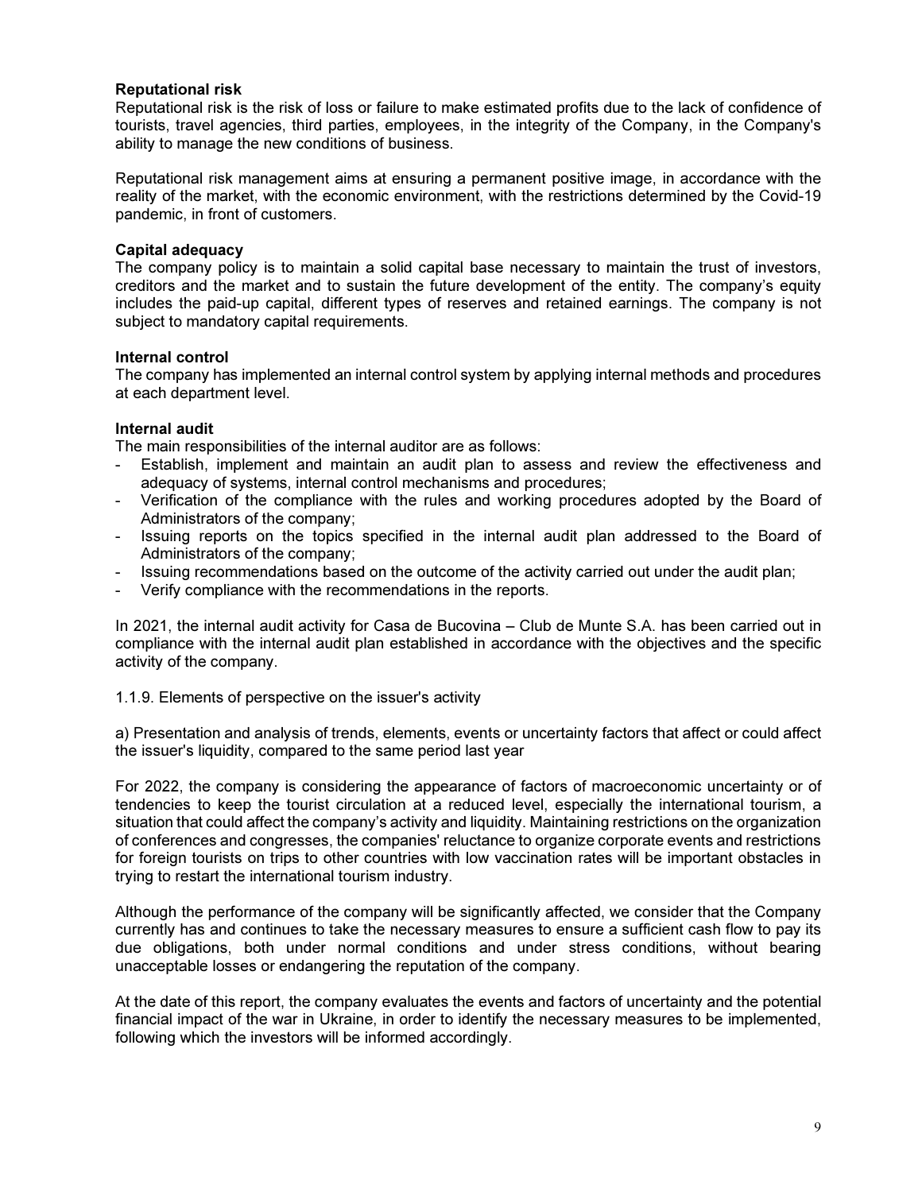**Reputational risk**

Reputational risk is the risk of loss or failure to make estimated profits due to the lack of confidence of tourists, travel agencies, third parties, employees, in the integrity of the Company, in the Company's ability to manage the new conditions of business.

Reputational risk management aims at ensuring a permanent positive image, in accordance with the reality of the market, with the economic environment, with the restrictions determined by the Covid-19 pandemic, in front of customers.

**Capital adequacy**

The company policy is to maintain a solid capital base necessary to maintain the trust of investors, creditors and the market and to sustain the future development of the entity. The company's equity includes the paid-up capital, different types of reserves and retained earnings. The company is not subject to mandatory capital requirements.

**Internal control**

The company has implemented an internal control system by applying internal methods and procedures at each department level.

**Internal audit**

The main responsibilities of the internal auditor are as follows:

- Establish, implement and maintain an audit plan to assess and review the effectiveness and adequacy of systems, internal control mechanisms and procedures;
- Verification of the compliance with the rules and working procedures adopted by the Board of Administrators of the company;
- Issuing reports on the topics specified in the internal audit plan addressed to the Board of Administrators of the company;
- Issuing recommendations based on the outcome of the activity carried out under the audit plan;
- Verify compliance with the recommendations in the reports.

In 2021, the internal audit activity for Casa de Bucovina – Club de Munte S.A. has been carried out in compliance with the internal audit plan established in accordance with the objectives and the specific activity of the company.

1.1.9. Elements of perspective on the issuer's activity

a) Presentation and analysis of trends, elements, events or uncertainty factors that affect or could affect the issuer's liquidity, compared to the same period last year

For 2022, the company is considering the appearance of factors of macroeconomic uncertainty or of tendencies to keep the tourist circulation at a reduced level, especially the international tourism, a situation that could affect the company's activity and liquidity. Maintaining restrictions on the organization of conferences and congresses, the companies' reluctance to organize corporate events and restrictions for foreign tourists on trips to other countries with low vaccination rates will be important obstacles in trying to restart the international tourism industry.

Although the performance of the company will be significantly affected, we consider that the Company currently has and continues to take the necessary measures to ensure a sufficient cash flow to pay its due obligations, both under normal conditions and under stress conditions, without bearing unacceptable losses or endangering the reputation of the company.

At the date of this report, the company evaluates the events and factors of uncertainty and the potential financial impact of the war in Ukraine, in order to identify the necessary measures to be implemented, following which the investors will be informed accordingly.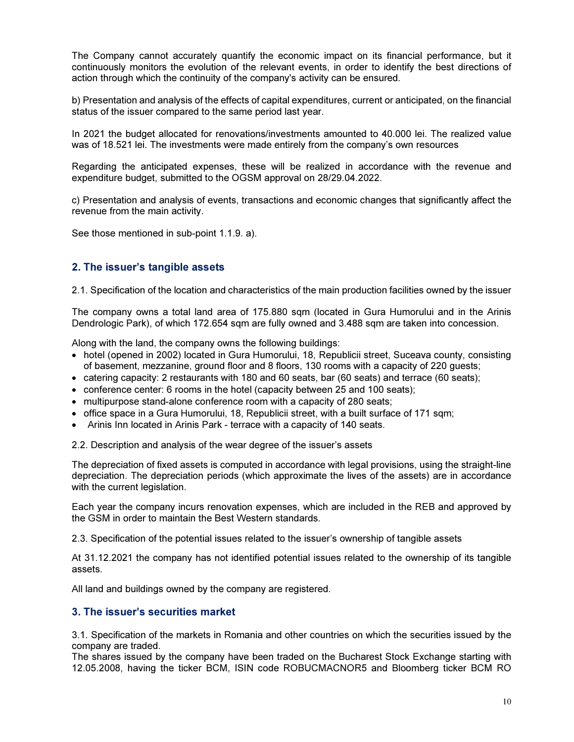The Company cannot accurately quantify the economic impact on its financial performance, but it continuously monitors the evolution of the relevant events, in order to identify the best directions of action through which the continuity of the company's activity can be ensured.

b) Presentation and analysis of the effects of capital expenditures, current or anticipated, on the financial status of the issuer compared to the same period last year.

In 2021 the budget allocated for renovations/investments amounted to 40.000 lei. The realized value was of 18.521 lei. The investments were made entirely from the company's own resources

Regarding the anticipated expenses, these will be realized in accordance with the revenue and expenditure budget, submitted to the OGSM approval on 28/29.04.2022.

c) Presentation and analysis of events, transactions and economic changes that significantly affect the revenue from the main activity.

See those mentioned in sub-point 1.1.9. a).

## 2. The issuer's tangible assets

2.1. Specification of the location and characteristics of the main production facilities owned by the issuer

The company owns a total land area of 175.880 sqm (located in Gura Humorului and in the Arinis Dendrologic Park), of which 172.654 sqm are fully owned and 3.488 sqm are taken into concession.

Along with the land, the company owns the following buildings:

- hotel (opened in 2002) located in Gura Humorului, 18, Republicii street, Suceava county, consisting of basement, mezzanine, ground floor and 8 floors, 130 rooms with a capacity of 220 guests;
- catering capacity: 2 restaurants with 180 and 60 seats, bar (60 seats) and terrace (60 seats);
- conference center: 6 rooms in the hotel (capacity between 25 and 100 seats);
- multipurpose stand-alone conference room with a capacity of 280 seats;
- office space in a Gura Humorului, 18, Republicii street, with a built surface of 171 sqm;
- Arinis Inn located in Arinis Park - terrace with a capacity of 140 seats.

2.2. Description and analysis of the wear degree of the issuer's assets

The depreciation of fixed assets is computed in accordance with legal provisions, using the straight-line depreciation. The depreciation periods (which approximate the lives of the assets) are in accordance with the current legislation.

Each year the company incurs renovation expenses, which are included in the REB and approved by the GSM in order to maintain the Best Western standards.

2.3. Specification of the potential issues related to the issuer's ownership of tangible assets

At 31.12.2021 the company has not identified potential issues related to the ownership of its tangible assets.

All land and buildings owned by the company are registered.

## 3. The issuer's securities market

3.1. Specification of the markets in Romania and other countries on which the securities issued by the company are traded.

The shares issued by the company have been traded on the Bucharest Stock Exchange starting with 12.05.2008, having the ticker BCM, ISIN code ROBUCMACNOR5 and Bloomberg ticker BCM RO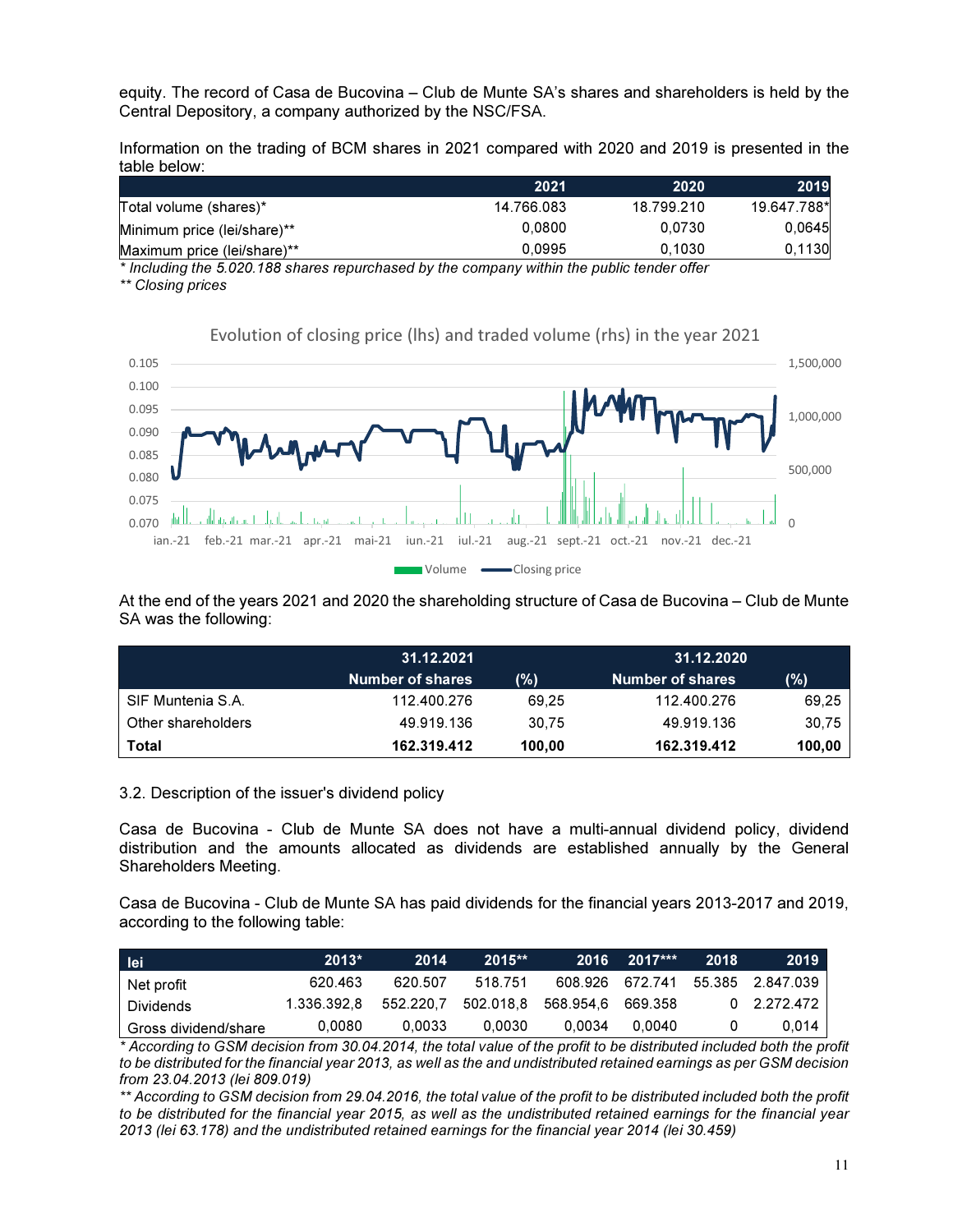equity. The record of Casa de Bucovina – Club de Munte SA's shares and shareholders is held by the Central Depository, a company authorized by the NSC/FSA.

Information on the trading of BCM shares in 2021 compared with 2020 and 2019 is presented in the table below:

| | 2021 | 2020 | 2019 |
|---|---|---|---|
| Total volume (shares)* | 14.766.083 | 18.799.210 | 19.647.788* |
| Minimum price (lei/share)** | 0,0800 | 0,0730 | 0,0645 |
| Maximum price (lei/share)** | 0,0995 | 0,1030 | 0,1130 |

*\* Including the 5.020.188 shares repurchased by the company within the public tender offer*
*\*\* Closing prices*

Evolution of closing price (lhs) and traded volume (rhs) in the year 2021

0.105
0.100
0.095
0.090
0.085
0.080
0.075
0.070

1,500,000
1,000,000
500,000
0

ian.-21 feb.-21 mar.-21 apr.-21 mai-21 iun.-21 iul.-21 aug.-21 sept.-21 oct.-21 nov.-21 dec.-21

Volume — Closing price

At the end of the years 2021 and 2020 the shareholding structure of Casa de Bucovina – Club de Munte SA was the following:

| | 31.12.2021 | | 31.12.2020 | |
|---|---|---|---|---|
| | **Number of shares** | **(%)** | **Number of shares** | **(%)** |
| SIF Muntenia S.A. | 112.400.276 | 69,25 | 112.400.276 | 69,25 |
| Other shareholders | 49.919.136 | 30,75 | 49.919.136 | 30,75 |
| **Total** | **162.319.412** | **100,00** | **162.319.412** | **100,00** |

3.2. Description of the issuer's dividend policy

Casa de Bucovina - Club de Munte SA does not have a multi-annual dividend policy, dividend distribution and the amounts allocated as dividends are established annually by the General Shareholders Meeting.

Casa de Bucovina - Club de Munte SA has paid dividends for the financial years 2013-2017 and 2019, according to the following table:

| lei | 2013* | 2014 | 2015** | 2016 | 2017*** | 2018 | 2019 |
|---|---|---|---|---|---|---|---|
| Net profit | 620.463 | 620.507 | 518.751 | 608.926 | 672.741 | 55.385 | 2.847.039 |
| Dividends | 1.336.392,8 | 552.220,7 | 502.018,8 | 568.954,6 | 669.358 | 0 | 2.272.472 |
| Gross dividend/share | 0,0080 | 0,0033 | 0,0030 | 0,0034 | 0,0040 | 0 | 0,014 |

*\* According to GSM decision from 30.04.2014, the total value of the profit to be distributed included both the profit to be distributed for the financial year 2013, as well as the and undistributed retained earnings as per GSM decision from 23.04.2013 (lei 809.019)*

*\*\* According to GSM decision from 29.04.2016, the total value of the profit to be distributed included both the profit to be distributed for the financial year 2015, as well as the undistributed retained earnings for the financial year 2013 (lei 63.178) and the undistributed retained earnings for the financial year 2014 (lei 30.459)*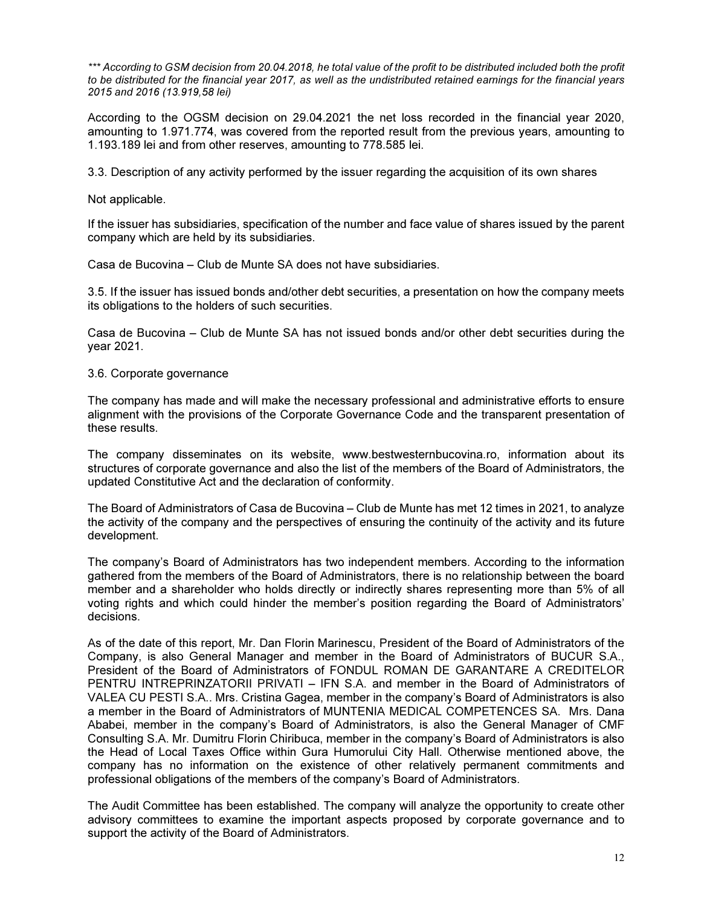*\*\*\* According to GSM decision from 20.04.2018, he total value of the profit to be distributed included both the profit to be distributed for the financial year 2017, as well as the undistributed retained earnings for the financial years 2015 and 2016 (13.919,58 lei)*

According to the OGSM decision on 29.04.2021 the net loss recorded in the financial year 2020, amounting to 1.971.774, was covered from the reported result from the previous years, amounting to 1.193.189 lei and from other reserves, amounting to 778.585 lei.

3.3. Description of any activity performed by the issuer regarding the acquisition of its own shares

Not applicable.

If the issuer has subsidiaries, specification of the number and face value of shares issued by the parent company which are held by its subsidiaries.

Casa de Bucovina – Club de Munte SA does not have subsidiaries.

3.5. If the issuer has issued bonds and/other debt securities, a presentation on how the company meets its obligations to the holders of such securities.

Casa de Bucovina – Club de Munte SA has not issued bonds and/or other debt securities during the year 2021.

3.6. Corporate governance

The company has made and will make the necessary professional and administrative efforts to ensure alignment with the provisions of the Corporate Governance Code and the transparent presentation of these results.

The company disseminates on its website, www.bestwesternbucovina.ro, information about its structures of corporate governance and also the list of the members of the Board of Administrators, the updated Constitutive Act and the declaration of conformity.

The Board of Administrators of Casa de Bucovina – Club de Munte has met 12 times in 2021, to analyze the activity of the company and the perspectives of ensuring the continuity of the activity and its future development.

The company's Board of Administrators has two independent members. According to the information gathered from the members of the Board of Administrators, there is no relationship between the board member and a shareholder who holds directly or indirectly shares representing more than 5% of all voting rights and which could hinder the member's position regarding the Board of Administrators' decisions.

As of the date of this report, Mr. Dan Florin Marinescu, President of the Board of Administrators of the Company, is also General Manager and member in the Board of Administrators of BUCUR S.A., President of the Board of Administrators of FONDUL ROMAN DE GARANTARE A CREDITELOR PENTRU INTREPRINZATORII PRIVATI – IFN S.A. and member in the Board of Administrators of VALEA CU PESTI S.A.. Mrs. Cristina Gagea, member in the company's Board of Administrators is also a member in the Board of Administrators of MUNTENIA MEDICAL COMPETENCES SA. Mrs. Dana Ababei, member in the company's Board of Administrators, is also the General Manager of CMF Consulting S.A. Mr. Dumitru Florin Chiribuca, member in the company's Board of Administrators is also the Head of Local Taxes Office within Gura Humorului City Hall. Otherwise mentioned above, the company has no information on the existence of other relatively permanent commitments and professional obligations of the members of the company's Board of Administrators.

The Audit Committee has been established. The company will analyze the opportunity to create other advisory committees to examine the important aspects proposed by corporate governance and to support the activity of the Board of Administrators.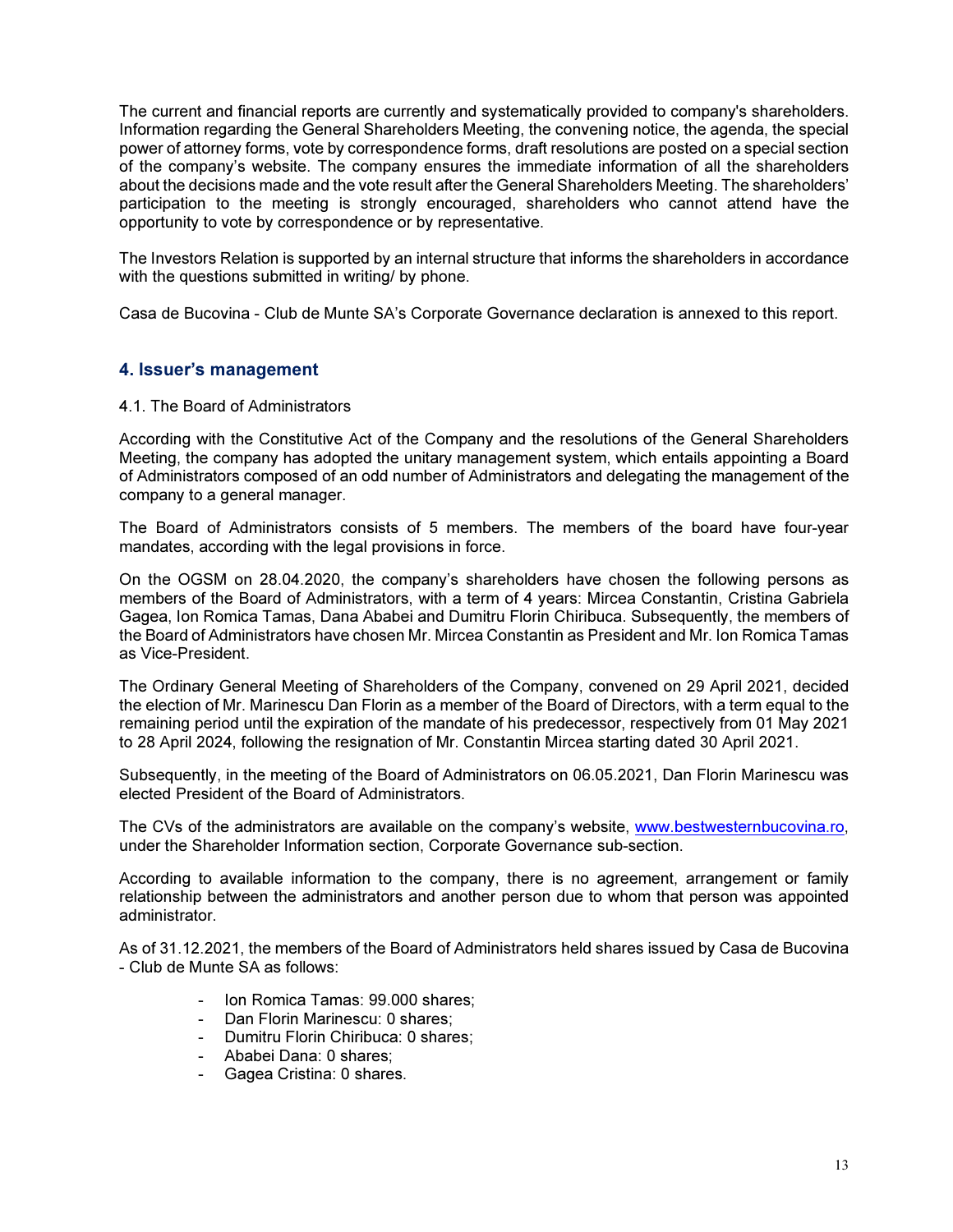The current and financial reports are currently and systematically provided to company's shareholders. Information regarding the General Shareholders Meeting, the convening notice, the agenda, the special power of attorney forms, vote by correspondence forms, draft resolutions are posted on a special section of the company's website. The company ensures the immediate information of all the shareholders about the decisions made and the vote result after the General Shareholders Meeting. The shareholders' participation to the meeting is strongly encouraged, shareholders who cannot attend have the opportunity to vote by correspondence or by representative.

The Investors Relation is supported by an internal structure that informs the shareholders in accordance with the questions submitted in writing/ by phone.

Casa de Bucovina - Club de Munte SA's Corporate Governance declaration is annexed to this report.

## 4. Issuer's management

4.1. The Board of Administrators

According with the Constitutive Act of the Company and the resolutions of the General Shareholders Meeting, the company has adopted the unitary management system, which entails appointing a Board of Administrators composed of an odd number of Administrators and delegating the management of the company to a general manager.

The Board of Administrators consists of 5 members. The members of the board have four-year mandates, according with the legal provisions in force.

On the OGSM on 28.04.2020, the company's shareholders have chosen the following persons as members of the Board of Administrators, with a term of 4 years: Mircea Constantin, Cristina Gabriela Gagea, Ion Romica Tamas, Dana Ababei and Dumitru Florin Chiribuca. Subsequently, the members of the Board of Administrators have chosen Mr. Mircea Constantin as President and Mr. Ion Romica Tamas as Vice-President.

The Ordinary General Meeting of Shareholders of the Company, convened on 29 April 2021, decided the election of Mr. Marinescu Dan Florin as a member of the Board of Directors, with a term equal to the remaining period until the expiration of the mandate of his predecessor, respectively from 01 May 2021 to 28 April 2024, following the resignation of Mr. Constantin Mircea starting dated 30 April 2021.

Subsequently, in the meeting of the Board of Administrators on 06.05.2021, Dan Florin Marinescu was elected President of the Board of Administrators.

The CVs of the administrators are available on the company's website, www.bestwesternbucovina.ro, under the Shareholder Information section, Corporate Governance sub-section.

According to available information to the company, there is no agreement, arrangement or family relationship between the administrators and another person due to whom that person was appointed administrator.

As of 31.12.2021, the members of the Board of Administrators held shares issued by Casa de Bucovina - Club de Munte SA as follows:

- Ion Romica Tamas: 99.000 shares;
- Dan Florin Marinescu: 0 shares;
- Dumitru Florin Chiribuca: 0 shares;
- Ababei Dana: 0 shares;
- Gagea Cristina: 0 shares.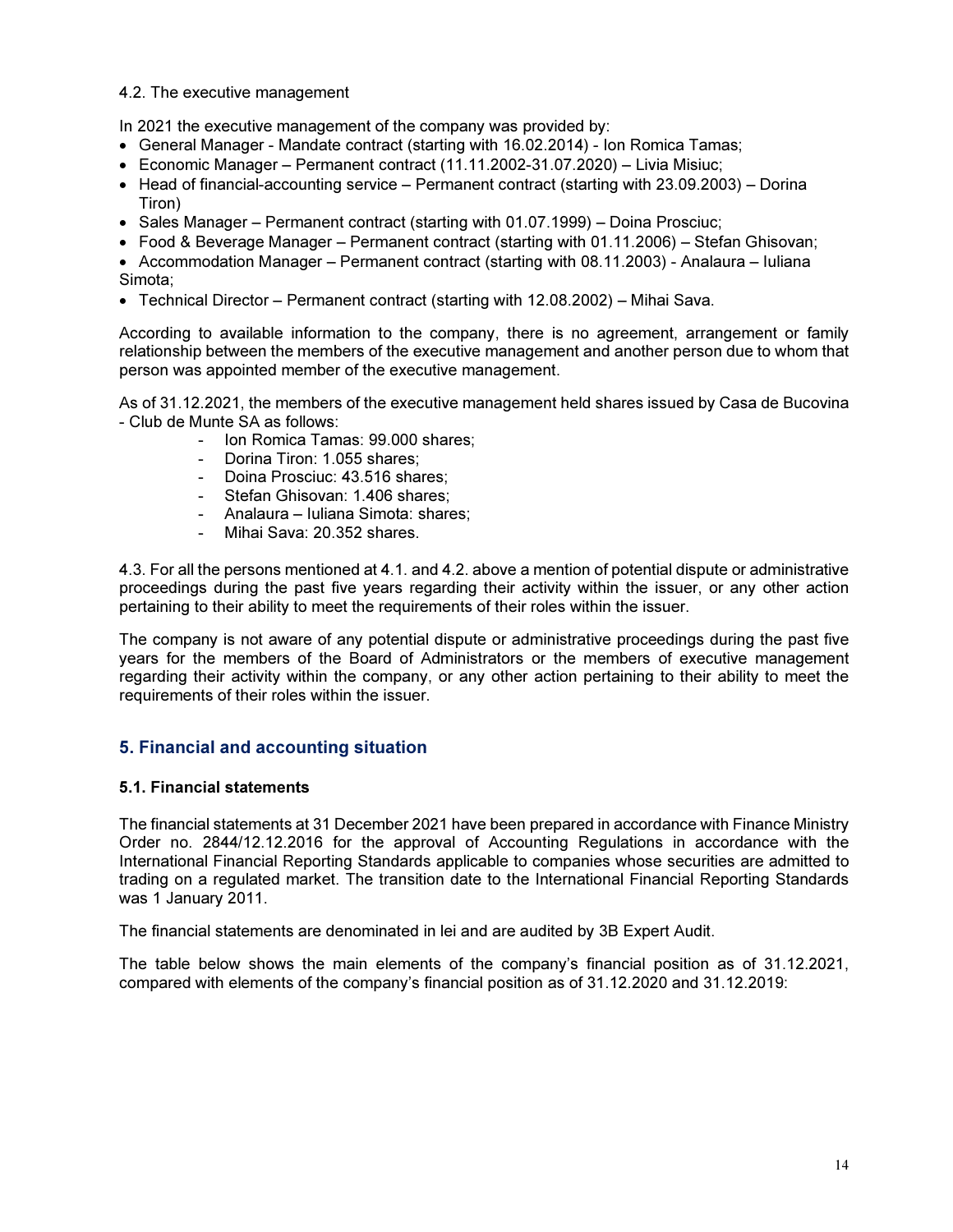4.2. The executive management

In 2021 the executive management of the company was provided by:

- General Manager - Mandate contract (starting with 16.02.2014) - Ion Romica Tamas;
- Economic Manager – Permanent contract (11.11.2002-31.07.2020) – Livia Misiuc;
- Head of financial-accounting service – Permanent contract (starting with 23.09.2003) – Dorina Tiron)
- Sales Manager – Permanent contract (starting with 01.07.1999) – Doina Prosciuc;
- Food & Beverage Manager – Permanent contract (starting with 01.11.2006) – Stefan Ghisovan;
- Accommodation Manager – Permanent contract (starting with 08.11.2003) - Analaura – Iuliana Simota;
- Technical Director – Permanent contract (starting with 12.08.2002) – Mihai Sava.

According to available information to the company, there is no agreement, arrangement or family relationship between the members of the executive management and another person due to whom that person was appointed member of the executive management.

As of 31.12.2021, the members of the executive management held shares issued by Casa de Bucovina - Club de Munte SA as follows:

- Ion Romica Tamas: 99.000 shares;
- Dorina Tiron: 1.055 shares;
- Doina Prosciuc: 43.516 shares;
- Stefan Ghisovan: 1.406 shares;
- Analaura – Iuliana Simota: shares;
- Mihai Sava: 20.352 shares.

4.3. For all the persons mentioned at 4.1. and 4.2. above a mention of potential dispute or administrative proceedings during the past five years regarding their activity within the issuer, or any other action pertaining to their ability to meet the requirements of their roles within the issuer.

The company is not aware of any potential dispute or administrative proceedings during the past five years for the members of the Board of Administrators or the members of executive management regarding their activity within the company, or any other action pertaining to their ability to meet the requirements of their roles within the issuer.

## 5. Financial and accounting situation

### 5.1. Financial statements

The financial statements at 31 December 2021 have been prepared in accordance with Finance Ministry Order no. 2844/12.12.2016 for the approval of Accounting Regulations in accordance with the International Financial Reporting Standards applicable to companies whose securities are admitted to trading on a regulated market. The transition date to the International Financial Reporting Standards was 1 January 2011.

The financial statements are denominated in lei and are audited by 3B Expert Audit.

The table below shows the main elements of the company's financial position as of 31.12.2021, compared with elements of the company's financial position as of 31.12.2020 and 31.12.2019: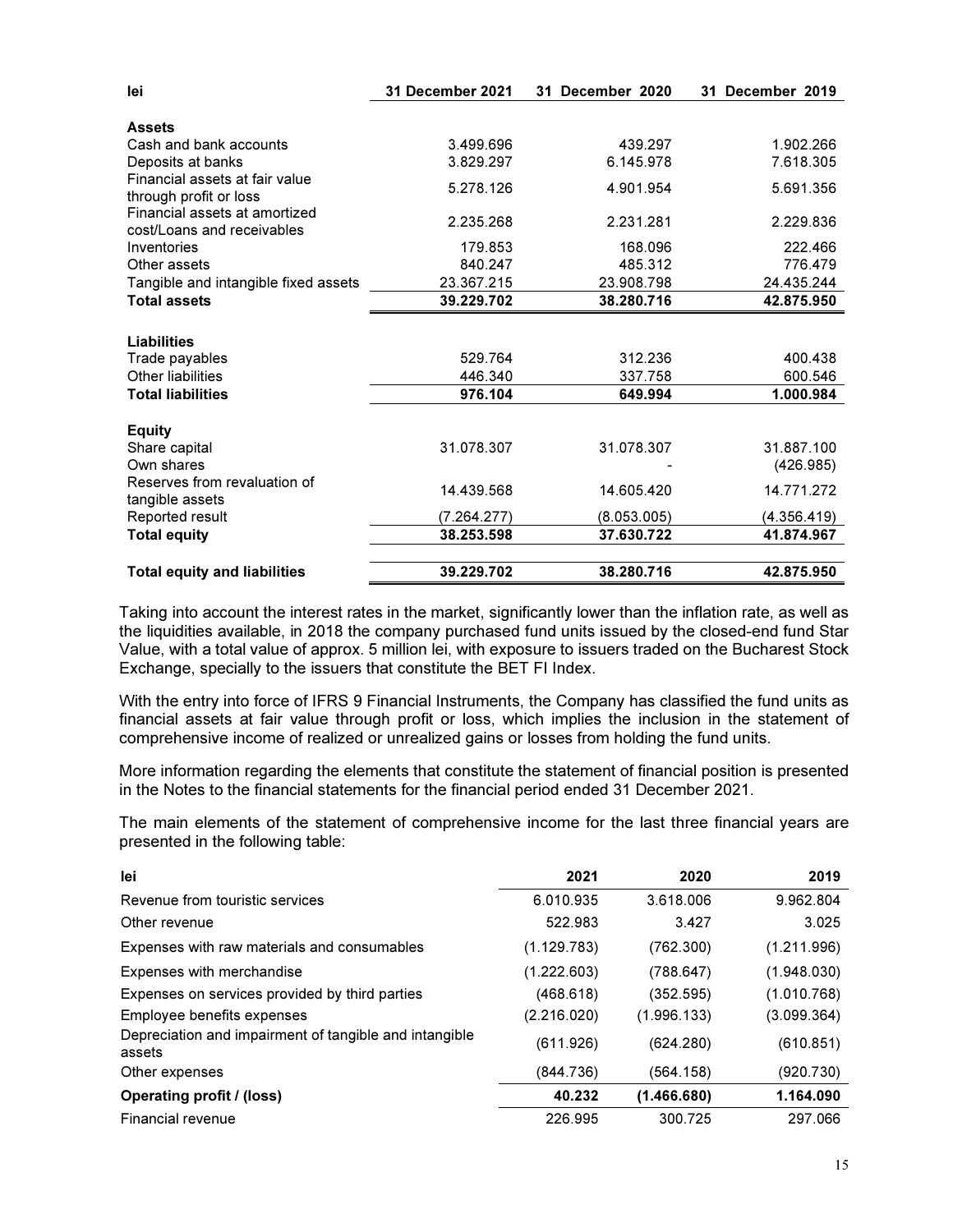| lei | 31 December 2021 | 31 December 2020 | 31 December 2019 |
|---|---|---|---|
| **Assets** | | | |
| Cash and bank accounts | 3.499.696 | 439.297 | 1.902.266 |
| Deposits at banks | 3.829.297 | 6.145.978 | 7.618.305 |
| Financial assets at fair value through profit or loss | 5.278.126 | 4.901.954 | 5.691.356 |
| Financial assets at amortized cost/Loans and receivables | 2.235.268 | 2.231.281 | 2.229.836 |
| Inventories | 179.853 | 168.096 | 222.466 |
| Other assets | 840.247 | 485.312 | 776.479 |
| Tangible and intangible fixed assets | 23.367.215 | 23.908.798 | 24.435.244 |
| **Total assets** | **39.229.702** | **38.280.716** | **42.875.950** |
| **Liabilities** | | | |
| Trade payables | 529.764 | 312.236 | 400.438 |
| Other liabilities | 446.340 | 337.758 | 600.546 |
| **Total liabilities** | **976.104** | **649.994** | **1.000.984** |
| **Equity** | | | |
| Share capital | 31.078.307 | 31.078.307 | 31.887.100 |
| Own shares | | - | (426.985) |
| Reserves from revaluation of tangible assets | 14.439.568 | 14.605.420 | 14.771.272 |
| Reported result | (7.264.277) | (8.053.005) | (4.356.419) |
| **Total equity** | **38.253.598** | **37.630.722** | **41.874.967** |
| **Total equity and liabilities** | **39.229.702** | **38.280.716** | **42.875.950** |

Taking into account the interest rates in the market, significantly lower than the inflation rate, as well as the liquidities available, in 2018 the company purchased fund units issued by the closed-end fund Star Value, with a total value of approx. 5 million lei, with exposure to issuers traded on the Bucharest Stock Exchange, specially to the issuers that constitute the BET FI Index.

With the entry into force of IFRS 9 Financial Instruments, the Company has classified the fund units as financial assets at fair value through profit or loss, which implies the inclusion in the statement of comprehensive income of realized or unrealized gains or losses from holding the fund units.

More information regarding the elements that constitute the statement of financial position is presented in the Notes to the financial statements for the financial period ended 31 December 2021.

The main elements of the statement of comprehensive income for the last three financial years are presented in the following table:

| lei | 2021 | 2020 | 2019 |
|---|---|---|---|
| Revenue from touristic services | 6.010.935 | 3.618.006 | 9.962.804 |
| Other revenue | 522.983 | 3.427 | 3.025 |
| Expenses with raw materials and consumables | (1.129.783) | (762.300) | (1.211.996) |
| Expenses with merchandise | (1.222.603) | (788.647) | (1.948.030) |
| Expenses on services provided by third parties | (468.618) | (352.595) | (1.010.768) |
| Employee benefits expenses | (2.216.020) | (1.996.133) | (3.099.364) |
| Depreciation and impairment of tangible and intangible assets | (611.926) | (624.280) | (610.851) |
| Other expenses | (844.736) | (564.158) | (920.730) |
| **Operating profit / (loss)** | **40.232** | **(1.466.680)** | **1.164.090** |
| Financial revenue | 226.995 | 300.725 | 297.066 |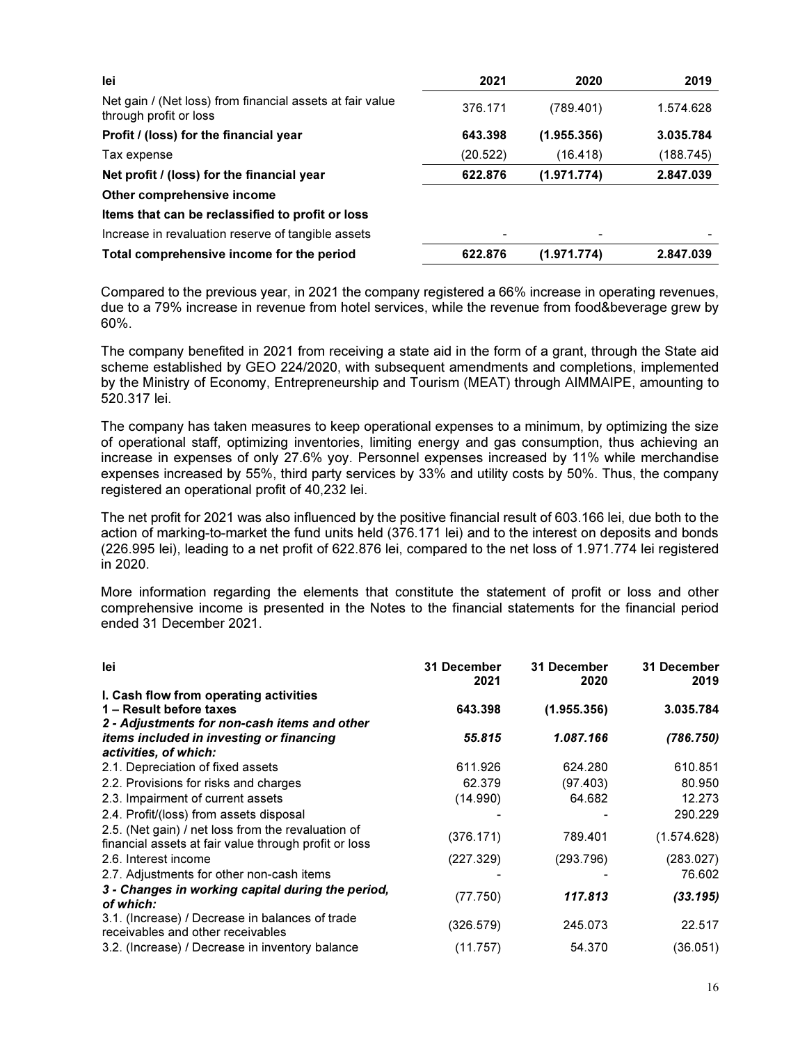| lei | 2021 | 2020 | 2019 |
|---|---|---|---|
| Net gain / (Net loss) from financial assets at fair value through profit or loss | 376.171 | (789.401) | 1.574.628 |
| **Profit / (loss) for the financial year** | **643.398** | **(1.955.356)** | **3.035.784** |
| Tax expense | (20.522) | (16.418) | (188.745) |
| **Net profit / (loss) for the financial year** | **622.876** | **(1.971.774)** | **2.847.039** |
| **Other comprehensive income** | | | |
| **Items that can be reclassified to profit or loss** | | | |
| Increase in revaluation reserve of tangible assets | - | - | - |
| **Total comprehensive income for the period** | **622.876** | **(1.971.774)** | **2.847.039** |

Compared to the previous year, in 2021 the company registered a 66% increase in operating revenues, due to a 79% increase in revenue from hotel services, while the revenue from food&beverage grew by 60%.

The company benefited in 2021 from receiving a state aid in the form of a grant, through the State aid scheme established by GEO 224/2020, with subsequent amendments and completions, implemented by the Ministry of Economy, Entrepreneurship and Tourism (MEAT) through AIMMAIPE, amounting to 520.317 lei.

The company has taken measures to keep operational expenses to a minimum, by optimizing the size of operational staff, optimizing inventories, limiting energy and gas consumption, thus achieving an increase in expenses of only 27.6% yoy. Personnel expenses increased by 11% while merchandise expenses increased by 55%, third party services by 33% and utility costs by 50%. Thus, the company registered an operational profit of 40,232 lei.

The net profit for 2021 was also influenced by the positive financial result of 603.166 lei, due both to the action of marking-to-market the fund units held (376.171 lei) and to the interest on deposits and bonds (226.995 lei), leading to a net profit of 622.876 lei, compared to the net loss of 1.971.774 lei registered in 2020.

More information regarding the elements that constitute the statement of profit or loss and other comprehensive income is presented in the Notes to the financial statements for the financial period ended 31 December 2021.

| lei | 31 December 2021 | 31 December 2020 | 31 December 2019 |
|---|---|---|---|
| **I. Cash flow from operating activities** | | | |
| **1 – Result before taxes** | **643.398** | **(1.955.356)** | **3.035.784** |
| ***2 - Adjustments for non-cash items and other items included in investing or financing activities, of which:*** | ***55.815*** | ***1.087.166*** | ***(786.750)*** |
| 2.1. Depreciation of fixed assets | 611.926 | 624.280 | 610.851 |
| 2.2. Provisions for risks and charges | 62.379 | (97.403) | 80.950 |
| 2.3. Impairment of current assets | (14.990) | 64.682 | 12.273 |
| 2.4. Profit/(loss) from assets disposal | - | - | 290.229 |
| 2.5. (Net gain) / net loss from the revaluation of financial assets at fair value through profit or loss | (376.171) | 789.401 | (1.574.628) |
| 2.6. Interest income | (227.329) | (293.796) | (283.027) |
| 2.7. Adjustments for other non-cash items | - | - | 76.602 |
| ***3 - Changes in working capital during the period, of which:*** | (77.750) | ***117.813*** | ***(33.195)*** |
| 3.1. (Increase) / Decrease in balances of trade receivables and other receivables | (326.579) | 245.073 | 22.517 |
| 3.2. (Increase) / Decrease in inventory balance | (11.757) | 54.370 | (36.051) |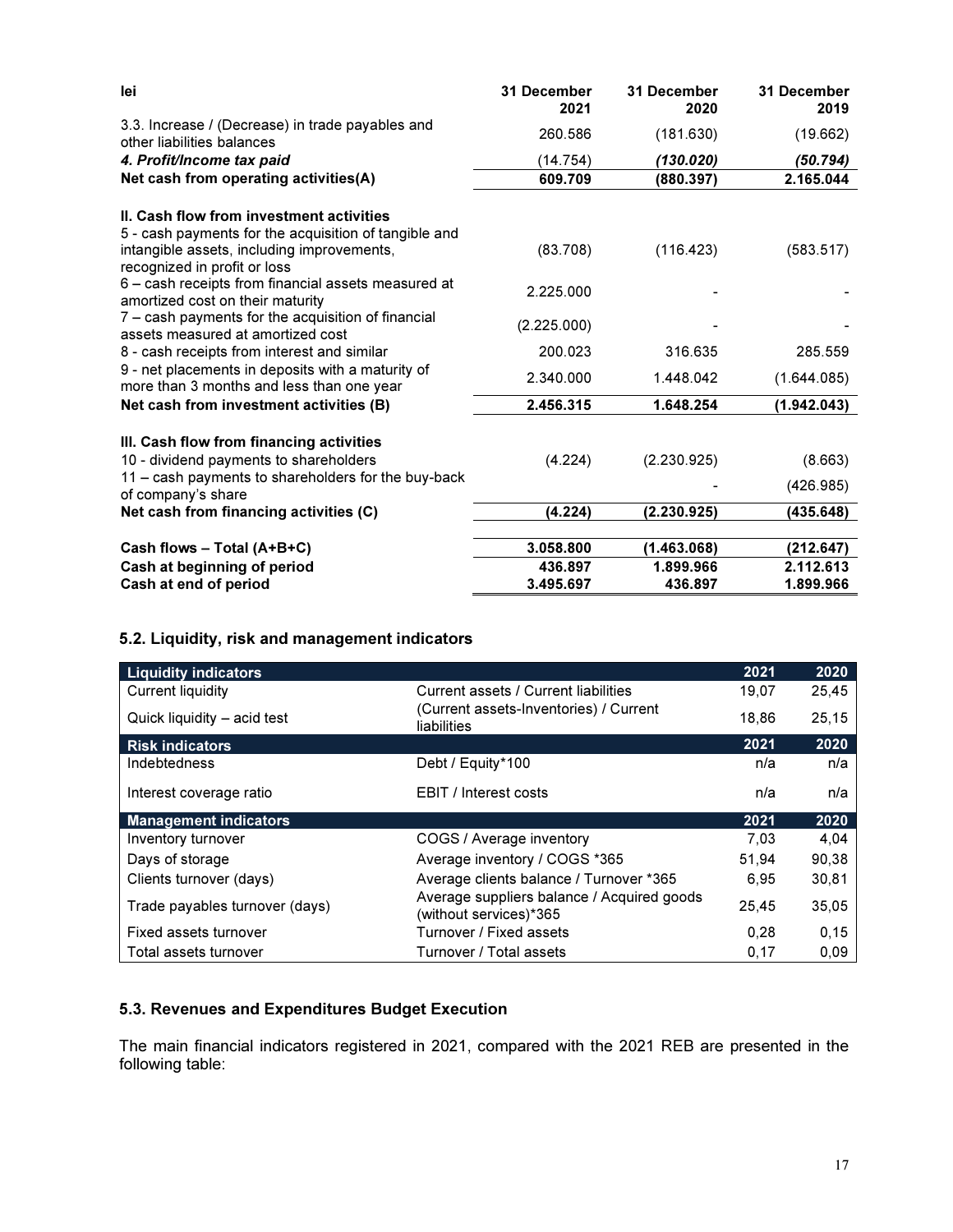| lei | 31 December 2021 | 31 December 2020 | 31 December 2019 |
|---|---|---|---|
| 3.3. Increase / (Decrease) in trade payables and other liabilities balances | 260.586 | (181.630) | (19.662) |
| ***4. Profit/Income tax paid*** | (14.754) | ***(130.020)*** | ***(50.794)*** |
| **Net cash from operating activities(A)** | **609.709** | **(880.397)** | **2.165.044** |
| | | | |
| **II. Cash flow from investment activities** | | | |
| 5 - cash payments for the acquisition of tangible and intangible assets, including improvements, recognized in profit or loss | (83.708) | (116.423) | (583.517) |
| 6 – cash receipts from financial assets measured at amortized cost on their maturity | 2.225.000 | - | - |
| 7 – cash payments for the acquisition of financial assets measured at amortized cost | (2.225.000) | - | - |
| 8 - cash receipts from interest and similar | 200.023 | 316.635 | 285.559 |
| 9 - net placements in deposits with a maturity of more than 3 months and less than one year | 2.340.000 | 1.448.042 | (1.644.085) |
| **Net cash from investment activities (B)** | **2.456.315** | **1.648.254** | **(1.942.043)** |
| | | | |
| **III. Cash flow from financing activities** | | | |
| 10 - dividend payments to shareholders | (4.224) | (2.230.925) | (8.663) |
| 11 – cash payments to shareholders for the buy-back of company's share | | - | (426.985) |
| **Net cash from financing activities (C)** | **(4.224)** | **(2.230.925)** | **(435.648)** |
| | | | |
| **Cash flows – Total (A+B+C)** | **3.058.800** | **(1.463.068)** | **(212.647)** |
| **Cash at beginning of period** | **436.897** | **1.899.966** | **2.112.613** |
| **Cash at end of period** | **3.495.697** | **436.897** | **1.899.966** |

### 5.2. Liquidity, risk and management indicators

| **Liquidity indicators** | | **2021** | **2020** |
|---|---|---|---|
| Current liquidity | Current assets / Current liabilities | 19,07 | 25,45 |
| Quick liquidity – acid test | (Current assets-Inventories) / Current liabilities | 18,86 | 25,15 |
| **Risk indicators** | | **2021** | **2020** |
| Indebtedness | Debt / Equity*100 | n/a | n/a |
| Interest coverage ratio | EBIT / Interest costs | n/a | n/a |
| **Management indicators** | | **2021** | **2020** |
| Inventory turnover | COGS / Average inventory | 7,03 | 4,04 |
| Days of storage | Average inventory / COGS *365 | 51,94 | 90,38 |
| Clients turnover (days) | Average clients balance / Turnover *365 | 6,95 | 30,81 |
| Trade payables turnover (days) | Average suppliers balance / Acquired goods (without services)*365 | 25,45 | 35,05 |
| Fixed assets turnover | Turnover / Fixed assets | 0,28 | 0,15 |
| Total assets turnover | Turnover / Total assets | 0,17 | 0,09 |

### 5.3. Revenues and Expenditures Budget Execution

The main financial indicators registered in 2021, compared with the 2021 REB are presented in the following table: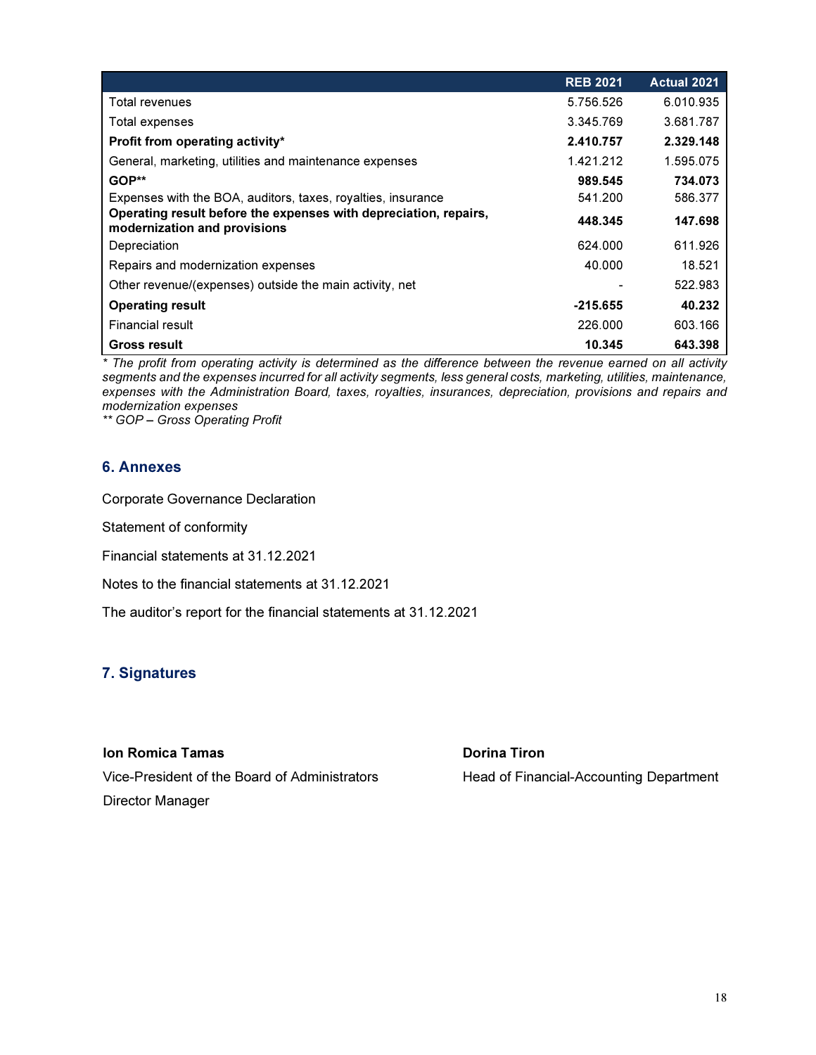| | REB 2021 | Actual 2021 |
|---|---|---|
| Total revenues | 5.756.526 | 6.010.935 |
| Total expenses | 3.345.769 | 3.681.787 |
| **Profit from operating activity*** | **2.410.757** | **2.329.148** |
| General, marketing, utilities and maintenance expenses | 1.421.212 | 1.595.075 |
| **GOP**** | **989.545** | **734.073** |
| Expenses with the BOA, auditors, taxes, royalties, insurance | 541.200 | 586.377 |
| **Operating result before the expenses with depreciation, repairs, modernization and provisions** | **448.345** | **147.698** |
| Depreciation | 624.000 | 611.926 |
| Repairs and modernization expenses | 40.000 | 18.521 |
| Other revenue/(expenses) outside the main activity, net | - | 522.983 |
| **Operating result** | **-215.655** | **40.232** |
| Financial result | 226.000 | 603.166 |
| **Gross result** | **10.345** | **643.398** |

*\* The profit from operating activity is determined as the difference between the revenue earned on all activity segments and the expenses incurred for all activity segments, less general costs, marketing, utilities, maintenance, expenses with the Administration Board, taxes, royalties, insurances, depreciation, provisions and repairs and modernization expenses*
*\*\* GOP – Gross Operating Profit*

## 6. Annexes

Corporate Governance Declaration

Statement of conformity

Financial statements at 31.12.2021

Notes to the financial statements at 31.12.2021

The auditor's report for the financial statements at 31.12.2021

## 7. Signatures

**Ion Romica Tamas**
Vice-President of the Board of Administrators
Director Manager

**Dorina Tiron**
Head of Financial-Accounting Department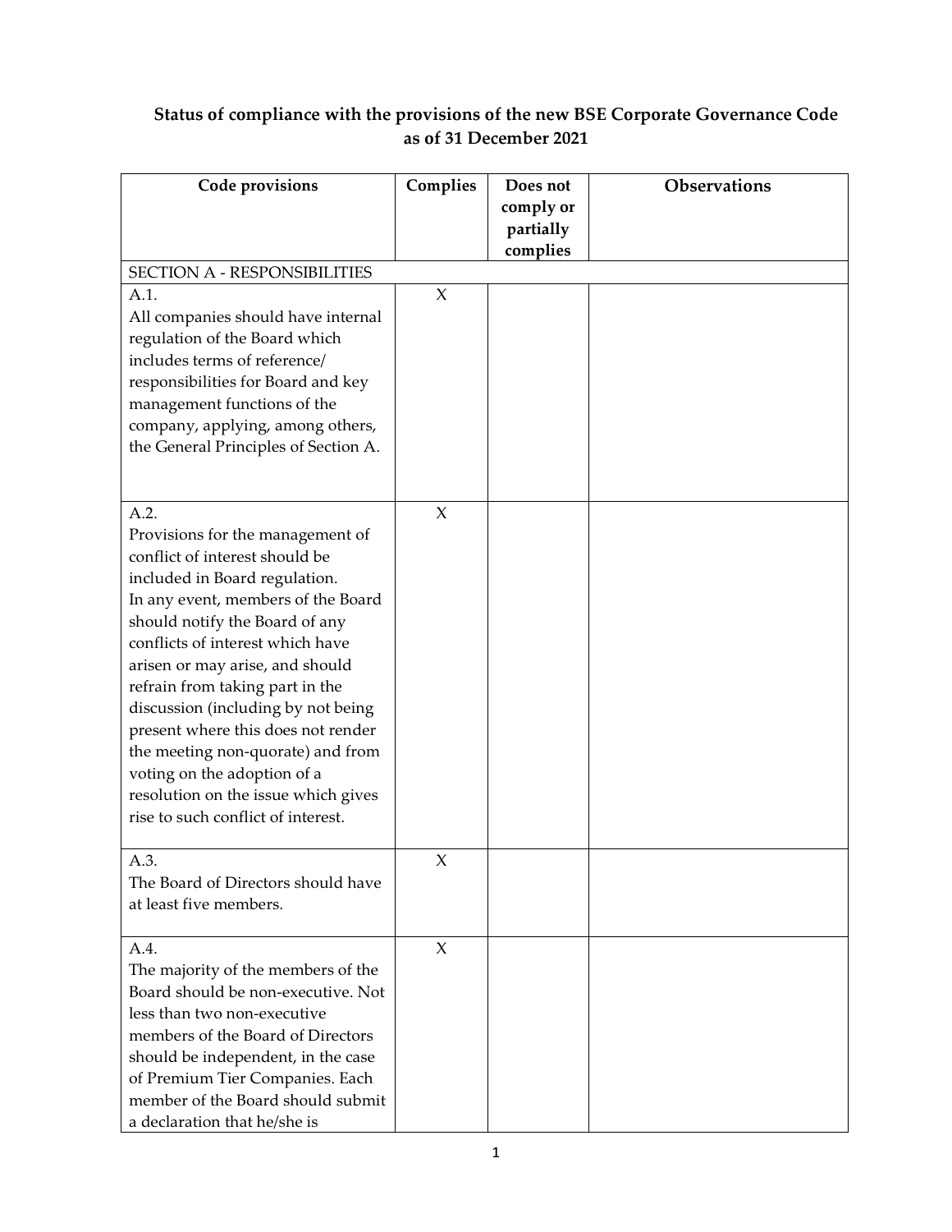**Status of compliance with the provisions of the new BSE Corporate Governance Code as of 31 December 2021**

| Code provisions | Complies | Does not comply or partially complies | Observations |
|---|---|---|---|
| SECTION A - RESPONSIBILITIES | | | |
| A.1.<br>All companies should have internal regulation of the Board which includes terms of reference/ responsibilities for Board and key management functions of the company, applying, among others, the General Principles of Section A. | X | | |
| A.2.<br>Provisions for the management of conflict of interest should be included in Board regulation.<br>In any event, members of the Board should notify the Board of any conflicts of interest which have arisen or may arise, and should refrain from taking part in the discussion (including by not being present where this does not render the meeting non-quorate) and from voting on the adoption of a resolution on the issue which gives rise to such conflict of interest. | X | | |
| A.3.<br>The Board of Directors should have at least five members. | X | | |
| A.4.<br>The majority of the members of the Board should be non-executive. Not less than two non-executive members of the Board of Directors should be independent, in the case of Premium Tier Companies. Each member of the Board should submit a declaration that he/she is | X | | |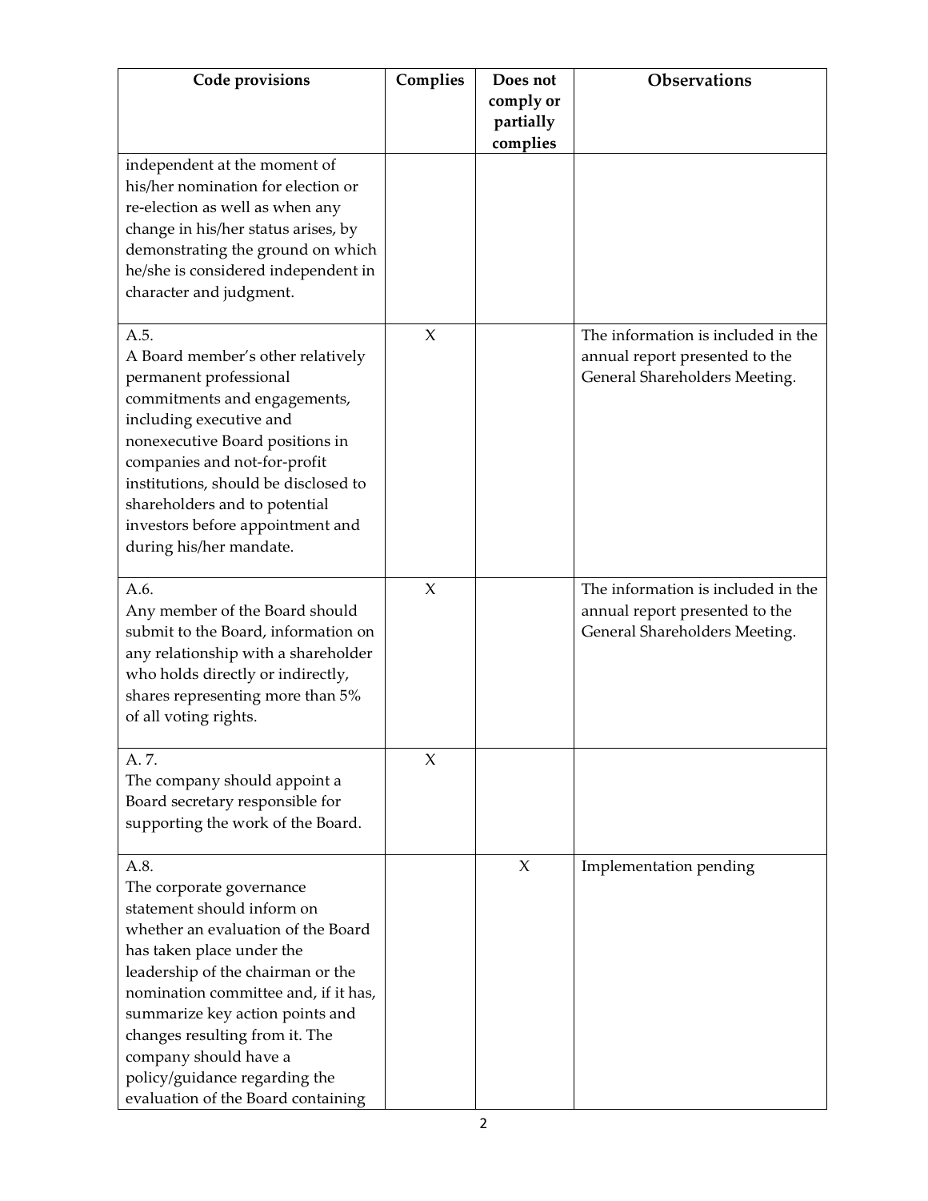| Code provisions | Complies | Does not comply or partially complies | Observations |
| --- | --- | --- | --- |
| independent at the moment of his/her nomination for election or re-election as well as when any change in his/her status arises, by demonstrating the ground on which he/she is considered independent in character and judgment. | | | |
| A.5. A Board member's other relatively permanent professional commitments and engagements, including executive and nonexecutive Board positions in companies and not-for-profit institutions, should be disclosed to shareholders and to potential investors before appointment and during his/her mandate. | X | | The information is included in the annual report presented to the General Shareholders Meeting. |
| A.6. Any member of the Board should submit to the Board, information on any relationship with a shareholder who holds directly or indirectly, shares representing more than 5% of all voting rights. | X | | The information is included in the annual report presented to the General Shareholders Meeting. |
| A. 7. The company should appoint a Board secretary responsible for supporting the work of the Board. | X | | |
| A.8. The corporate governance statement should inform on whether an evaluation of the Board has taken place under the leadership of the chairman or the nomination committee and, if it has, summarize key action points and changes resulting from it. The company should have a policy/guidance regarding the evaluation of the Board containing | | X | Implementation pending |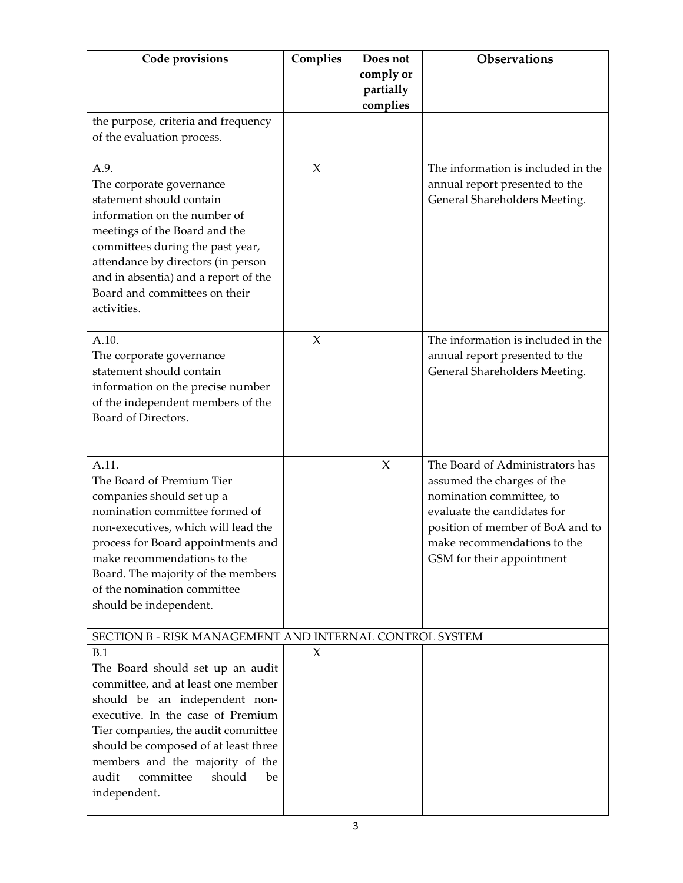| Code provisions | Complies | Does not comply or partially complies | Observations |
|---|---|---|---|
| the purpose, criteria and frequency of the evaluation process. | | | |
| A.9. The corporate governance statement should contain information on the number of meetings of the Board and the committees during the past year, attendance by directors (in person and in absentia) and a report of the Board and committees on their activities. | X | | The information is included in the annual report presented to the General Shareholders Meeting. |
| A.10. The corporate governance statement should contain information on the precise number of the independent members of the Board of Directors. | X | | The information is included in the annual report presented to the General Shareholders Meeting. |
| A.11. The Board of Premium Tier companies should set up a nomination committee formed of non-executives, which will lead the process for Board appointments and make recommendations to the Board. The majority of the members of the nomination committee should be independent. | | X | The Board of Administrators has assumed the charges of the nomination committee, to evaluate the candidates for position of member of BoA and to make recommendations to the GSM for their appointment |
| SECTION B - RISK MANAGEMENT AND INTERNAL CONTROL SYSTEM | | | |
| B.1 The Board should set up an audit committee, and at least one member should be an independent non-executive. In the case of Premium Tier companies, the audit committee should be composed of at least three members and the majority of the audit committee should be independent. | X | | |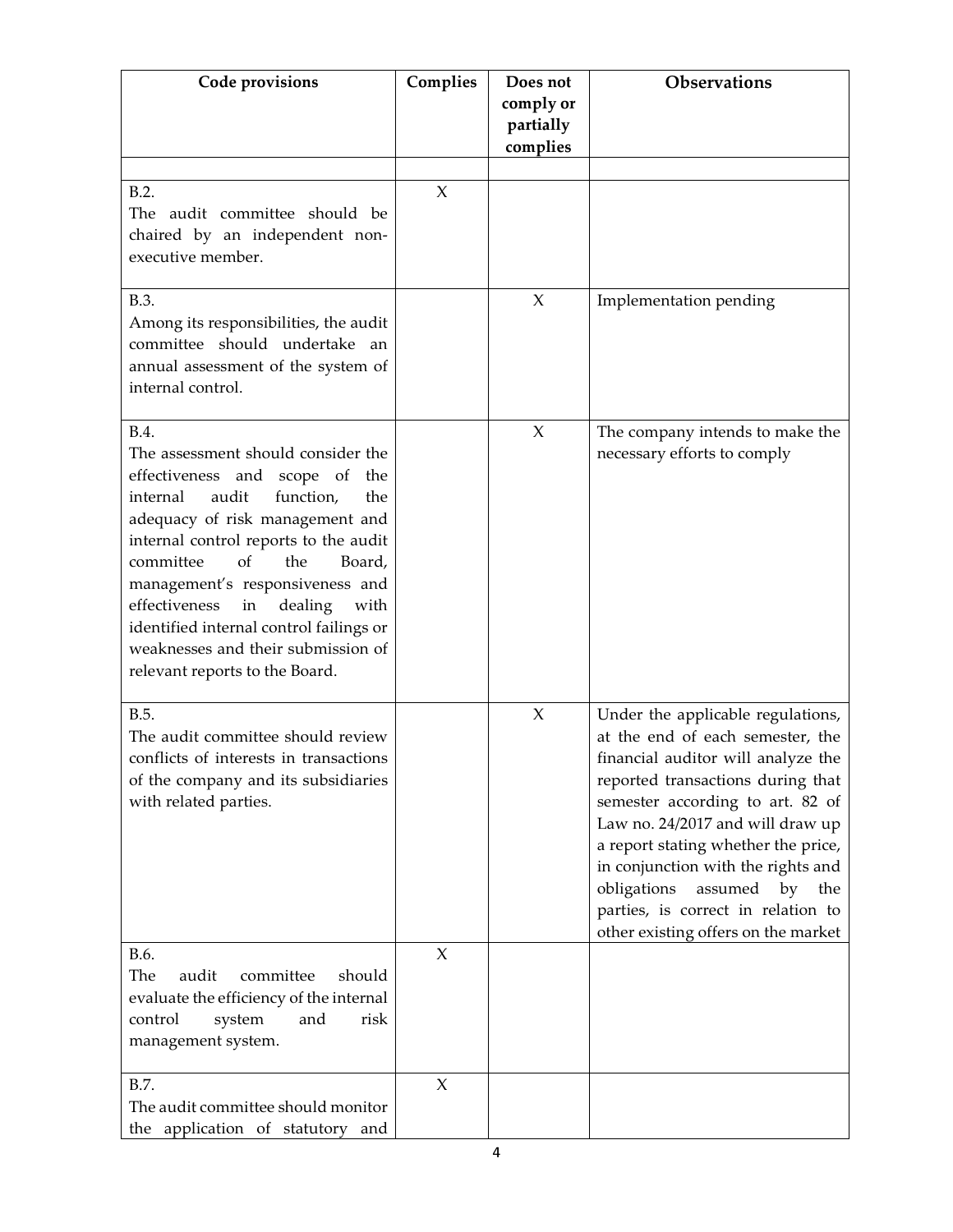| Code provisions | Complies | Does not comply or partially complies | Observations |
|---|---|---|---|
| | | | |
| B.2. The audit committee should be chaired by an independent non-executive member. | X | | |
| B.3. Among its responsibilities, the audit committee should undertake an annual assessment of the system of internal control. | | X | Implementation pending |
| B.4. The assessment should consider the effectiveness and scope of the internal audit function, the adequacy of risk management and internal control reports to the audit committee of the Board, management's responsiveness and effectiveness in dealing with identified internal control failings or weaknesses and their submission of relevant reports to the Board. | | X | The company intends to make the necessary efforts to comply |
| B.5. The audit committee should review conflicts of interests in transactions of the company and its subsidiaries with related parties. | | X | Under the applicable regulations, at the end of each semester, the financial auditor will analyze the reported transactions during that semester according to art. 82 of Law no. 24/2017 and will draw up a report stating whether the price, in conjunction with the rights and obligations assumed by the parties, is correct in relation to other existing offers on the market |
| B.6. The audit committee should evaluate the efficiency of the internal control system and risk management system. | X | | |
| B.7. The audit committee should monitor the application of statutory and | X | | |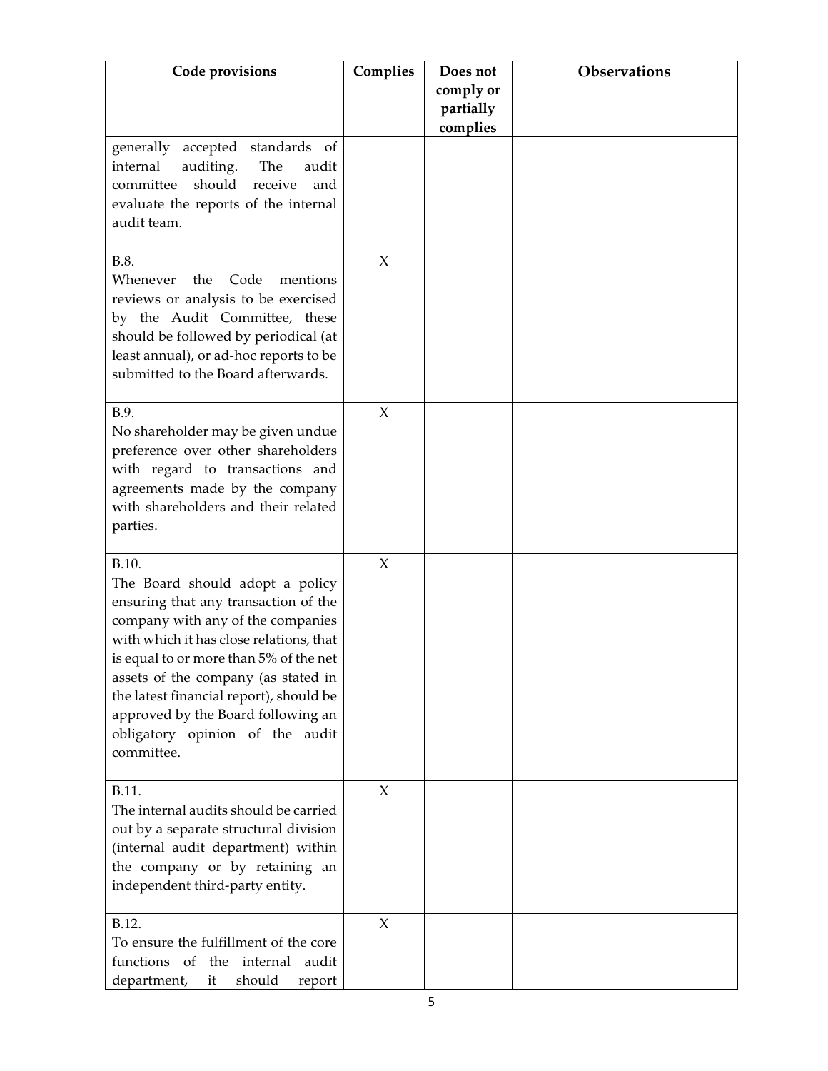| Code provisions | Complies | Does not comply or partially complies | Observations |
|---|---|---|---|
| generally accepted standards of internal auditing. The audit committee should receive and evaluate the reports of the internal audit team. | | | |
| B.8. Whenever the Code mentions reviews or analysis to be exercised by the Audit Committee, these should be followed by periodical (at least annual), or ad-hoc reports to be submitted to the Board afterwards. | X | | |
| B.9. No shareholder may be given undue preference over other shareholders with regard to transactions and agreements made by the company with shareholders and their related parties. | X | | |
| B.10. The Board should adopt a policy ensuring that any transaction of the company with any of the companies with which it has close relations, that is equal to or more than 5% of the net assets of the company (as stated in the latest financial report), should be approved by the Board following an obligatory opinion of the audit committee. | X | | |
| B.11. The internal audits should be carried out by a separate structural division (internal audit department) within the company or by retaining an independent third-party entity. | X | | |
| B.12. To ensure the fulfillment of the core functions of the internal audit department, it should report | X | | |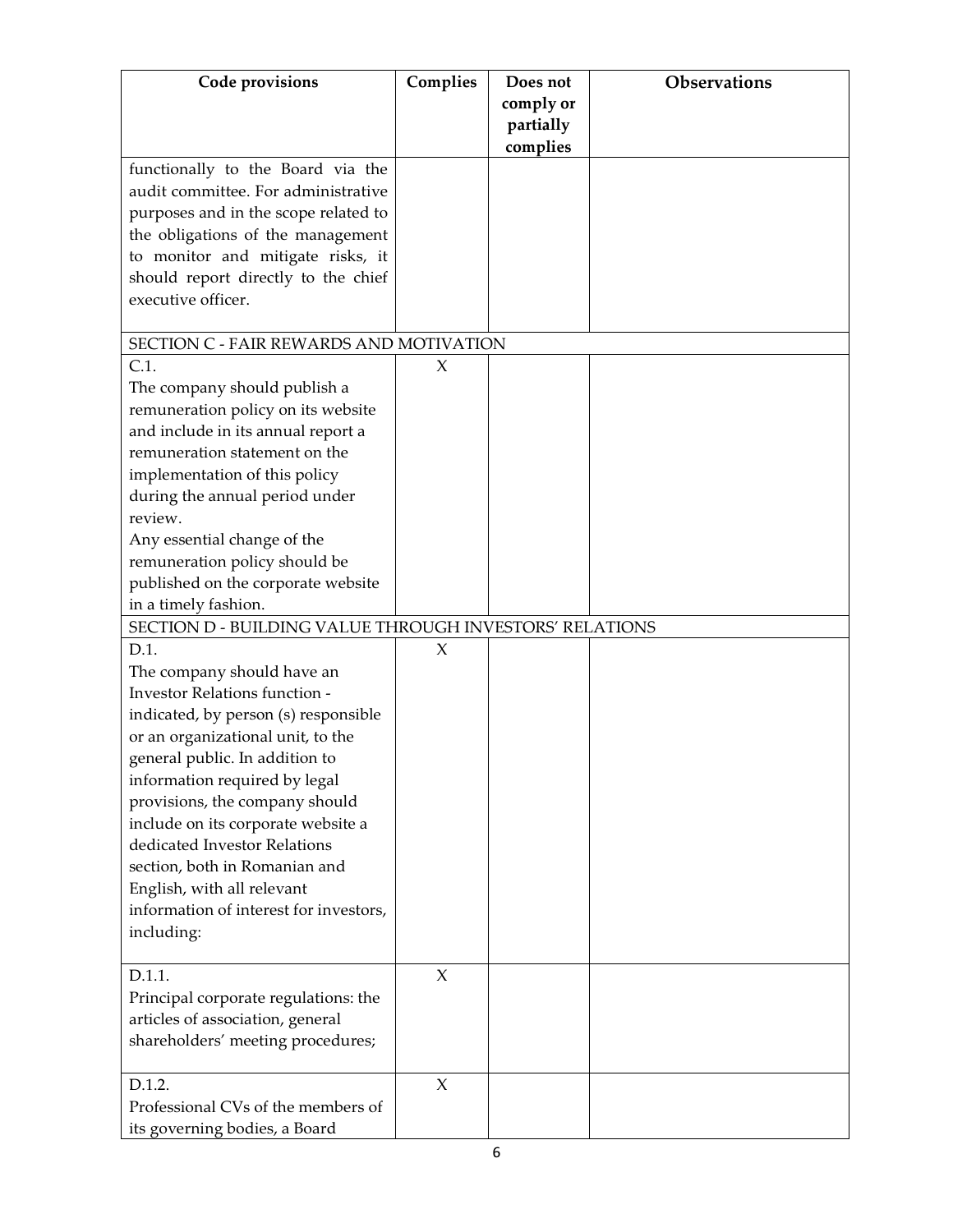| Code provisions | Complies | Does not comply or partially complies | Observations |
|---|---|---|---|
| functionally to the Board via the audit committee. For administrative purposes and in the scope related to the obligations of the management to monitor and mitigate risks, it should report directly to the chief executive officer. | | | |
| SECTION C - FAIR REWARDS AND MOTIVATION | | | |
| C.1. The company should publish a remuneration policy on its website and include in its annual report a remuneration statement on the implementation of this policy during the annual period under review. Any essential change of the remuneration policy should be published on the corporate website in a timely fashion. | X | | |
| SECTION D - BUILDING VALUE THROUGH INVESTORS' RELATIONS | | | |
| D.1. The company should have an Investor Relations function - indicated, by person (s) responsible or an organizational unit, to the general public. In addition to information required by legal provisions, the company should include on its corporate website a dedicated Investor Relations section, both in Romanian and English, with all relevant information of interest for investors, including: | X | | |
| D.1.1. Principal corporate regulations: the articles of association, general shareholders' meeting procedures; | X | | |
| D.1.2. Professional CVs of the members of its governing bodies, a Board | X | | |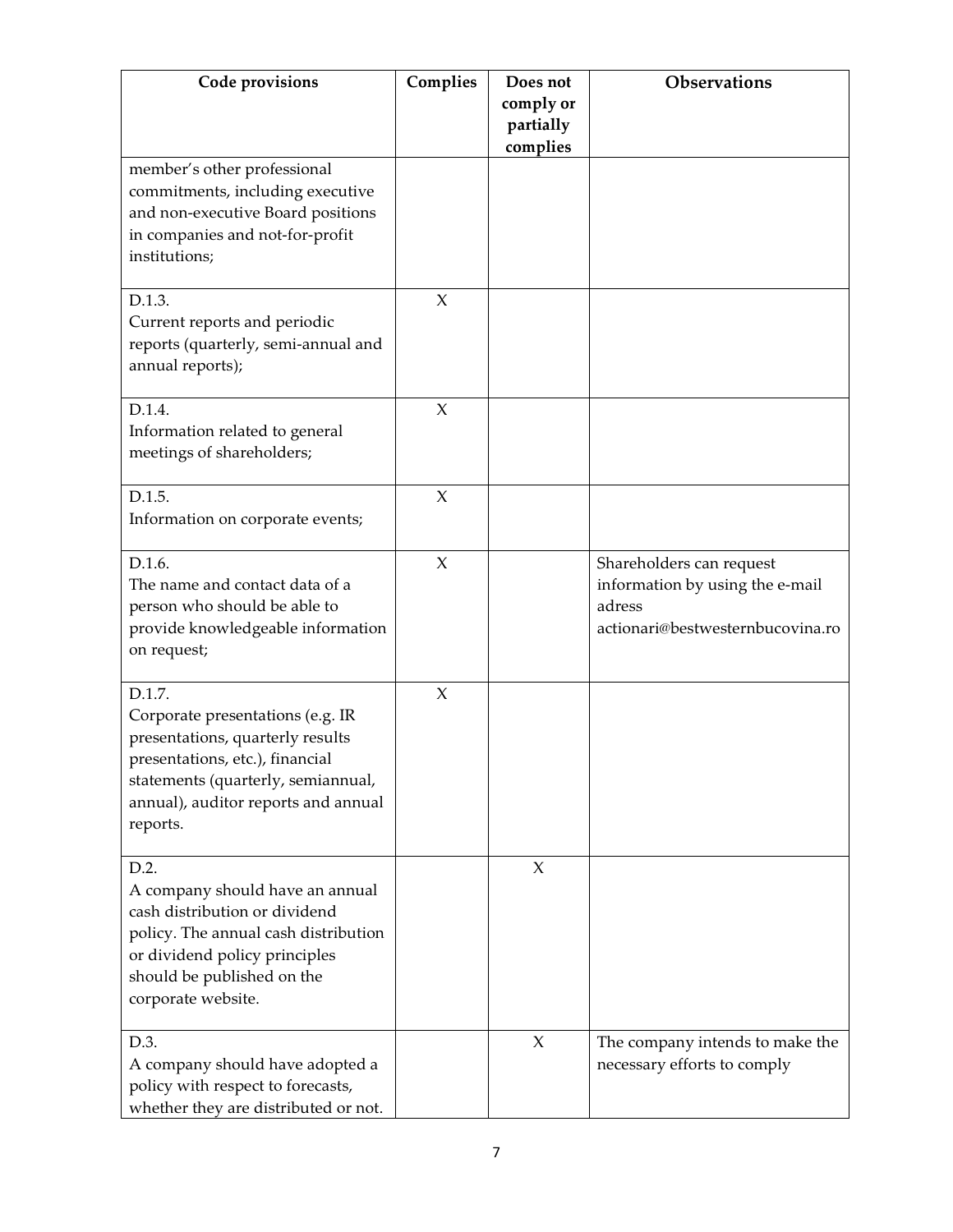| Code provisions | Complies | Does not comply or partially complies | Observations |
|---|---|---|---|
| member's other professional commitments, including executive and non-executive Board positions in companies and not-for-profit institutions; | | | |
| D.1.3. Current reports and periodic reports (quarterly, semi-annual and annual reports); | X | | |
| D.1.4. Information related to general meetings of shareholders; | X | | |
| D.1.5. Information on corporate events; | X | | |
| D.1.6. The name and contact data of a person who should be able to provide knowledgeable information on request; | X | | Shareholders can request information by using the e-mail adress actionari@bestwesternbucovina.ro |
| D.1.7. Corporate presentations (e.g. IR presentations, quarterly results presentations, etc.), financial statements (quarterly, semiannual, annual), auditor reports and annual reports. | X | | |
| D.2. A company should have an annual cash distribution or dividend policy. The annual cash distribution or dividend policy principles should be published on the corporate website. | | X | |
| D.3. A company should have adopted a policy with respect to forecasts, whether they are distributed or not. | | X | The company intends to make the necessary efforts to comply |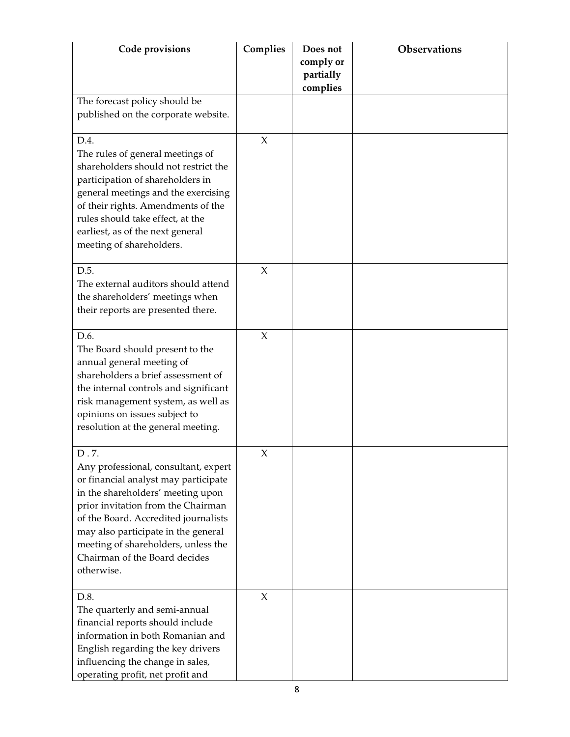| Code provisions | Complies | Does not comply or partially complies | Observations |
|---|---|---|---|
| The forecast policy should be published on the corporate website. | | | |
| D.4. The rules of general meetings of shareholders should not restrict the participation of shareholders in general meetings and the exercising of their rights. Amendments of the rules should take effect, at the earliest, as of the next general meeting of shareholders. | X | | |
| D.5. The external auditors should attend the shareholders' meetings when their reports are presented there. | X | | |
| D.6. The Board should present to the annual general meeting of shareholders a brief assessment of the internal controls and significant risk management system, as well as opinions on issues subject to resolution at the general meeting. | X | | |
| D . 7. Any professional, consultant, expert or financial analyst may participate in the shareholders' meeting upon prior invitation from the Chairman of the Board. Accredited journalists may also participate in the general meeting of shareholders, unless the Chairman of the Board decides otherwise. | X | | |
| D.8. The quarterly and semi-annual financial reports should include information in both Romanian and English regarding the key drivers influencing the change in sales, operating profit, net profit and | X | | |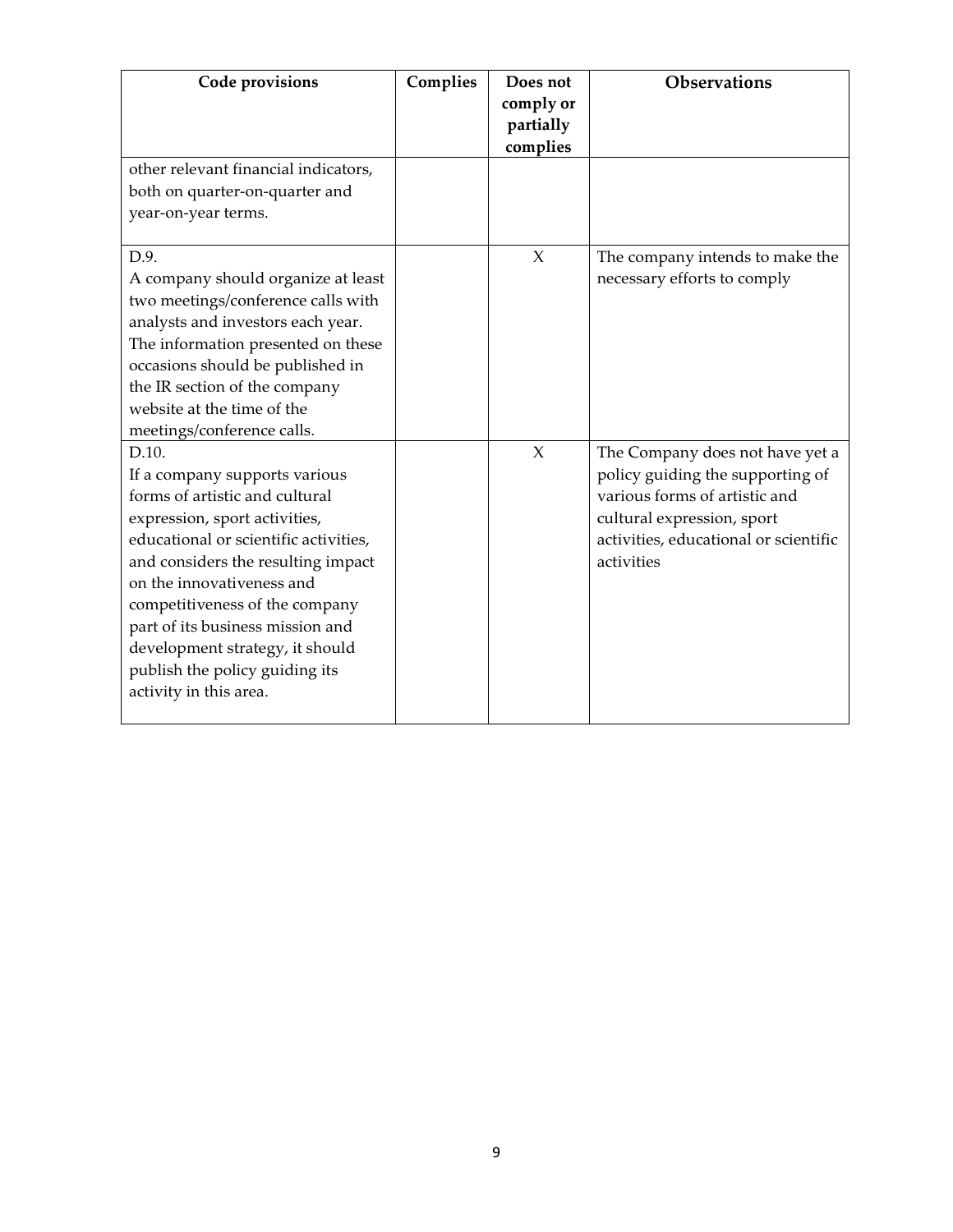| Code provisions | Complies | Does not comply or partially complies | Observations |
|---|---|---|---|
| other relevant financial indicators, both on quarter-on-quarter and year-on-year terms. | | | |
| D.9. A company should organize at least two meetings/conference calls with analysts and investors each year. The information presented on these occasions should be published in the IR section of the company website at the time of the meetings/conference calls. | | X | The company intends to make the necessary efforts to comply |
| D.10. If a company supports various forms of artistic and cultural expression, sport activities, educational or scientific activities, and considers the resulting impact on the innovativeness and competitiveness of the company part of its business mission and development strategy, it should publish the policy guiding its activity in this area. | | X | The Company does not have yet a policy guiding the supporting of various forms of artistic and cultural expression, sport activities, educational or scientific activities |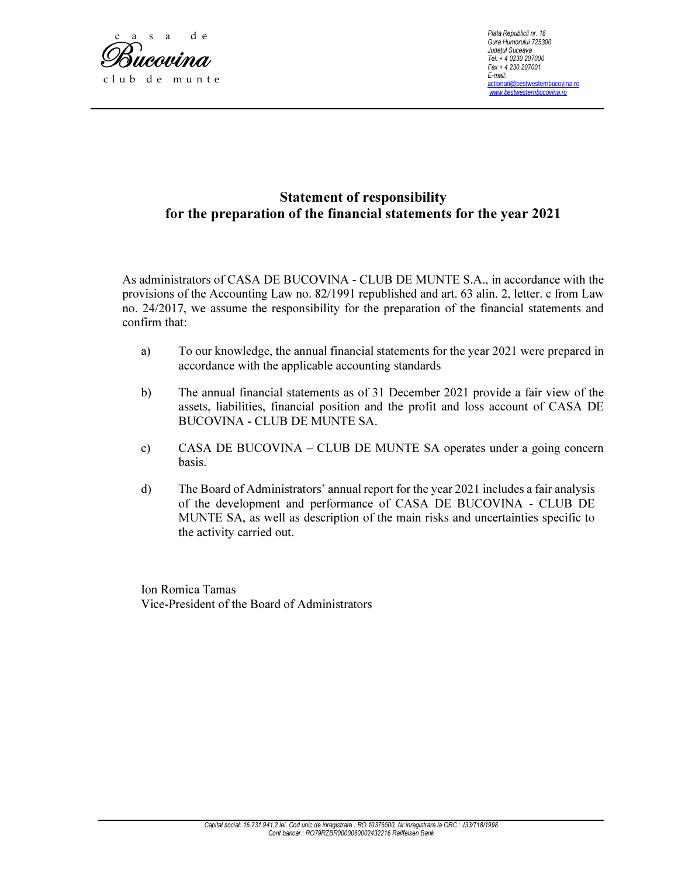casa de
Bucovina
club de munte

Piata Republicii nr. 18
Gura Humorului 725300
Județul Suceava
Tel: + 4 0230 207000
Fax + 4 230 207001
E-mail:
actionari@bestwesternbucovina.ro
www.bestwesternbucovina.ro

## Statement of responsibility for the preparation of the financial statements for the year 2021

As administrators of CASA DE BUCOVINA - CLUB DE MUNTE S.A., in accordance with the provisions of the Accounting Law no. 82/1991 republished and art. 63 alin. 2, letter. c from Law no. 24/2017, we assume the responsibility for the preparation of the financial statements and confirm that:

a) To our knowledge, the annual financial statements for the year 2021 were prepared in accordance with the applicable accounting standards

b) The annual financial statements as of 31 December 2021 provide a fair view of the assets, liabilities, financial position and the profit and loss account of CASA DE BUCOVINA - CLUB DE MUNTE SA.

c) CASA DE BUCOVINA – CLUB DE MUNTE SA operates under a going concern basis.

d) The Board of Administrators' annual report for the year 2021 includes a fair analysis of the development and performance of CASA DE BUCOVINA - CLUB DE MUNTE SA, as well as description of the main risks and uncertainties specific to the activity carried out.

Ion Romica Tamas
Vice-President of the Board of Administrators

Capital social: 16.231.941,2 lei, Cod unic de inregistrare : RO 10376500, Nr.inregistrare la ORC : J33/718/1998
Cont bancar : RO79RZBR0000060002432216 Raiffeisen Bank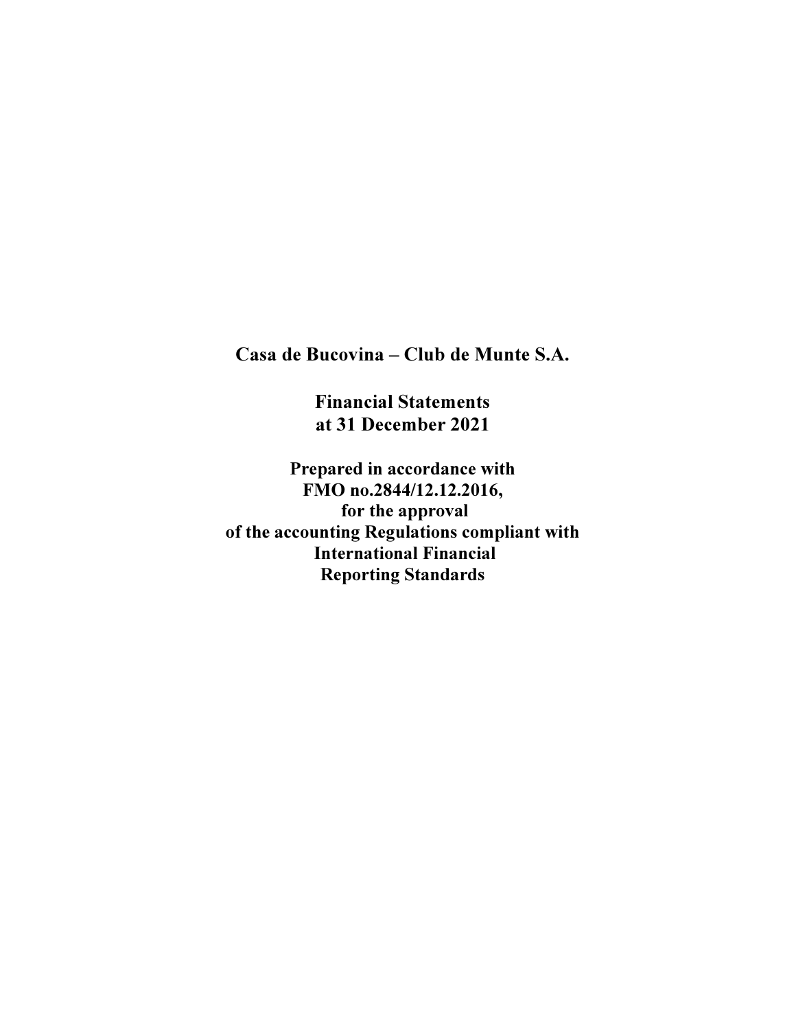# Casa de Bucovina – Club de Munte S.A.

## Financial Statements at 31 December 2021

### Prepared in accordance with FMO no.2844/12.12.2016, for the approval of the accounting Regulations compliant with International Financial Reporting Standards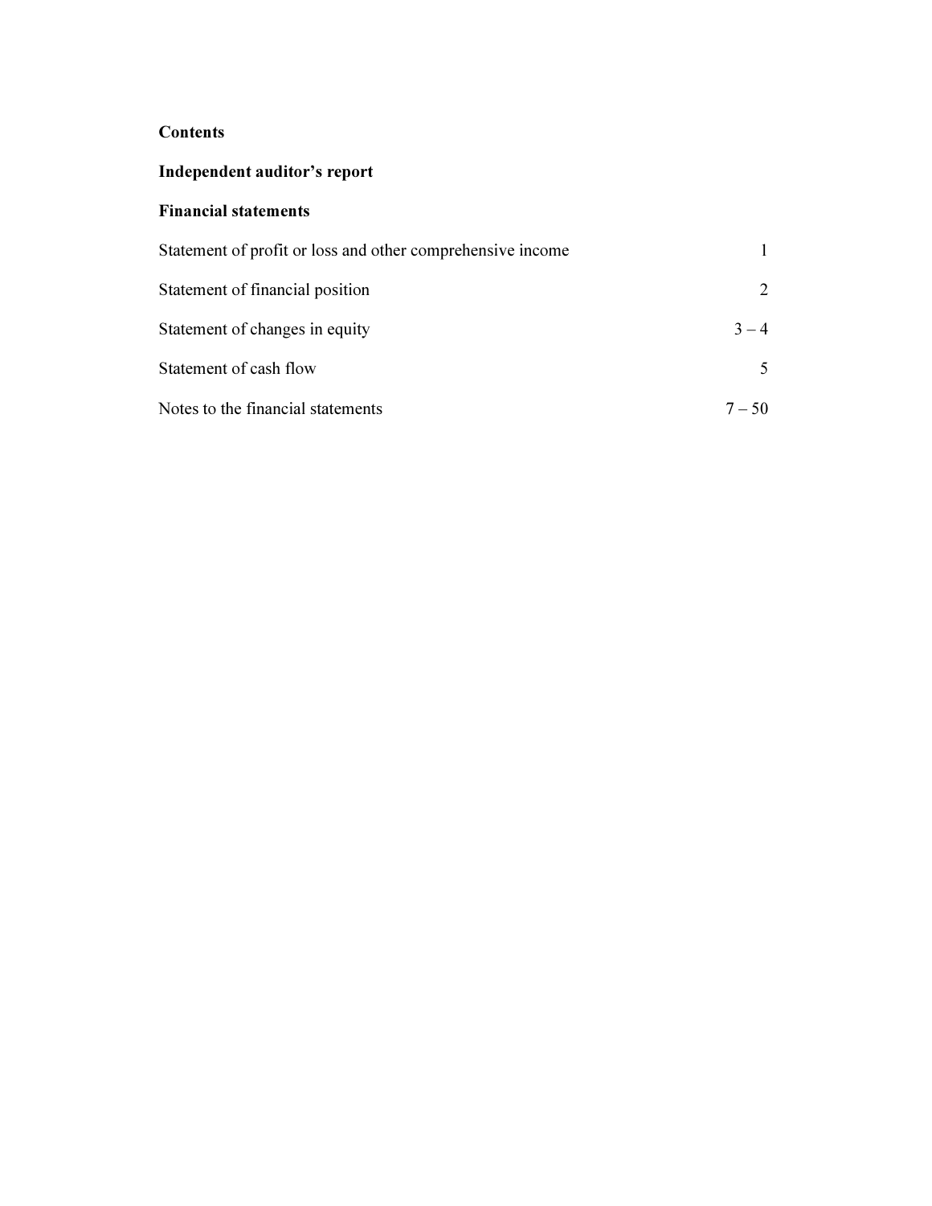**Contents**

**Independent auditor's report**

**Financial statements**

| | |
|---|---|
| Statement of profit or loss and other comprehensive income | 1 |
| Statement of financial position | 2 |
| Statement of changes in equity | 3 – 4 |
| Statement of cash flow | 5 |
| Notes to the financial statements | 7 – 50 |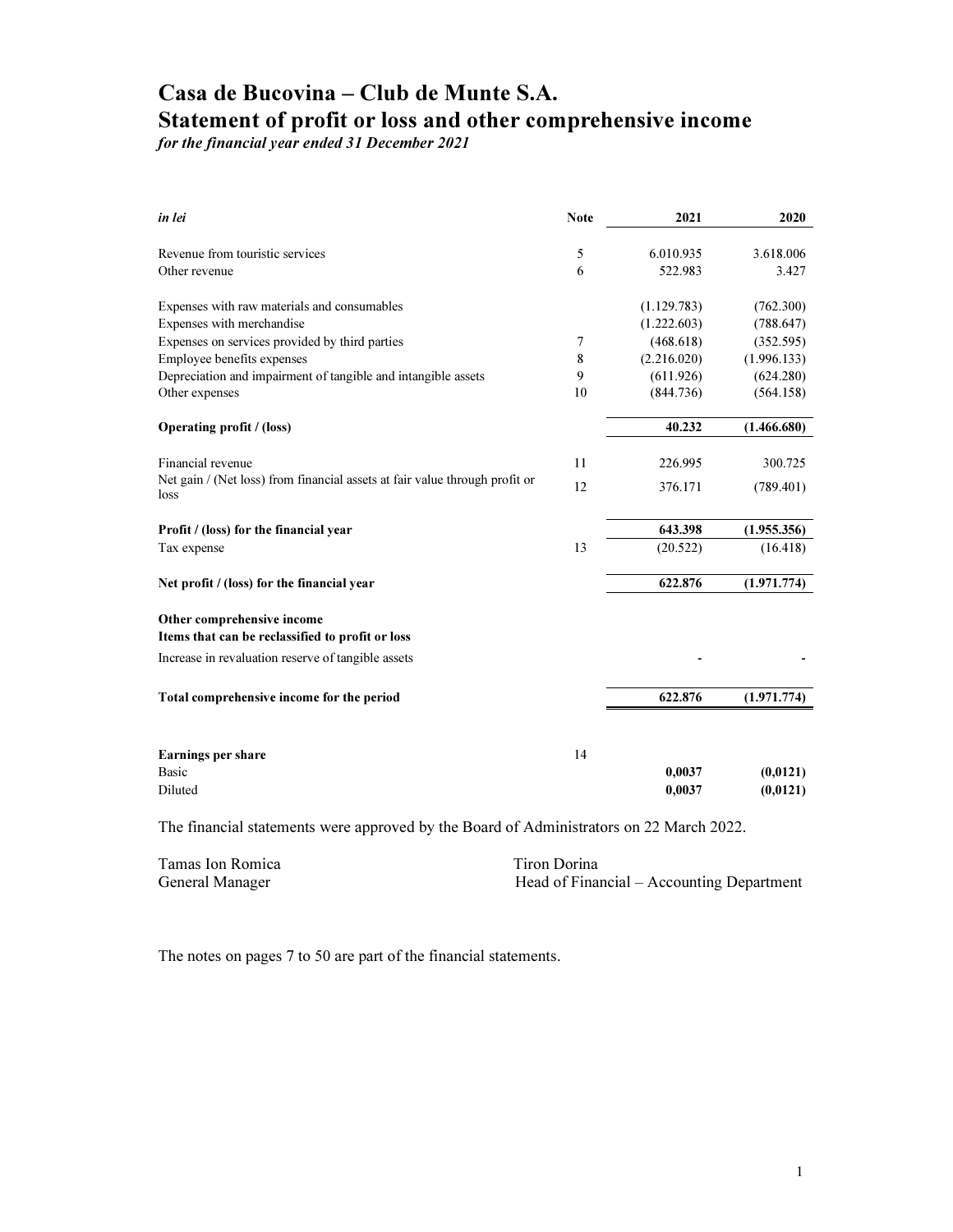# Casa de Bucovina – Club de Munte S.A.
# Statement of profit or loss and other comprehensive income

*for the financial year ended 31 December 2021*

| *in lei* | Note | 2021 | 2020 |
|---|---|---|---|
| Revenue from touristic services | 5 | 6.010.935 | 3.618.006 |
| Other revenue | 6 | 522.983 | 3.427 |
| Expenses with raw materials and consumables | | (1.129.783) | (762.300) |
| Expenses with merchandise | | (1.222.603) | (788.647) |
| Expenses on services provided by third parties | 7 | (468.618) | (352.595) |
| Employee benefits expenses | 8 | (2.216.020) | (1.996.133) |
| Depreciation and impairment of tangible and intangible assets | 9 | (611.926) | (624.280) |
| Other expenses | 10 | (844.736) | (564.158) |
| **Operating profit / (loss)** | | **40.232** | **(1.466.680)** |
| Financial revenue | 11 | 226.995 | 300.725 |
| Net gain / (Net loss) from financial assets at fair value through profit or loss | 12 | 376.171 | (789.401) |
| **Profit / (loss) for the financial year** | | **643.398** | **(1.955.356)** |
| Tax expense | 13 | (20.522) | (16.418) |
| **Net profit / (loss) for the financial year** | | **622.876** | **(1.971.774)** |
| **Other comprehensive income** | | | |
| **Items that can be reclassified to profit or loss** | | | |
| Increase in revaluation reserve of tangible assets | | - | - |
| **Total comprehensive income for the period** | | **622.876** | **(1.971.774)** |
| **Earnings per share** | 14 | | |
| Basic | | **0,0037** | **(0,0121)** |
| Diluted | | **0,0037** | **(0,0121)** |

The financial statements were approved by the Board of Administrators on 22 March 2022.

Tamas Ion Romica
General Manager

Tiron Dorina
Head of Financial – Accounting Department

The notes on pages 7 to 50 are part of the financial statements.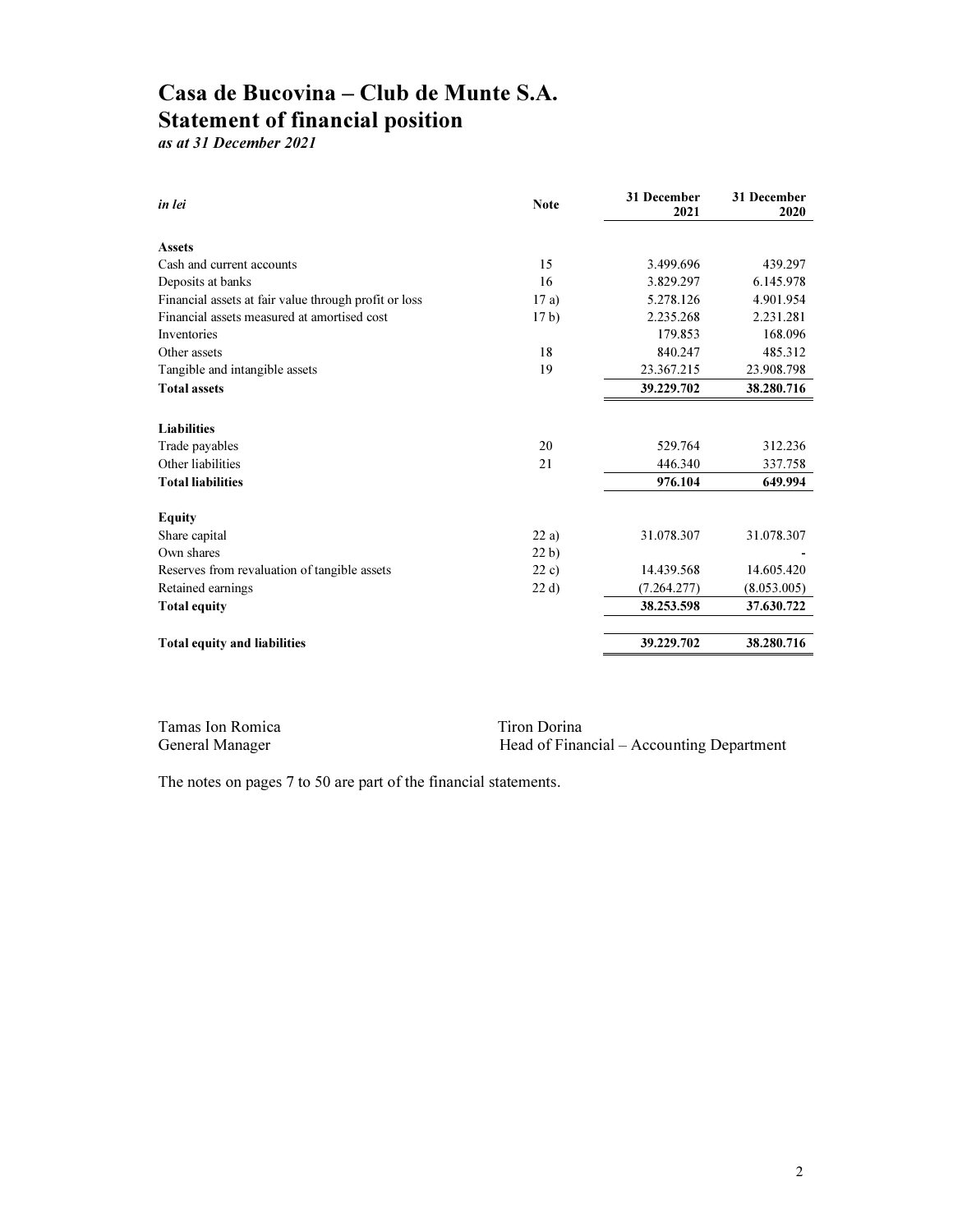# Casa de Bucovina – Club de Munte S.A.
# Statement of financial position

*as at 31 December 2021*

| *in lei* | Note | 31 December 2021 | 31 December 2020 |
|---|---|---|---|
| **Assets** | | | |
| Cash and current accounts | 15 | 3.499.696 | 439.297 |
| Deposits at banks | 16 | 3.829.297 | 6.145.978 |
| Financial assets at fair value through profit or loss | 17 a) | 5.278.126 | 4.901.954 |
| Financial assets measured at amortised cost | 17 b) | 2.235.268 | 2.231.281 |
| Inventories | | 179.853 | 168.096 |
| Other assets | 18 | 840.247 | 485.312 |
| Tangible and intangible assets | 19 | 23.367.215 | 23.908.798 |
| **Total assets** | | **39.229.702** | **38.280.716** |
| **Liabilities** | | | |
| Trade payables | 20 | 529.764 | 312.236 |
| Other liabilities | 21 | 446.340 | 337.758 |
| **Total liabilities** | | **976.104** | **649.994** |
| **Equity** | | | |
| Share capital | 22 a) | 31.078.307 | 31.078.307 |
| Own shares | 22 b) | | - |
| Reserves from revaluation of tangible assets | 22 c) | 14.439.568 | 14.605.420 |
| Retained earnings | 22 d) | (7.264.277) | (8.053.005) |
| **Total equity** | | **38.253.598** | **37.630.722** |
| **Total equity and liabilities** | | **39.229.702** | **38.280.716** |

Tamas Ion Romica
General Manager

Tiron Dorina
Head of Financial – Accounting Department

The notes on pages 7 to 50 are part of the financial statements.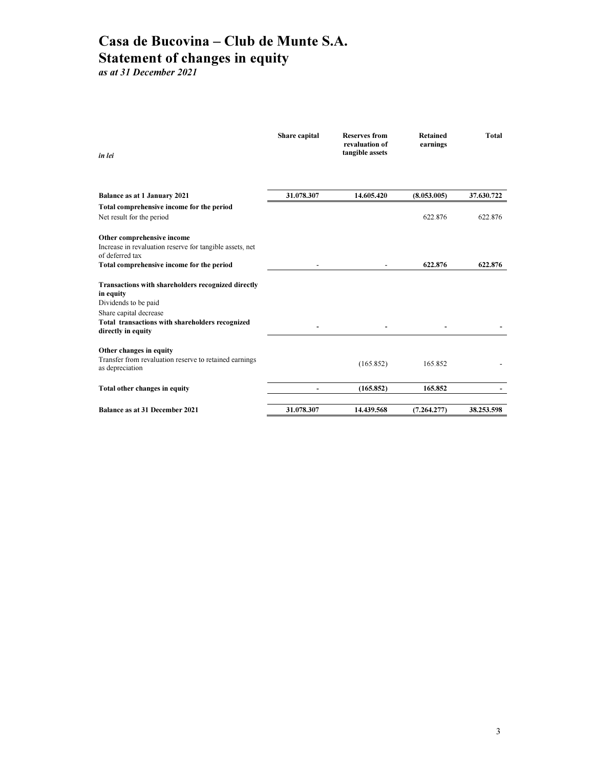# Casa de Bucovina – Club de Munte S.A.
# Statement of changes in equity

***as at 31 December 2021***

| *in lei* | Share capital | Reserves from revaluation of tangible assets | Retained earnings | Total |
|---|---|---|---|---|
| **Balance as at 1 January 2021** | **31.078.307** | **14.605.420** | **(8.053.005)** | **37.630.722** |
| **Total comprehensive income for the period** | | | | |
| Net result for the period | | | 622.876 | 622.876 |
| **Other comprehensive income** | | | | |
| Increase in revaluation reserve for tangible assets, net of deferred tax | | | | |
| **Total comprehensive income for the period** | - | - | **622.876** | **622.876** |
| **Transactions with shareholders recognized directly in equity** | | | | |
| Dividends to be paid | | | | |
| Share capital decrease | | | | |
| **Total transactions with shareholders recognized directly in equity** | - | - | - | - |
| **Other changes in equity** | | | | |
| Transfer from revaluation reserve to retained earnings as depreciation | | (165.852) | 165.852 | - |
| **Total other changes in equity** | - | **(165.852)** | **165.852** | - |
| **Balance as at 31 December 2021** | **31.078.307** | **14.439.568** | **(7.264.277)** | **38.253.598** |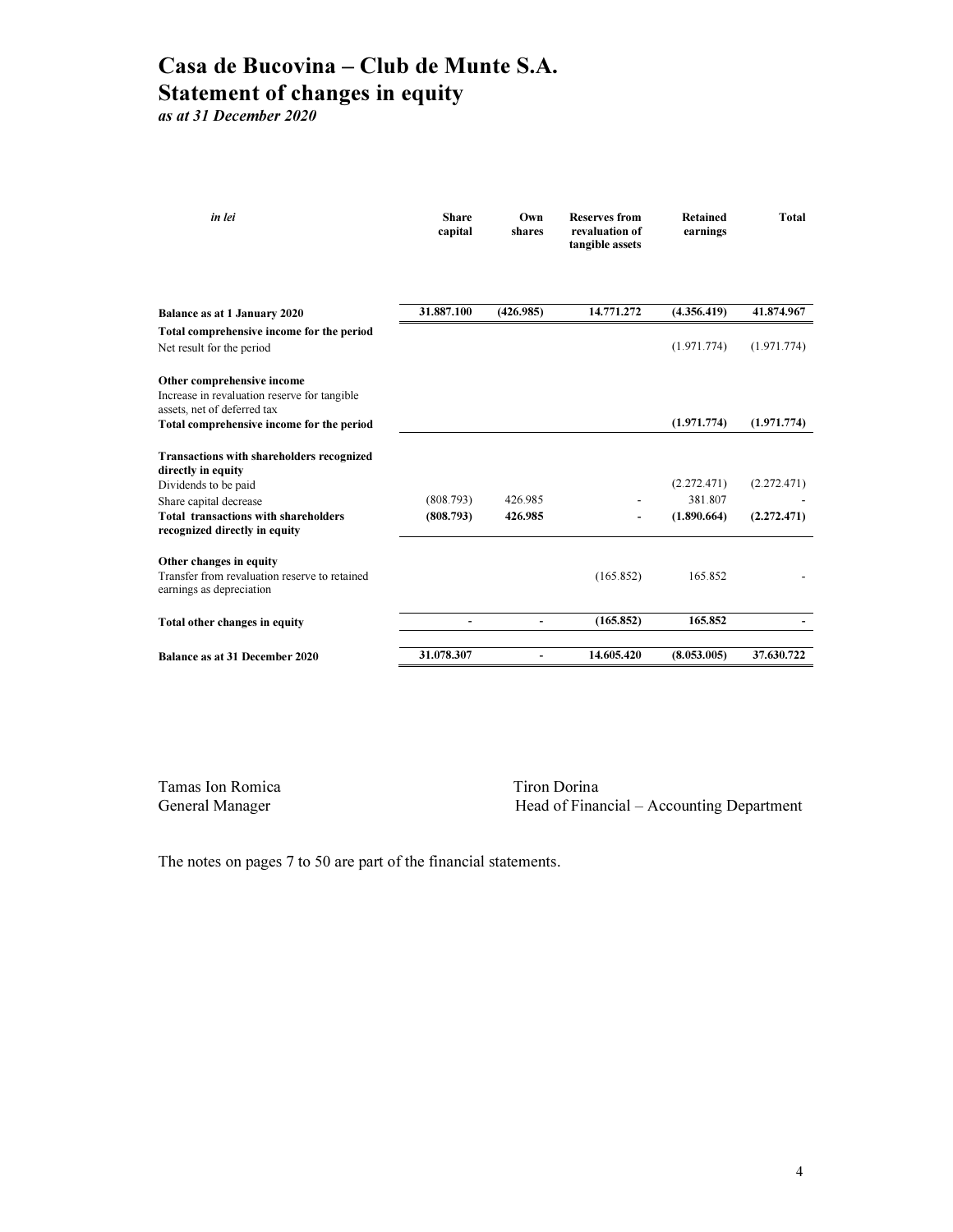# Casa de Bucovina – Club de Munte S.A.
# Statement of changes in equity
*as at 31 December 2020*

| *in lei* | Share capital | Own shares | Reserves from revaluation of tangible assets | Retained earnings | Total |
|---|---|---|---|---|---|
| **Balance as at 1 January 2020** | **31.887.100** | **(426.985)** | **14.771.272** | **(4.356.419)** | **41.874.967** |
| **Total comprehensive income for the period** | | | | | |
| Net result for the period | | | | (1.971.774) | (1.971.774) |
| **Other comprehensive income** | | | | | |
| Increase in revaluation reserve for tangible assets, net of deferred tax | | | | | |
| **Total comprehensive income for the period** | | | | **(1.971.774)** | **(1.971.774)** |
| **Transactions with shareholders recognized directly in equity** | | | | | |
| Dividends to be paid | | | | (2.272.471) | (2.272.471) |
| Share capital decrease | (808.793) | 426.985 | - | 381.807 | - |
| **Total transactions with shareholders recognized directly in equity** | **(808.793)** | **426.985** | **-** | **(1.890.664)** | **(2.272.471)** |
| **Other changes in equity** | | | | | |
| Transfer from revaluation reserve to retained earnings as depreciation | | | (165.852) | 165.852 | - |
| **Total other changes in equity** | **-** | **-** | **(165.852)** | **165.852** | **-** |
| **Balance as at 31 December 2020** | **31.078.307** | **-** | **14.605.420** | **(8.053.005)** | **37.630.722** |

Tamas Ion Romica
General Manager

Tiron Dorina
Head of Financial – Accounting Department

The notes on pages 7 to 50 are part of the financial statements.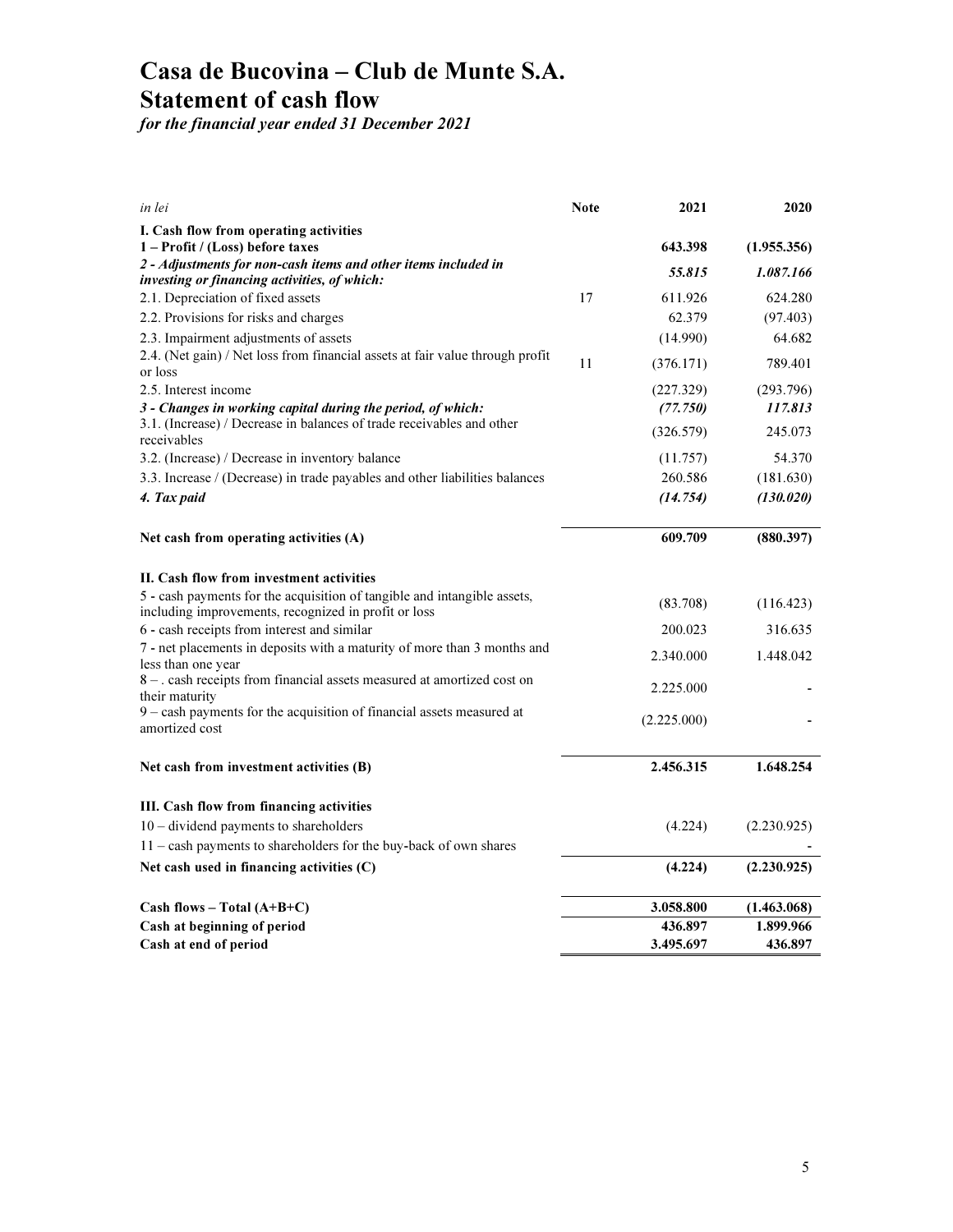# Casa de Bucovina – Club de Munte S.A.
# Statement of cash flow
*for the financial year ended 31 December 2021*

| *in lei* | Note | 2021 | 2020 |
|---|---|---|---|
| **I. Cash flow from operating activities** | | | |
| **1 – Profit / (Loss) before taxes** | | **643.398** | **(1.955.356)** |
| ***2 - Adjustments for non-cash items and other items included in investing or financing activities, of which:*** | | ***55.815*** | ***1.087.166*** |
| 2.1. Depreciation of fixed assets | 17 | 611.926 | 624.280 |
| 2.2. Provisions for risks and charges | | 62.379 | (97.403) |
| 2.3. Impairment adjustments of assets | | (14.990) | 64.682 |
| 2.4. (Net gain) / Net loss from financial assets at fair value through profit or loss | 11 | (376.171) | 789.401 |
| 2.5. Interest income | | (227.329) | (293.796) |
| ***3 - Changes in working capital during the period, of which:*** | | ***(77.750)*** | ***117.813*** |
| 3.1. (Increase) / Decrease in balances of trade receivables and other receivables | | (326.579) | 245.073 |
| 3.2. (Increase) / Decrease in inventory balance | | (11.757) | 54.370 |
| 3.3. Increase / (Decrease) in trade payables and other liabilities balances | | 260.586 | (181.630) |
| ***4. Tax paid*** | | ***(14.754)*** | ***(130.020)*** |
| **Net cash from operating activities (A)** | | **609.709** | **(880.397)** |
| **II. Cash flow from investment activities** | | | |
| 5 - cash payments for the acquisition of tangible and intangible assets, including improvements, recognized in profit or loss | | (83.708) | (116.423) |
| 6 - cash receipts from interest and similar | | 200.023 | 316.635 |
| 7 - net placements in deposits with a maturity of more than 3 months and less than one year | | 2.340.000 | 1.448.042 |
| 8 – . cash receipts from financial assets measured at amortized cost on their maturity | | 2.225.000 | - |
| 9 – cash payments for the acquisition of financial assets measured at amortized cost | | (2.225.000) | - |
| **Net cash from investment activities (B)** | | **2.456.315** | **1.648.254** |
| **III. Cash flow from financing activities** | | | |
| 10 – dividend payments to shareholders | | (4.224) | (2.230.925) |
| 11 – cash payments to shareholders for the buy-back of own shares | | | - |
| **Net cash used in financing activities (C)** | | **(4.224)** | **(2.230.925)** |
| **Cash flows – Total (A+B+C)** | | **3.058.800** | **(1.463.068)** |
| **Cash at beginning of period** | | **436.897** | **1.899.966** |
| **Cash at end of period** | | **3.495.697** | **436.897** |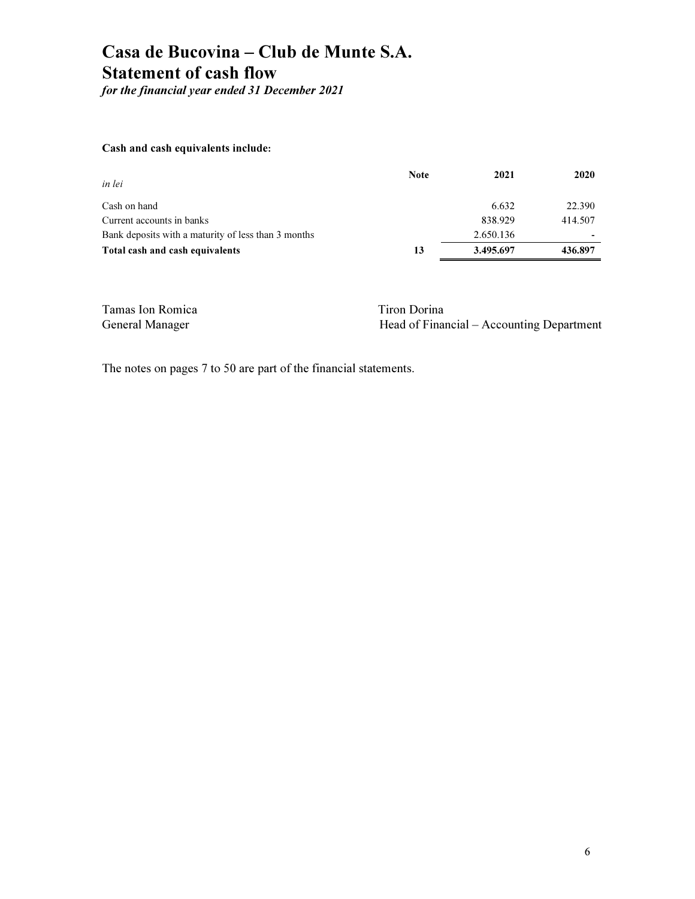# Casa de Bucovina – Club de Munte S.A.
# Statement of cash flow
*for the financial year ended 31 December 2021*

**Cash and cash equivalents include:**

| *in lei* | Note | 2021 | 2020 |
|---|---|---|---|
| Cash on hand | | 6.632 | 22.390 |
| Current accounts in banks | | 838.929 | 414.507 |
| Bank deposits with a maturity of less than 3 months | | 2.650.136 | - |
| **Total cash and cash equivalents** | **13** | **3.495.697** | **436.897** |

Tamas Ion Romica
General Manager

Tiron Dorina
Head of Financial – Accounting Department

The notes on pages 7 to 50 are part of the financial statements.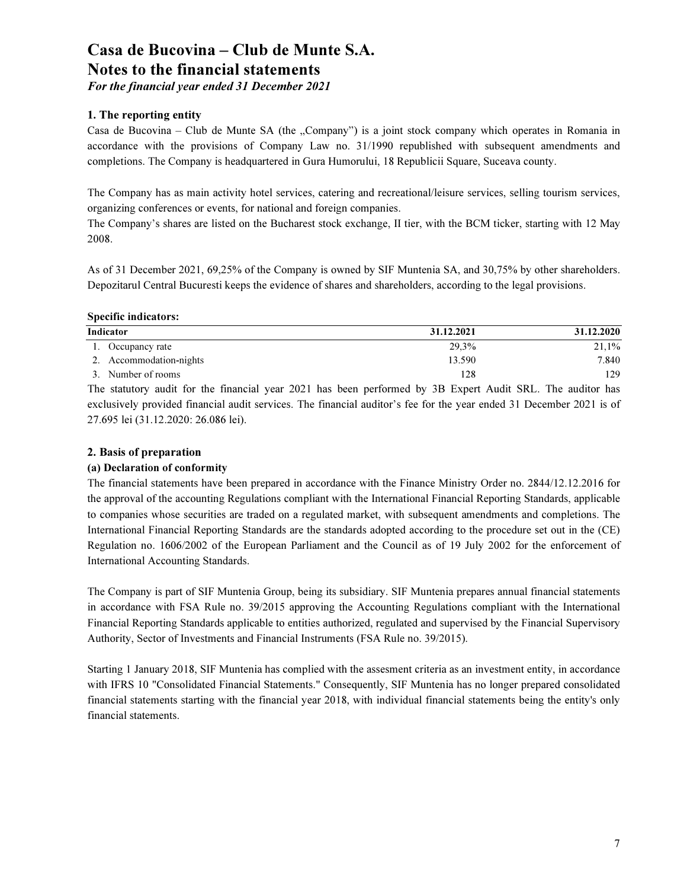# Casa de Bucovina – Club de Munte S.A.
# Notes to the financial statements

*For the financial year ended 31 December 2021*

## 1. The reporting entity

Casa de Bucovina – Club de Munte SA (the „Company") is a joint stock company which operates in Romania in accordance with the provisions of Company Law no. 31/1990 republished with subsequent amendments and completions. The Company is headquartered in Gura Humorului, 18 Republicii Square, Suceava county.

The Company has as main activity hotel services, catering and recreational/leisure services, selling tourism services, organizing conferences or events, for national and foreign companies.
The Company's shares are listed on the Bucharest stock exchange, II tier, with the BCM ticker, starting with 12 May 2008.

As of 31 December 2021, 69,25% of the Company is owned by SIF Muntenia SA, and 30,75% by other shareholders. Depozitarul Central Bucuresti keeps the evidence of shares and shareholders, according to the legal provisions.

**Specific indicators:**

| Indicator | 31.12.2021 | 31.12.2020 |
|---|---|---|
| 1. Occupancy rate | 29,3% | 21,1% |
| 2. Accommodation-nights | 13.590 | 7.840 |
| 3. Number of rooms | 128 | 129 |

The statutory audit for the financial year 2021 has been performed by 3B Expert Audit SRL. The auditor has exclusively provided financial audit services. The financial auditor's fee for the year ended 31 December 2021 is of 27.695 lei (31.12.2020: 26.086 lei).

## 2. Basis of preparation

### (a) Declaration of conformity

The financial statements have been prepared in accordance with the Finance Ministry Order no. 2844/12.12.2016 for the approval of the accounting Regulations compliant with the International Financial Reporting Standards, applicable to companies whose securities are traded on a regulated market, with subsequent amendments and completions. The International Financial Reporting Standards are the standards adopted according to the procedure set out in the (CE) Regulation no. 1606/2002 of the European Parliament and the Council as of 19 July 2002 for the enforcement of International Accounting Standards.

The Company is part of SIF Muntenia Group, being its subsidiary. SIF Muntenia prepares annual financial statements in accordance with FSA Rule no. 39/2015 approving the Accounting Regulations compliant with the International Financial Reporting Standards applicable to entities authorized, regulated and supervised by the Financial Supervisory Authority, Sector of Investments and Financial Instruments (FSA Rule no. 39/2015).

Starting 1 January 2018, SIF Muntenia has complied with the assesment criteria as an investment entity, in accordance with IFRS 10 "Consolidated Financial Statements." Consequently, SIF Muntenia has no longer prepared consolidated financial statements starting with the financial year 2018, with individual financial statements being the entity's only financial statements.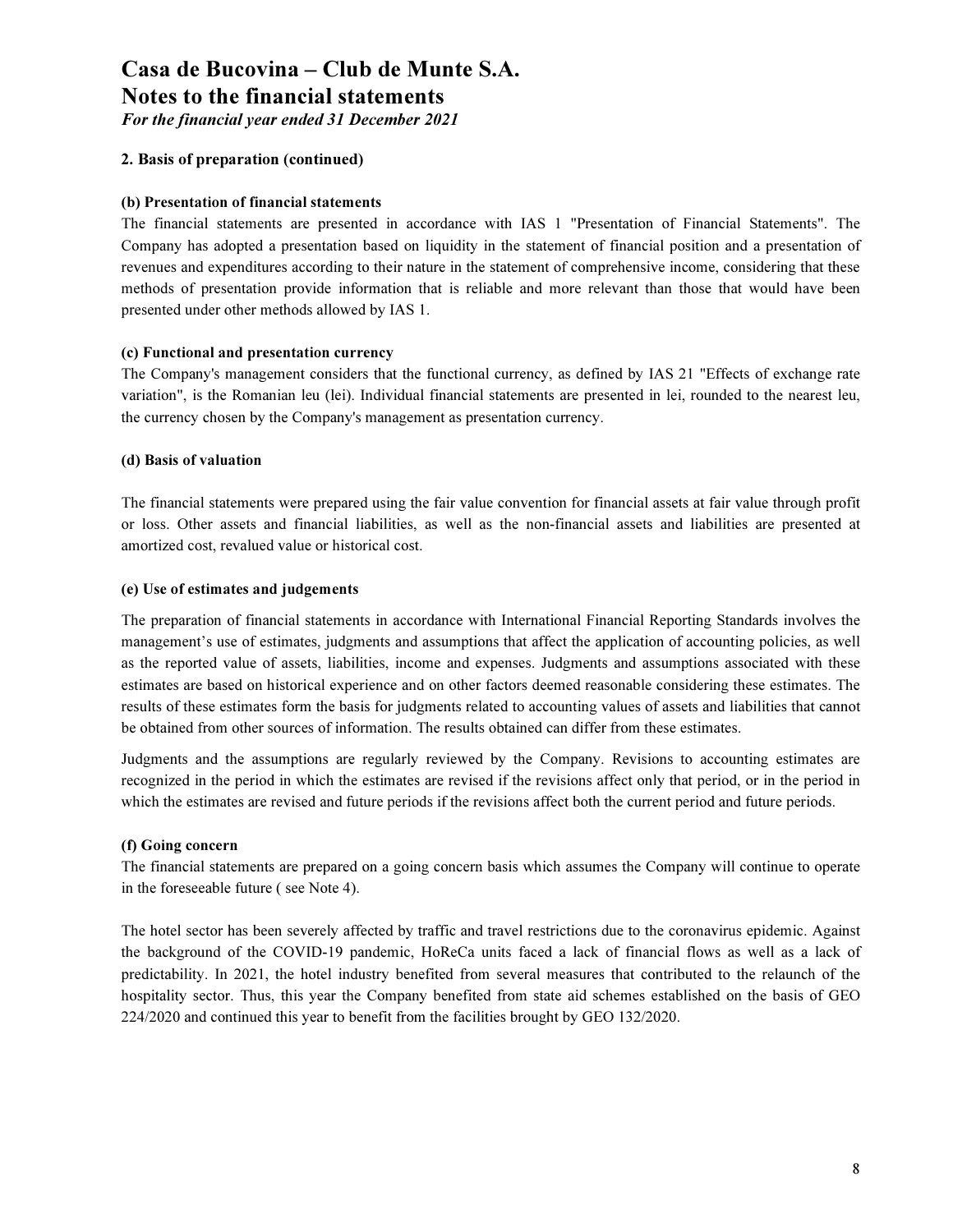### 2. Basis of preparation (continued)

#### (b) Presentation of financial statements

The financial statements are presented in accordance with IAS 1 "Presentation of Financial Statements". The Company has adopted a presentation based on liquidity in the statement of financial position and a presentation of revenues and expenditures according to their nature in the statement of comprehensive income, considering that these methods of presentation provide information that is reliable and more relevant than those that would have been presented under other methods allowed by IAS 1.

#### (c) Functional and presentation currency

The Company's management considers that the functional currency, as defined by IAS 21 "Effects of exchange rate variation", is the Romanian leu (lei). Individual financial statements are presented in lei, rounded to the nearest leu, the currency chosen by the Company's management as presentation currency.

#### (d) Basis of valuation

The financial statements were prepared using the fair value convention for financial assets at fair value through profit or loss. Other assets and financial liabilities, as well as the non-financial assets and liabilities are presented at amortized cost, revalued value or historical cost.

#### (e) Use of estimates and judgements

The preparation of financial statements in accordance with International Financial Reporting Standards involves the management's use of estimates, judgments and assumptions that affect the application of accounting policies, as well as the reported value of assets, liabilities, income and expenses. Judgments and assumptions associated with these estimates are based on historical experience and on other factors deemed reasonable considering these estimates. The results of these estimates form the basis for judgments related to accounting values of assets and liabilities that cannot be obtained from other sources of information. The results obtained can differ from these estimates.

Judgments and the assumptions are regularly reviewed by the Company. Revisions to accounting estimates are recognized in the period in which the estimates are revised if the revisions affect only that period, or in the period in which the estimates are revised and future periods if the revisions affect both the current period and future periods.

#### (f) Going concern

The financial statements are prepared on a going concern basis which assumes the Company will continue to operate in the foreseeable future ( see Note 4).

The hotel sector has been severely affected by traffic and travel restrictions due to the coronavirus epidemic. Against the background of the COVID-19 pandemic, HoReCa units faced a lack of financial flows as well as a lack of predictability. In 2021, the hotel industry benefited from several measures that contributed to the relaunch of the hospitality sector. Thus, this year the Company benefited from state aid schemes established on the basis of GEO 224/2020 and continued this year to benefit from the facilities brought by GEO 132/2020.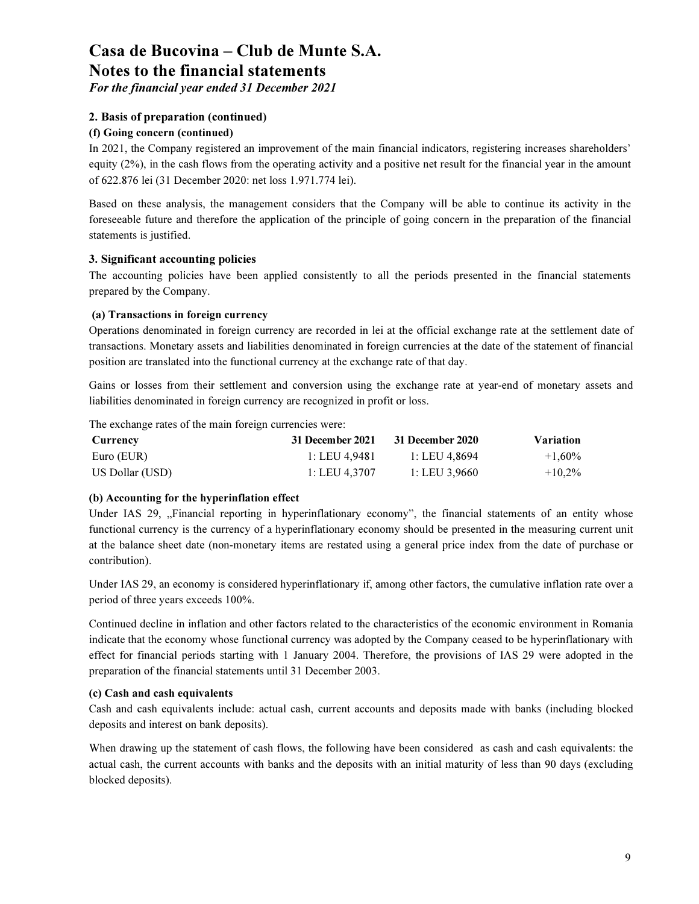# Casa de Bucovina – Club de Munte S.A.
## Notes to the financial statements
*For the financial year ended 31 December 2021*

### 2. Basis of preparation (continued)

#### (f) Going concern (continued)

In 2021, the Company registered an improvement of the main financial indicators, registering increases shareholders' equity (2%), in the cash flows from the operating activity and a positive net result for the financial year in the amount of 622.876 lei (31 December 2020: net loss 1.971.774 lei).

Based on these analysis, the management considers that the Company will be able to continue its activity in the foreseeable future and therefore the application of the principle of going concern in the preparation of the financial statements is justified.

### 3. Significant accounting policies

The accounting policies have been applied consistently to all the periods presented in the financial statements prepared by the Company.

#### (a) Transactions in foreign currency

Operations denominated in foreign currency are recorded in lei at the official exchange rate at the settlement date of transactions. Monetary assets and liabilities denominated in foreign currencies at the date of the statement of financial position are translated into the functional currency at the exchange rate of that day.

Gains or losses from their settlement and conversion using the exchange rate at year-end of monetary assets and liabilities denominated in foreign currency are recognized in profit or loss.

The exchange rates of the main foreign currencies were:

| Currency | 31 December 2021 | 31 December 2020 | Variation |
|---|---|---|---|
| Euro (EUR) | 1: LEU 4,9481 | 1: LEU 4,8694 | +1,60% |
| US Dollar (USD) | 1: LEU 4,3707 | 1: LEU 3,9660 | +10,2% |

#### (b) Accounting for the hyperinflation effect

Under IAS 29, „Financial reporting in hyperinflationary economy", the financial statements of an entity whose functional currency is the currency of a hyperinflationary economy should be presented in the measuring current unit at the balance sheet date (non-monetary items are restated using a general price index from the date of purchase or contribution).

Under IAS 29, an economy is considered hyperinflationary if, among other factors, the cumulative inflation rate over a period of three years exceeds 100%.

Continued decline in inflation and other factors related to the characteristics of the economic environment in Romania indicate that the economy whose functional currency was adopted by the Company ceased to be hyperinflationary with effect for financial periods starting with 1 January 2004. Therefore, the provisions of IAS 29 were adopted in the preparation of the financial statements until 31 December 2003.

#### (c) Cash and cash equivalents

Cash and cash equivalents include: actual cash, current accounts and deposits made with banks (including blocked deposits and interest on bank deposits).

When drawing up the statement of cash flows, the following have been considered as cash and cash equivalents: the actual cash, the current accounts with banks and the deposits with an initial maturity of less than 90 days (excluding blocked deposits).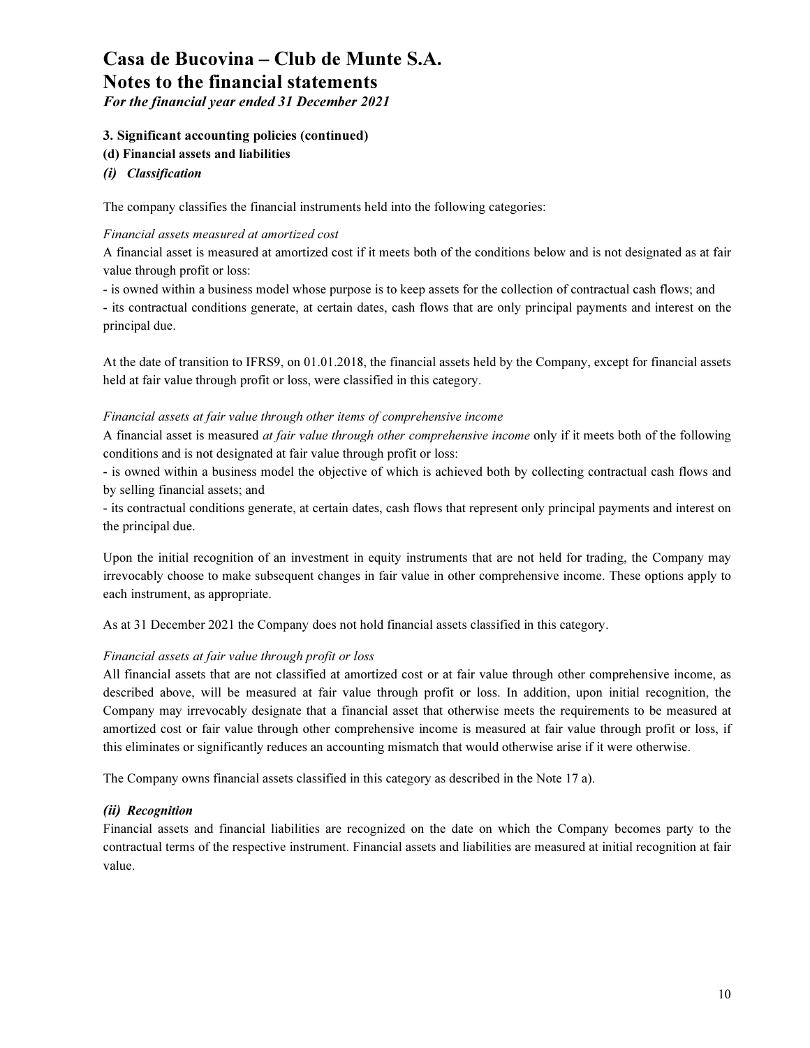# Casa de Bucovina – Club de Munte S.A.
# Notes to the financial statements
*For the financial year ended 31 December 2021*

### 3. Significant accounting policies (continued)

#### (d) Financial assets and liabilities

##### *(i) Classification*

The company classifies the financial instruments held into the following categories:

*Financial assets measured at amortized cost*

A financial asset is measured at amortized cost if it meets both of the conditions below and is not designated as at fair value through profit or loss:

- is owned within a business model whose purpose is to keep assets for the collection of contractual cash flows; and
- its contractual conditions generate, at certain dates, cash flows that are only principal payments and interest on the principal due.

At the date of transition to IFRS9, on 01.01.2018, the financial assets held by the Company, except for financial assets held at fair value through profit or loss, were classified in this category.

*Financial assets at fair value through other items of comprehensive income*

A financial asset is measured *at fair value through other comprehensive income* only if it meets both of the following conditions and is not designated at fair value through profit or loss:

- is owned within a business model the objective of which is achieved both by collecting contractual cash flows and by selling financial assets; and
- its contractual conditions generate, at certain dates, cash flows that represent only principal payments and interest on the principal due.

Upon the initial recognition of an investment in equity instruments that are not held for trading, the Company may irrevocably choose to make subsequent changes in fair value in other comprehensive income. These options apply to each instrument, as appropriate.

As at 31 December 2021 the Company does not hold financial assets classified in this category.

*Financial assets at fair value through profit or loss*

All financial assets that are not classified at amortized cost or at fair value through other comprehensive income, as described above, will be measured at fair value through profit or loss. In addition, upon initial recognition, the Company may irrevocably designate that a financial asset that otherwise meets the requirements to be measured at amortized cost or fair value through other comprehensive income is measured at fair value through profit or loss, if this eliminates or significantly reduces an accounting mismatch that would otherwise arise if it were otherwise.

The Company owns financial assets classified in this category as described in the Note 17 a).

##### *(ii) Recognition*

Financial assets and financial liabilities are recognized on the date on which the Company becomes party to the contractual terms of the respective instrument. Financial assets and liabilities are measured at initial recognition at fair value.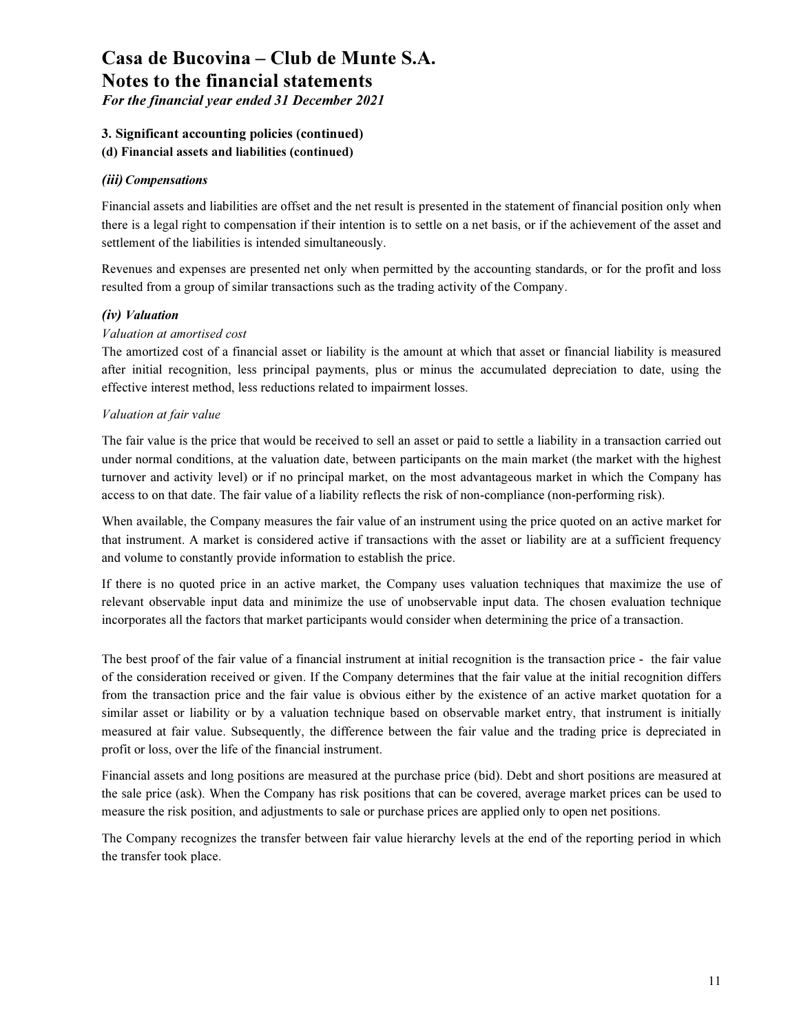### 3. Significant accounting policies (continued)

#### (d) Financial assets and liabilities (continued)

***(iii) Compensations***

Financial assets and liabilities are offset and the net result is presented in the statement of financial position only when there is a legal right to compensation if their intention is to settle on a net basis, or if the achievement of the asset and settlement of the liabilities is intended simultaneously.

Revenues and expenses are presented net only when permitted by the accounting standards, or for the profit and loss resulted from a group of similar transactions such as the trading activity of the Company.

***(iv) Valuation***

*Valuation at amortised cost*

The amortized cost of a financial asset or liability is the amount at which that asset or financial liability is measured after initial recognition, less principal payments, plus or minus the accumulated depreciation to date, using the effective interest method, less reductions related to impairment losses.

*Valuation at fair value*

The fair value is the price that would be received to sell an asset or paid to settle a liability in a transaction carried out under normal conditions, at the valuation date, between participants on the main market (the market with the highest turnover and activity level) or if no principal market, on the most advantageous market in which the Company has access to on that date. The fair value of a liability reflects the risk of non-compliance (non-performing risk).

When available, the Company measures the fair value of an instrument using the price quoted on an active market for that instrument. A market is considered active if transactions with the asset or liability are at a sufficient frequency and volume to constantly provide information to establish the price.

If there is no quoted price in an active market, the Company uses valuation techniques that maximize the use of relevant observable input data and minimize the use of unobservable input data. The chosen evaluation technique incorporates all the factors that market participants would consider when determining the price of a transaction.

The best proof of the fair value of a financial instrument at initial recognition is the transaction price - the fair value of the consideration received or given. If the Company determines that the fair value at the initial recognition differs from the transaction price and the fair value is obvious either by the existence of an active market quotation for a similar asset or liability or by a valuation technique based on observable market entry, that instrument is initially measured at fair value. Subsequently, the difference between the fair value and the trading price is depreciated in profit or loss, over the life of the financial instrument.

Financial assets and long positions are measured at the purchase price (bid). Debt and short positions are measured at the sale price (ask). When the Company has risk positions that can be covered, average market prices can be used to measure the risk position, and adjustments to sale or purchase prices are applied only to open net positions.

The Company recognizes the transfer between fair value hierarchy levels at the end of the reporting period in which the transfer took place.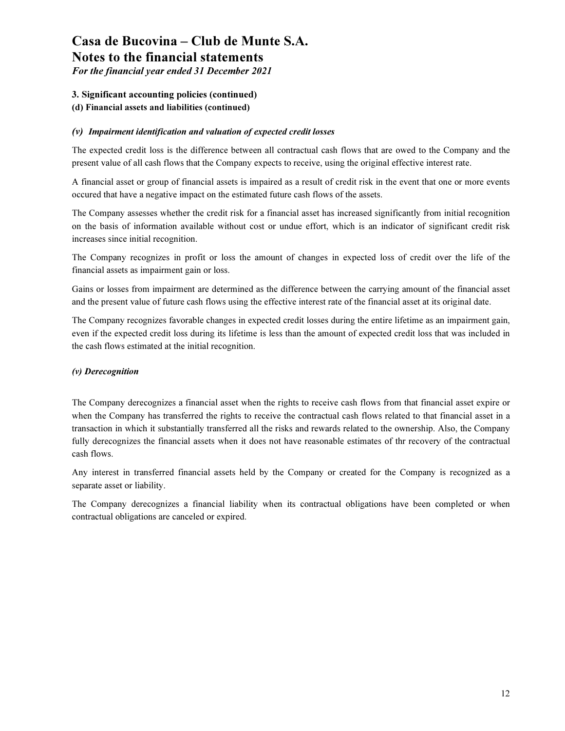# Casa de Bucovina – Club de Munte S.A.

## Notes to the financial statements

*For the financial year ended 31 December 2021*

### 3. Significant accounting policies (continued)

#### (d) Financial assets and liabilities (continued)

***(v) Impairment identification and valuation of expected credit losses***

The expected credit loss is the difference between all contractual cash flows that are owed to the Company and the present value of all cash flows that the Company expects to receive, using the original effective interest rate.

A financial asset or group of financial assets is impaired as a result of credit risk in the event that one or more events occured that have a negative impact on the estimated future cash flows of the assets.

The Company assesses whether the credit risk for a financial asset has increased significantly from initial recognition on the basis of information available without cost or undue effort, which is an indicator of significant credit risk increases since initial recognition.

The Company recognizes in profit or loss the amount of changes in expected loss of credit over the life of the financial assets as impairment gain or loss.

Gains or losses from impairment are determined as the difference between the carrying amount of the financial asset and the present value of future cash flows using the effective interest rate of the financial asset at its original date.

The Company recognizes favorable changes in expected credit losses during the entire lifetime as an impairment gain, even if the expected credit loss during its lifetime is less than the amount of expected credit loss that was included in the cash flows estimated at the initial recognition.

***(v) Derecognition***

The Company derecognizes a financial asset when the rights to receive cash flows from that financial asset expire or when the Company has transferred the rights to receive the contractual cash flows related to that financial asset in a transaction in which it substantially transferred all the risks and rewards related to the ownership. Also, the Company fully derecognizes the financial assets when it does not have reasonable estimates of thr recovery of the contractual cash flows.

Any interest in transferred financial assets held by the Company or created for the Company is recognized as a separate asset or liability.

The Company derecognizes a financial liability when its contractual obligations have been completed or when contractual obligations are canceled or expired.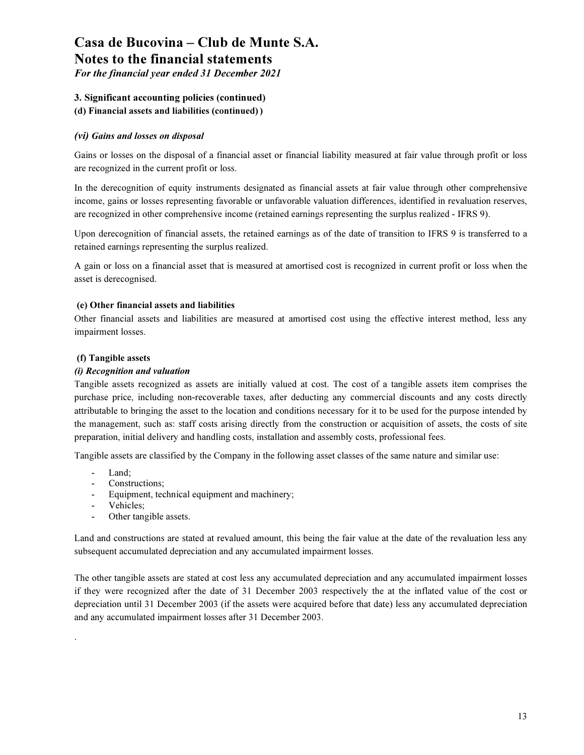### 3. Significant accounting policies (continued)
#### (d) Financial assets and liabilities (continued) )

***(vi) Gains and losses on disposal***

Gains or losses on the disposal of a financial asset or financial liability measured at fair value through profit or loss are recognized in the current profit or loss.

In the derecognition of equity instruments designated as financial assets at fair value through other comprehensive income, gains or losses representing favorable or unfavorable valuation differences, identified in revaluation reserves, are recognized in other comprehensive income (retained earnings representing the surplus realized - IFRS 9).

Upon derecognition of financial assets, the retained earnings as of the date of transition to IFRS 9 is transferred to a retained earnings representing the surplus realized.

A gain or loss on a financial asset that is measured at amortised cost is recognized in current profit or loss when the asset is derecognised.

#### (e) Other financial assets and liabilities

Other financial assets and liabilities are measured at amortised cost using the effective interest method, less any impairment losses.

#### (f) Tangible assets

***(i) Recognition and valuation***

Tangible assets recognized as assets are initially valued at cost. The cost of a tangible assets item comprises the purchase price, including non-recoverable taxes, after deducting any commercial discounts and any costs directly attributable to bringing the asset to the location and conditions necessary for it to be used for the purpose intended by the management, such as: staff costs arising directly from the construction or acquisition of assets, the costs of site preparation, initial delivery and handling costs, installation and assembly costs, professional fees.

Tangible assets are classified by the Company in the following asset classes of the same nature and similar use:

- Land;
- Constructions;
- Equipment, technical equipment and machinery;
- Vehicles;
- Other tangible assets.

Land and constructions are stated at revalued amount, this being the fair value at the date of the revaluation less any subsequent accumulated depreciation and any accumulated impairment losses.

The other tangible assets are stated at cost less any accumulated depreciation and any accumulated impairment losses if they were recognized after the date of 31 December 2003 respectively the at the inflated value of the cost or depreciation until 31 December 2003 (if the assets were acquired before that date) less any accumulated depreciation and any accumulated impairment losses after 31 December 2003.

.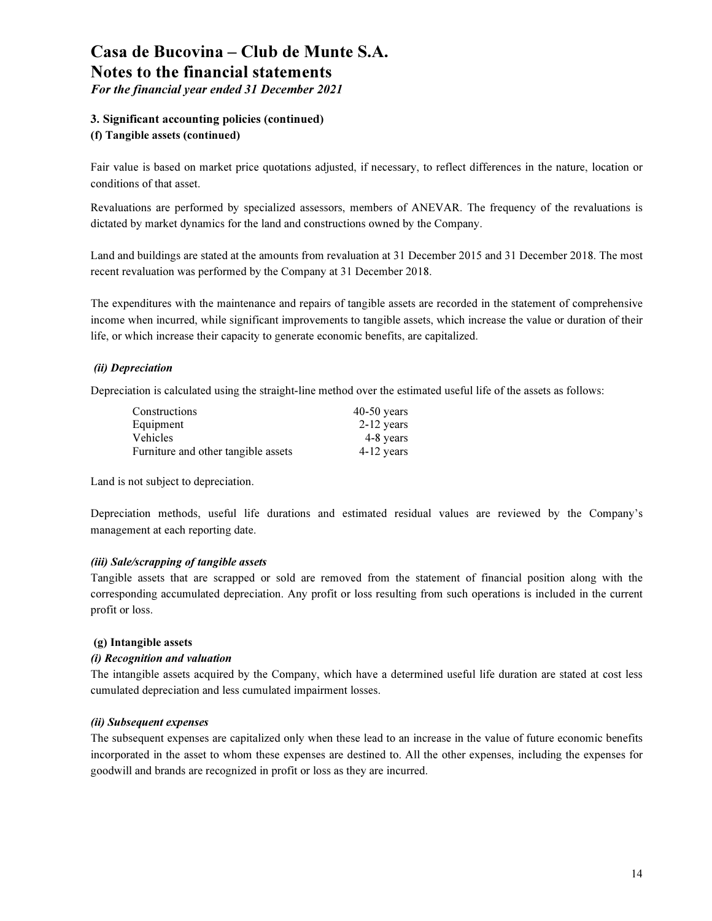# Casa de Bucovina – Club de Munte S.A.
# Notes to the financial statements
*For the financial year ended 31 December 2021*

### 3. Significant accounting policies (continued)
#### (f) Tangible assets (continued)

Fair value is based on market price quotations adjusted, if necessary, to reflect differences in the nature, location or conditions of that asset.

Revaluations are performed by specialized assessors, members of ANEVAR. The frequency of the revaluations is dictated by market dynamics for the land and constructions owned by the Company.

Land and buildings are stated at the amounts from revaluation at 31 December 2015 and 31 December 2018. The most recent revaluation was performed by the Company at 31 December 2018.

The expenditures with the maintenance and repairs of tangible assets are recorded in the statement of comprehensive income when incurred, while significant improvements to tangible assets, which increase the value or duration of their life, or which increase their capacity to generate economic benefits, are capitalized.

***(ii) Depreciation***

Depreciation is calculated using the straight-line method over the estimated useful life of the assets as follows:

| | |
|---|---|
| Constructions | 40-50 years |
| Equipment | 2-12 years |
| Vehicles | 4-8 years |
| Furniture and other tangible assets | 4-12 years |

Land is not subject to depreciation.

Depreciation methods, useful life durations and estimated residual values are reviewed by the Company's management at each reporting date.

***(iii) Sale/scrapping of tangible assets***

Tangible assets that are scrapped or sold are removed from the statement of financial position along with the corresponding accumulated depreciation. Any profit or loss resulting from such operations is included in the current profit or loss.

#### (g) Intangible assets

***(i) Recognition and valuation***

The intangible assets acquired by the Company, which have a determined useful life duration are stated at cost less cumulated depreciation and less cumulated impairment losses.

***(ii) Subsequent expenses***

The subsequent expenses are capitalized only when these lead to an increase in the value of future economic benefits incorporated in the asset to whom these expenses are destined to. All the other expenses, including the expenses for goodwill and brands are recognized in profit or loss as they are incurred.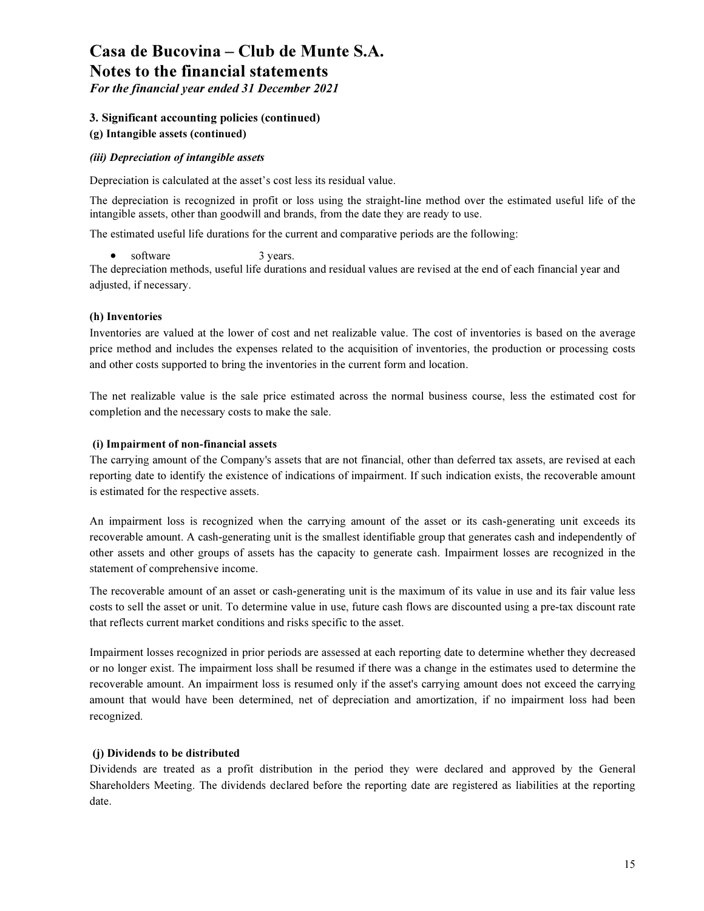# Casa de Bucovina – Club de Munte S.A.
# Notes to the financial statements
*For the financial year ended 31 December 2021*

### 3. Significant accounting policies (continued)
#### (g) Intangible assets (continued)

***(iii) Depreciation of intangible assets***

Depreciation is calculated at the asset's cost less its residual value.

The depreciation is recognized in profit or loss using the straight-line method over the estimated useful life of the intangible assets, other than goodwill and brands, from the date they are ready to use.

The estimated useful life durations for the current and comparative periods are the following:

- software 3 years.

The depreciation methods, useful life durations and residual values are revised at the end of each financial year and adjusted, if necessary.

#### (h) Inventories

Inventories are valued at the lower of cost and net realizable value. The cost of inventories is based on the average price method and includes the expenses related to the acquisition of inventories, the production or processing costs and other costs supported to bring the inventories in the current form and location.

The net realizable value is the sale price estimated across the normal business course, less the estimated cost for completion and the necessary costs to make the sale.

#### (i) Impairment of non-financial assets

The carrying amount of the Company's assets that are not financial, other than deferred tax assets, are revised at each reporting date to identify the existence of indications of impairment. If such indication exists, the recoverable amount is estimated for the respective assets.

An impairment loss is recognized when the carrying amount of the asset or its cash-generating unit exceeds its recoverable amount. A cash-generating unit is the smallest identifiable group that generates cash and independently of other assets and other groups of assets has the capacity to generate cash. Impairment losses are recognized in the statement of comprehensive income.

The recoverable amount of an asset or cash-generating unit is the maximum of its value in use and its fair value less costs to sell the asset or unit. To determine value in use, future cash flows are discounted using a pre-tax discount rate that reflects current market conditions and risks specific to the asset.

Impairment losses recognized in prior periods are assessed at each reporting date to determine whether they decreased or no longer exist. The impairment loss shall be resumed if there was a change in the estimates used to determine the recoverable amount. An impairment loss is resumed only if the asset's carrying amount does not exceed the carrying amount that would have been determined, net of depreciation and amortization, if no impairment loss had been recognized.

#### (j) Dividends to be distributed

Dividends are treated as a profit distribution in the period they were declared and approved by the General Shareholders Meeting. The dividends declared before the reporting date are registered as liabilities at the reporting date.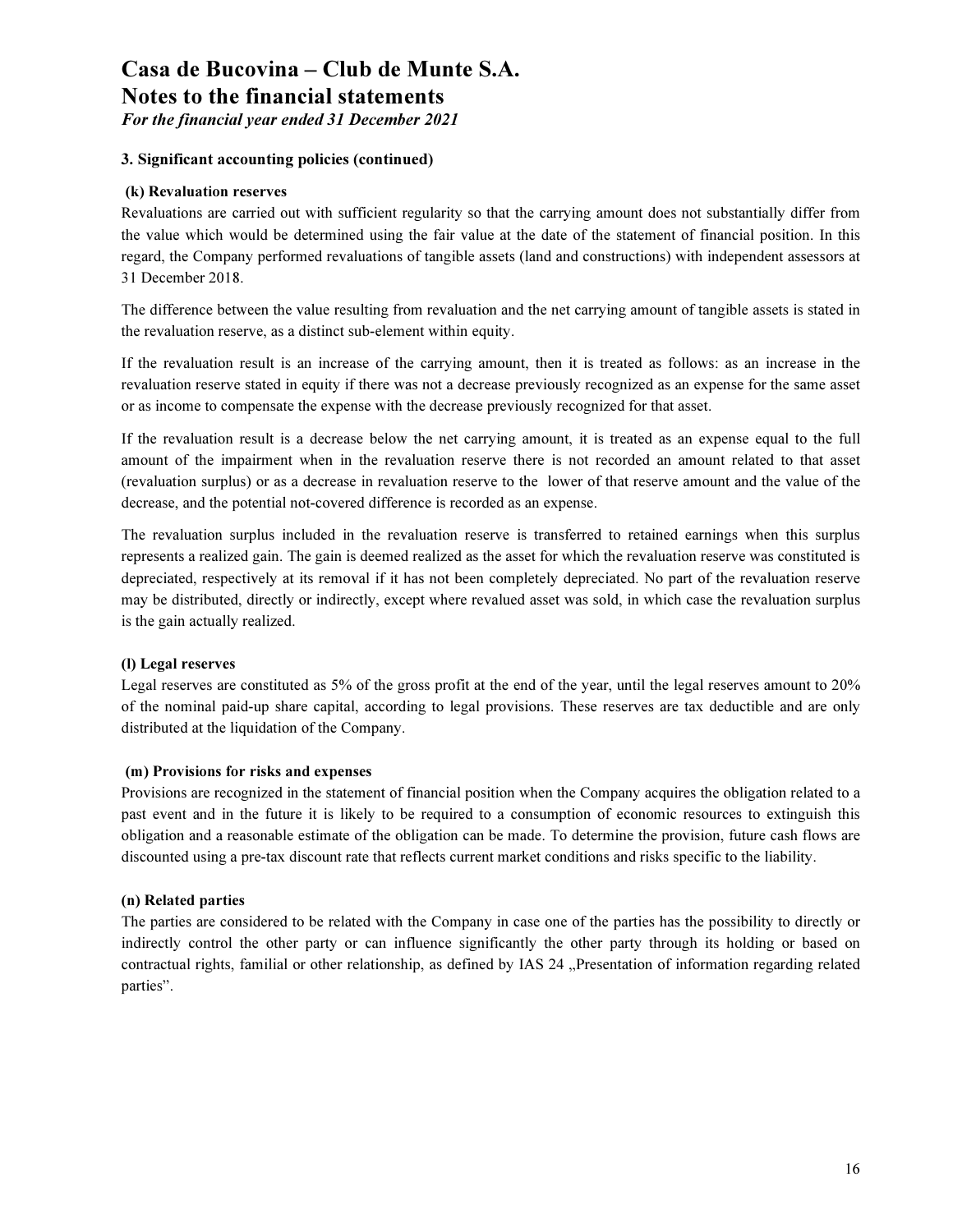# Casa de Bucovina – Club de Munte S.A.

# Notes to the financial statements

*For the financial year ended 31 December 2021*

### 3. Significant accounting policies (continued)

#### (k) Revaluation reserves

Revaluations are carried out with sufficient regularity so that the carrying amount does not substantially differ from the value which would be determined using the fair value at the date of the statement of financial position. In this regard, the Company performed revaluations of tangible assets (land and constructions) with independent assessors at 31 December 2018.

The difference between the value resulting from revaluation and the net carrying amount of tangible assets is stated in the revaluation reserve, as a distinct sub-element within equity.

If the revaluation result is an increase of the carrying amount, then it is treated as follows: as an increase in the revaluation reserve stated in equity if there was not a decrease previously recognized as an expense for the same asset or as income to compensate the expense with the decrease previously recognized for that asset.

If the revaluation result is a decrease below the net carrying amount, it is treated as an expense equal to the full amount of the impairment when in the revaluation reserve there is not recorded an amount related to that asset (revaluation surplus) or as a decrease in revaluation reserve to the lower of that reserve amount and the value of the decrease, and the potential not-covered difference is recorded as an expense.

The revaluation surplus included in the revaluation reserve is transferred to retained earnings when this surplus represents a realized gain. The gain is deemed realized as the asset for which the revaluation reserve was constituted is depreciated, respectively at its removal if it has not been completely depreciated. No part of the revaluation reserve may be distributed, directly or indirectly, except where revalued asset was sold, in which case the revaluation surplus is the gain actually realized.

#### (l) Legal reserves

Legal reserves are constituted as 5% of the gross profit at the end of the year, until the legal reserves amount to 20% of the nominal paid-up share capital, according to legal provisions. These reserves are tax deductible and are only distributed at the liquidation of the Company.

#### (m) Provisions for risks and expenses

Provisions are recognized in the statement of financial position when the Company acquires the obligation related to a past event and in the future it is likely to be required to a consumption of economic resources to extinguish this obligation and a reasonable estimate of the obligation can be made. To determine the provision, future cash flows are discounted using a pre-tax discount rate that reflects current market conditions and risks specific to the liability.

#### (n) Related parties

The parties are considered to be related with the Company in case one of the parties has the possibility to directly or indirectly control the other party or can influence significantly the other party through its holding or based on contractual rights, familial or other relationship, as defined by IAS 24 „Presentation of information regarding related parties".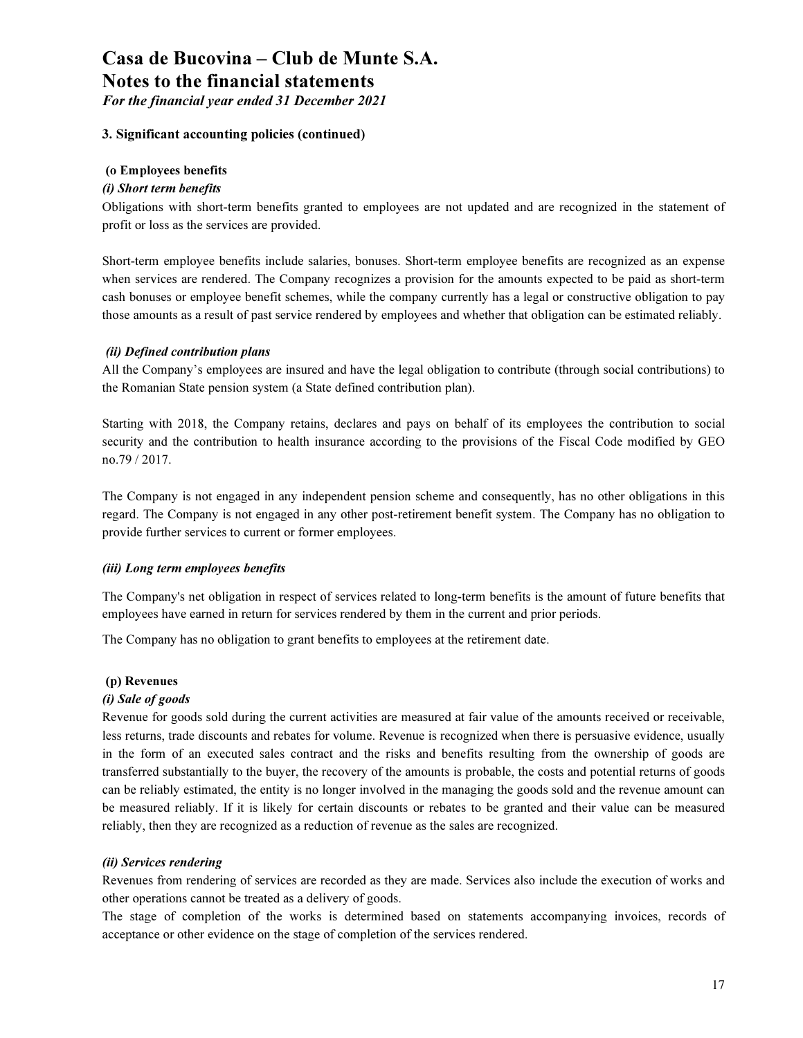# Casa de Bucovina – Club de Munte S.A.
## Notes to the financial statements
*For the financial year ended 31 December 2021*

### 3. Significant accounting policies (continued)

**(o Employees benefits**

***(i) Short term benefits***

Obligations with short-term benefits granted to employees are not updated and are recognized in the statement of profit or loss as the services are provided.

Short-term employee benefits include salaries, bonuses. Short-term employee benefits are recognized as an expense when services are rendered. The Company recognizes a provision for the amounts expected to be paid as short-term cash bonuses or employee benefit schemes, while the company currently has a legal or constructive obligation to pay those amounts as a result of past service rendered by employees and whether that obligation can be estimated reliably.

***(ii) Defined contribution plans***

All the Company's employees are insured and have the legal obligation to contribute (through social contributions) to the Romanian State pension system (a State defined contribution plan).

Starting with 2018, the Company retains, declares and pays on behalf of its employees the contribution to social security and the contribution to health insurance according to the provisions of the Fiscal Code modified by GEO no.79 / 2017.

The Company is not engaged in any independent pension scheme and consequently, has no other obligations in this regard. The Company is not engaged in any other post-retirement benefit system. The Company has no obligation to provide further services to current or former employees.

***(iii) Long term employees benefits***

The Company's net obligation in respect of services related to long-term benefits is the amount of future benefits that employees have earned in return for services rendered by them in the current and prior periods.

The Company has no obligation to grant benefits to employees at the retirement date.

**(p) Revenues**

***(i) Sale of goods***

Revenue for goods sold during the current activities are measured at fair value of the amounts received or receivable, less returns, trade discounts and rebates for volume. Revenue is recognized when there is persuasive evidence, usually in the form of an executed sales contract and the risks and benefits resulting from the ownership of goods are transferred substantially to the buyer, the recovery of the amounts is probable, the costs and potential returns of goods can be reliably estimated, the entity is no longer involved in the managing the goods sold and the revenue amount can be measured reliably. If it is likely for certain discounts or rebates to be granted and their value can be measured reliably, then they are recognized as a reduction of revenue as the sales are recognized.

***(ii) Services rendering***

Revenues from rendering of services are recorded as they are made. Services also include the execution of works and other operations cannot be treated as a delivery of goods.

The stage of completion of the works is determined based on statements accompanying invoices, records of acceptance or other evidence on the stage of completion of the services rendered.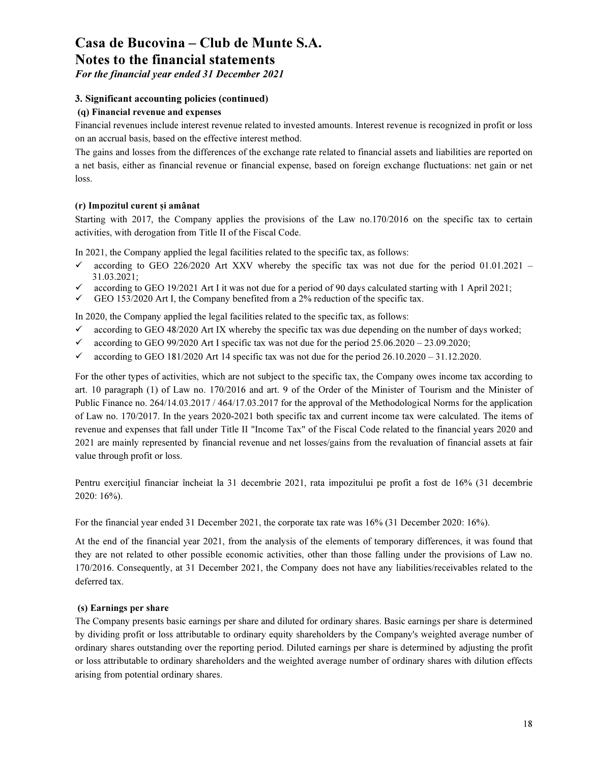# Casa de Bucovina – Club de Munte S.A.
# Notes to the financial statements
*For the financial year ended 31 December 2021*

### 3. Significant accounting policies (continued)

#### (q) Financial revenue and expenses

Financial revenues include interest revenue related to invested amounts. Interest revenue is recognized in profit or loss on an accrual basis, based on the effective interest method.

The gains and losses from the differences of the exchange rate related to financial assets and liabilities are reported on a net basis, either as financial revenue or financial expense, based on foreign exchange fluctuations: net gain or net loss.

#### (r) Impozitul curent și amânat

Starting with 2017, the Company applies the provisions of the Law no.170/2016 on the specific tax to certain activities, with derogation from Title II of the Fiscal Code.

In 2021, the Company applied the legal facilities related to the specific tax, as follows:

- ✓ according to GEO 226/2020 Art XXV whereby the specific tax was not due for the period 01.01.2021 – 31.03.2021;
- ✓ according to GEO 19/2021 Art I it was not due for a period of 90 days calculated starting with 1 April 2021;
- ✓ GEO 153/2020 Art I, the Company benefited from a 2% reduction of the specific tax.

In 2020, the Company applied the legal facilities related to the specific tax, as follows:

- ✓ according to GEO 48/2020 Art IX whereby the specific tax was due depending on the number of days worked;
- ✓ according to GEO 99/2020 Art I specific tax was not due for the period 25.06.2020 – 23.09.2020;
- ✓ according to GEO 181/2020 Art 14 specific tax was not due for the period 26.10.2020 – 31.12.2020.

For the other types of activities, which are not subject to the specific tax, the Company owes income tax according to art. 10 paragraph (1) of Law no. 170/2016 and art. 9 of the Order of the Minister of Tourism and the Minister of Public Finance no. 264/14.03.2017 / 464/17.03.2017 for the approval of the Methodological Norms for the application of Law no. 170/2017. In the years 2020-2021 both specific tax and current income tax were calculated. The items of revenue and expenses that fall under Title II "Income Tax" of the Fiscal Code related to the financial years 2020 and 2021 are mainly represented by financial revenue and net losses/gains from the revaluation of financial assets at fair value through profit or loss.

Pentru exercițiul financiar încheiat la 31 decembrie 2021, rata impozitului pe profit a fost de 16% (31 decembrie 2020: 16%).

For the financial year ended 31 December 2021, the corporate tax rate was 16% (31 December 2020: 16%).

At the end of the financial year 2021, from the analysis of the elements of temporary differences, it was found that they are not related to other possible economic activities, other than those falling under the provisions of Law no. 170/2016. Consequently, at 31 December 2021, the Company does not have any liabilities/receivables related to the deferred tax.

#### (s) Earnings per share

The Company presents basic earnings per share and diluted for ordinary shares. Basic earnings per share is determined by dividing profit or loss attributable to ordinary equity shareholders by the Company's weighted average number of ordinary shares outstanding over the reporting period. Diluted earnings per share is determined by adjusting the profit or loss attributable to ordinary shareholders and the weighted average number of ordinary shares with dilution effects arising from potential ordinary shares.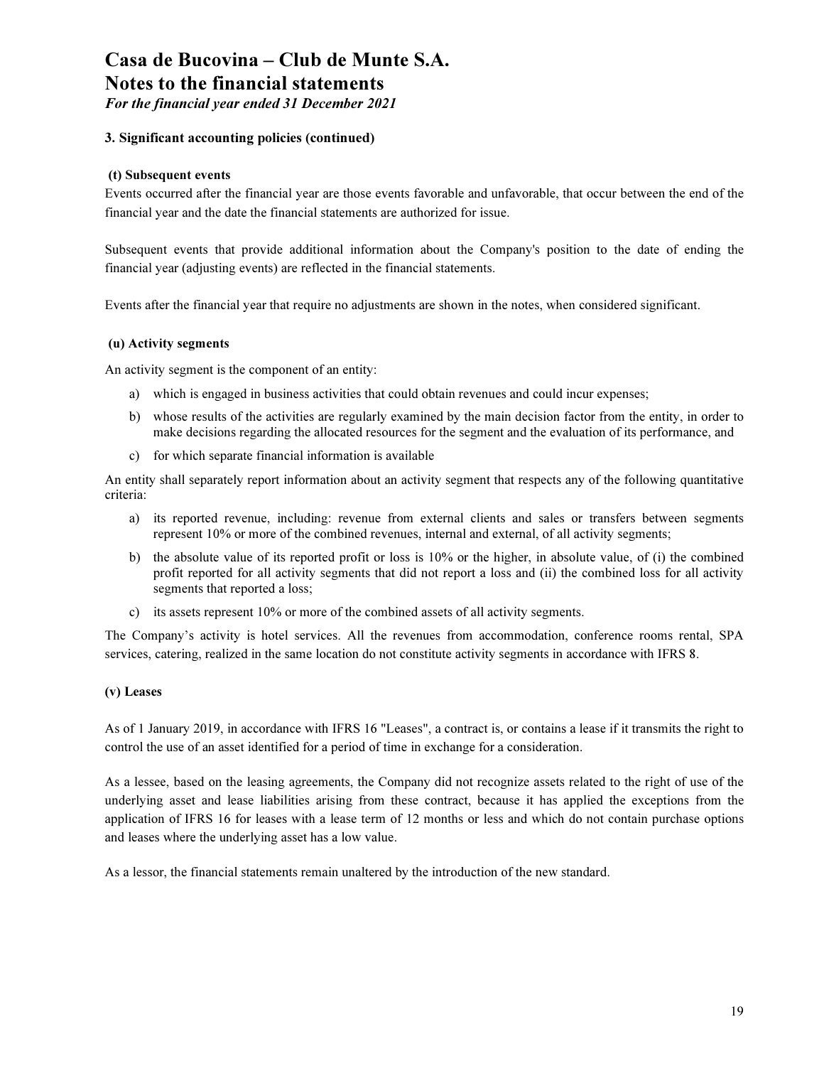# Casa de Bucovina – Club de Munte S.A.
# Notes to the financial statements
*For the financial year ended 31 December 2021*

### 3. Significant accounting policies (continued)

#### (t) Subsequent events

Events occurred after the financial year are those events favorable and unfavorable, that occur between the end of the financial year and the date the financial statements are authorized for issue.

Subsequent events that provide additional information about the Company's position to the date of ending the financial year (adjusting events) are reflected in the financial statements.

Events after the financial year that require no adjustments are shown in the notes, when considered significant.

#### (u) Activity segments

An activity segment is the component of an entity:

a) which is engaged in business activities that could obtain revenues and could incur expenses;
b) whose results of the activities are regularly examined by the main decision factor from the entity, in order to make decisions regarding the allocated resources for the segment and the evaluation of its performance, and
c) for which separate financial information is available

An entity shall separately report information about an activity segment that respects any of the following quantitative criteria:

a) its reported revenue, including: revenue from external clients and sales or transfers between segments represent 10% or more of the combined revenues, internal and external, of all activity segments;
b) the absolute value of its reported profit or loss is 10% or the higher, in absolute value, of (i) the combined profit reported for all activity segments that did not report a loss and (ii) the combined loss for all activity segments that reported a loss;
c) its assets represent 10% or more of the combined assets of all activity segments.

The Company's activity is hotel services. All the revenues from accommodation, conference rooms rental, SPA services, catering, realized in the same location do not constitute activity segments in accordance with IFRS 8.

#### (v) Leases

As of 1 January 2019, in accordance with IFRS 16 "Leases", a contract is, or contains a lease if it transmits the right to control the use of an asset identified for a period of time in exchange for a consideration.

As a lessee, based on the leasing agreements, the Company did not recognize assets related to the right of use of the underlying asset and lease liabilities arising from these contract, because it has applied the exceptions from the application of IFRS 16 for leases with a lease term of 12 months or less and which do not contain purchase options and leases where the underlying asset has a low value.

As a lessor, the financial statements remain unaltered by the introduction of the new standard.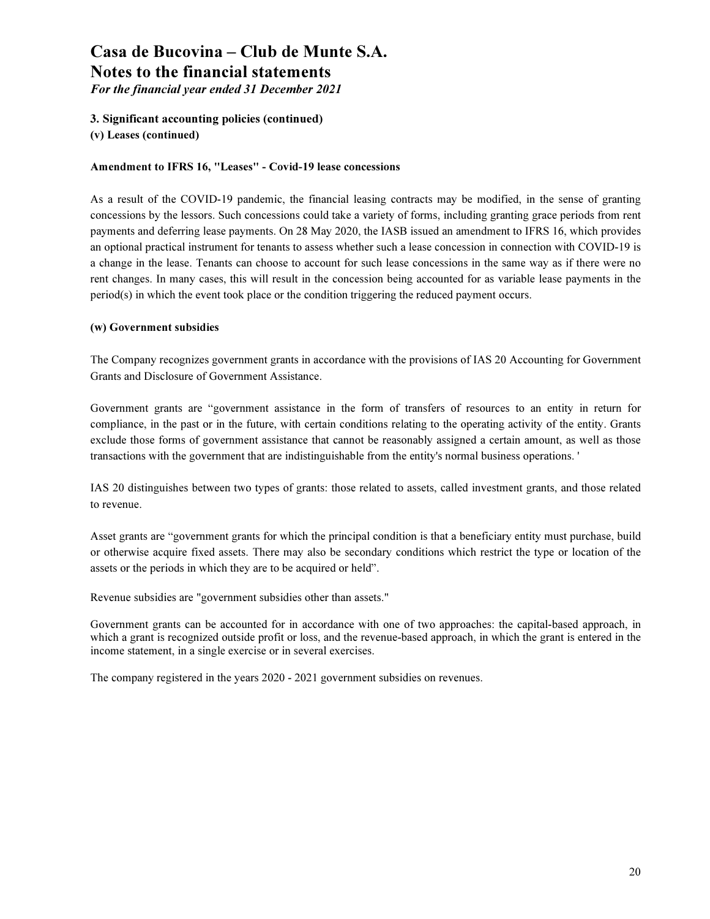# Casa de Bucovina – Club de Munte S.A.
# Notes to the financial statements
*For the financial year ended 31 December 2021*

### 3. Significant accounting policies (continued)
**(v) Leases (continued)**

**Amendment to IFRS 16, "Leases" - Covid-19 lease concessions**

As a result of the COVID-19 pandemic, the financial leasing contracts may be modified, in the sense of granting concessions by the lessors. Such concessions could take a variety of forms, including granting grace periods from rent payments and deferring lease payments. On 28 May 2020, the IASB issued an amendment to IFRS 16, which provides an optional practical instrument for tenants to assess whether such a lease concession in connection with COVID-19 is a change in the lease. Tenants can choose to account for such lease concessions in the same way as if there were no rent changes. In many cases, this will result in the concession being accounted for as variable lease payments in the period(s) in which the event took place or the condition triggering the reduced payment occurs.

**(w) Government subsidies**

The Company recognizes government grants in accordance with the provisions of IAS 20 Accounting for Government Grants and Disclosure of Government Assistance.

Government grants are "government assistance in the form of transfers of resources to an entity in return for compliance, in the past or in the future, with certain conditions relating to the operating activity of the entity. Grants exclude those forms of government assistance that cannot be reasonably assigned a certain amount, as well as those transactions with the government that are indistinguishable from the entity's normal business operations. '

IAS 20 distinguishes between two types of grants: those related to assets, called investment grants, and those related to revenue.

Asset grants are "government grants for which the principal condition is that a beneficiary entity must purchase, build or otherwise acquire fixed assets. There may also be secondary conditions which restrict the type or location of the assets or the periods in which they are to be acquired or held".

Revenue subsidies are "government subsidies other than assets."

Government grants can be accounted for in accordance with one of two approaches: the capital-based approach, in which a grant is recognized outside profit or loss, and the revenue-based approach, in which the grant is entered in the income statement, in a single exercise or in several exercises.

The company registered in the years 2020 - 2021 government subsidies on revenues.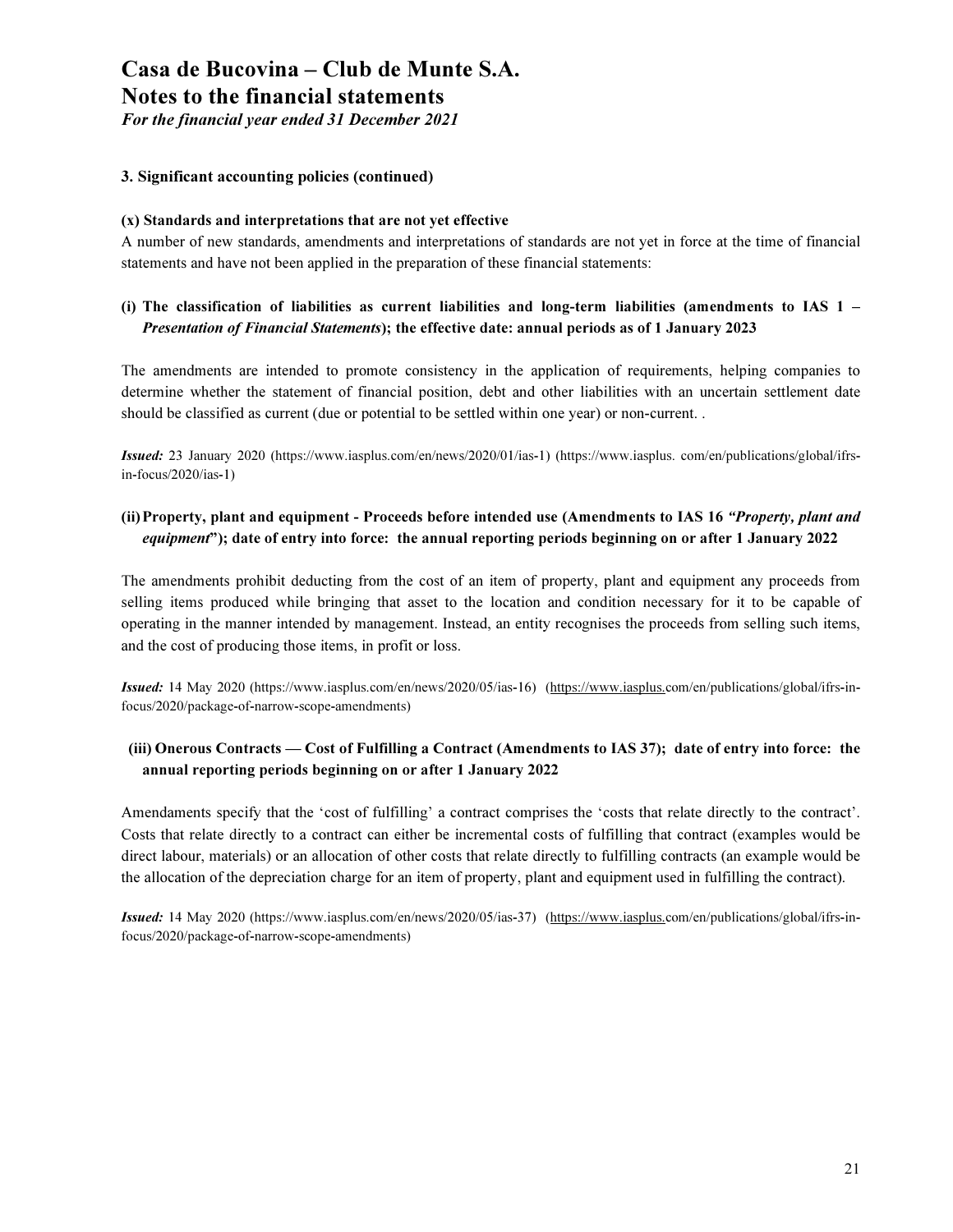### 3. Significant accounting policies (continued)

#### (x) Standards and interpretations that are not yet effective

A number of new standards, amendments and interpretations of standards are not yet in force at the time of financial statements and have not been applied in the preparation of these financial statements:

**(i) The classification of liabilities as current liabilities and long-term liabilities (amendments to IAS 1 – *Presentation of Financial Statements*); the effective date: annual periods as of 1 January 2023**

The amendments are intended to promote consistency in the application of requirements, helping companies to determine whether the statement of financial position, debt and other liabilities with an uncertain settlement date should be classified as current (due or potential to be settled within one year) or non-current. .

***Issued:*** 23 January 2020 (https://www.iasplus.com/en/news/2020/01/ias-1) (https://www.iasplus. com/en/publications/global/ifrs-in-focus/2020/ias-1)

**(ii) Property, plant and equipment - Proceeds before intended use (Amendments to IAS 16 *"Property, plant and equipment"*); date of entry into force: the annual reporting periods beginning on or after 1 January 2022**

The amendments prohibit deducting from the cost of an item of property, plant and equipment any proceeds from selling items produced while bringing that asset to the location and condition necessary for it to be capable of operating in the manner intended by management. Instead, an entity recognises the proceeds from selling such items, and the cost of producing those items, in profit or loss.

***Issued:*** 14 May 2020 (https://www.iasplus.com/en/news/2020/05/ias-16) (https://www.iasplus.com/en/publications/global/ifrs-in-focus/2020/package-of-narrow-scope-amendments)

**(iii) Onerous Contracts — Cost of Fulfilling a Contract (Amendments to IAS 37); date of entry into force: the annual reporting periods beginning on or after 1 January 2022**

Amendaments specify that the 'cost of fulfilling' a contract comprises the 'costs that relate directly to the contract'. Costs that relate directly to a contract can either be incremental costs of fulfilling that contract (examples would be direct labour, materials) or an allocation of other costs that relate directly to fulfilling contracts (an example would be the allocation of the depreciation charge for an item of property, plant and equipment used in fulfilling the contract).

***Issued:*** 14 May 2020 (https://www.iasplus.com/en/news/2020/05/ias-37) (https://www.iasplus.com/en/publications/global/ifrs-in-focus/2020/package-of-narrow-scope-amendments)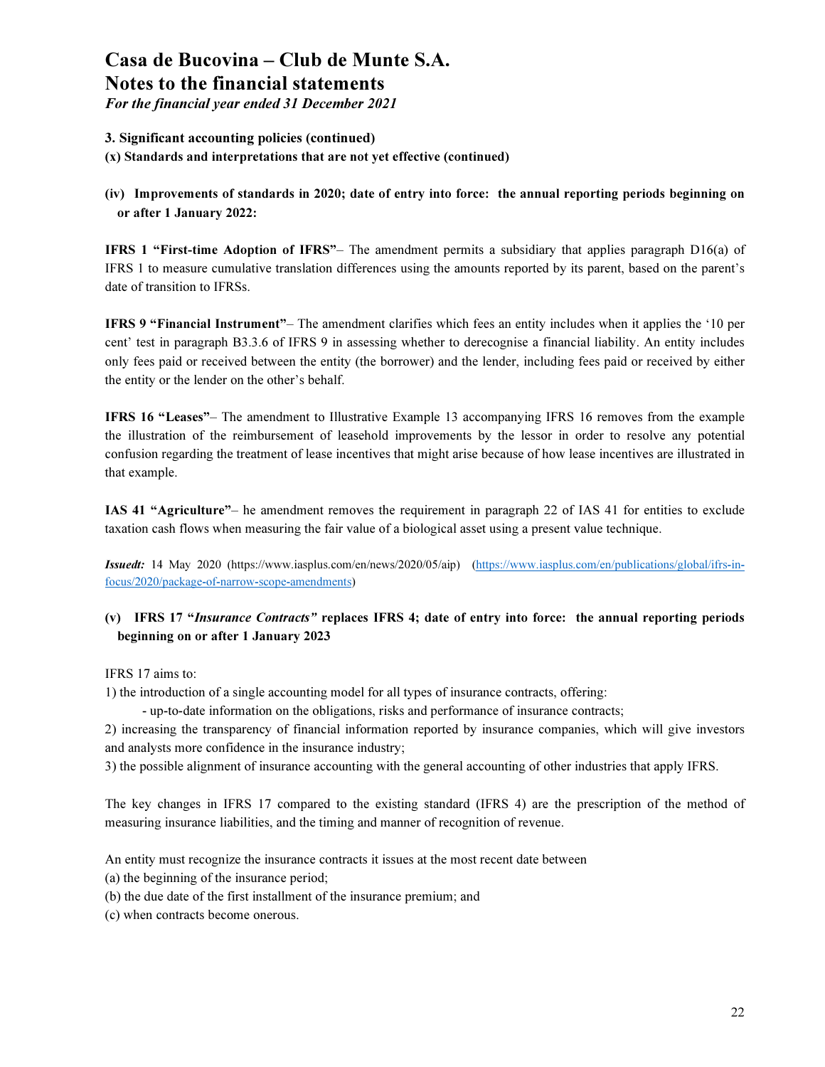# Casa de Bucovina – Club de Munte S.A.
# Notes to the financial statements
*For the financial year ended 31 December 2021*

**3. Significant accounting policies (continued)**

**(x) Standards and interpretations that are not yet effective (continued)**

**(iv) Improvements of standards in 2020; date of entry into force: the annual reporting periods beginning on or after 1 January 2022:**

**IFRS 1 "First-time Adoption of IFRS"**– The amendment permits a subsidiary that applies paragraph D16(a) of IFRS 1 to measure cumulative translation differences using the amounts reported by its parent, based on the parent's date of transition to IFRSs.

**IFRS 9 "Financial Instrument"**– The amendment clarifies which fees an entity includes when it applies the '10 per cent' test in paragraph B3.3.6 of IFRS 9 in assessing whether to derecognise a financial liability. An entity includes only fees paid or received between the entity (the borrower) and the lender, including fees paid or received by either the entity or the lender on the other's behalf.

**IFRS 16 "Leases"**– The amendment to Illustrative Example 13 accompanying IFRS 16 removes from the example the illustration of the reimbursement of leasehold improvements by the lessor in order to resolve any potential confusion regarding the treatment of lease incentives that might arise because of how lease incentives are illustrated in that example.

**IAS 41 "Agriculture"**– he amendment removes the requirement in paragraph 22 of IAS 41 for entities to exclude taxation cash flows when measuring the fair value of a biological asset using a present value technique.

***Issuedt:*** 14 May 2020 (https://www.iasplus.com/en/news/2020/05/aip) (https://www.iasplus.com/en/publications/global/ifrs-in-focus/2020/package-of-narrow-scope-amendments)

**(v) IFRS 17 "*Insurance Contracts"* replaces IFRS 4; date of entry into force: the annual reporting periods beginning on or after 1 January 2023**

IFRS 17 aims to:

1) the introduction of a single accounting model for all types of insurance contracts, offering:
   - up-to-date information on the obligations, risks and performance of insurance contracts;
2) increasing the transparency of financial information reported by insurance companies, which will give investors and analysts more confidence in the insurance industry;
3) the possible alignment of insurance accounting with the general accounting of other industries that apply IFRS.

The key changes in IFRS 17 compared to the existing standard (IFRS 4) are the prescription of the method of measuring insurance liabilities, and the timing and manner of recognition of revenue.

An entity must recognize the insurance contracts it issues at the most recent date between

(a) the beginning of the insurance period;

(b) the due date of the first installment of the insurance premium; and

(c) when contracts become onerous.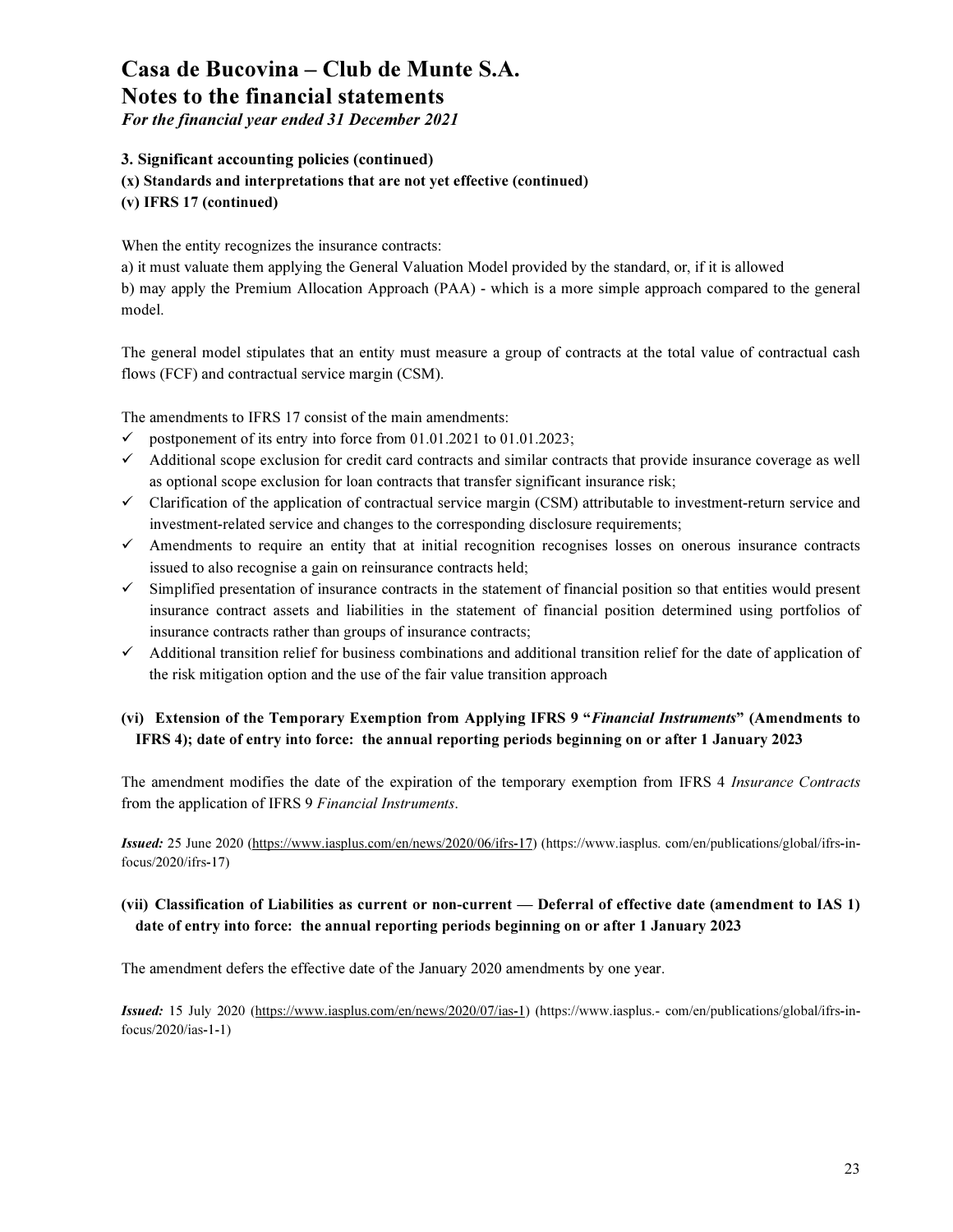# Casa de Bucovina – Club de Munte S.A.
# Notes to the financial statements
*For the financial year ended 31 December 2021*

**3. Significant accounting policies (continued)**
**(x) Standards and interpretations that are not yet effective (continued)**
**(v) IFRS 17 (continued)**

When the entity recognizes the insurance contracts:
a) it must valuate them applying the General Valuation Model provided by the standard, or, if it is allowed
b) may apply the Premium Allocation Approach (PAA) - which is a more simple approach compared to the general model.

The general model stipulates that an entity must measure a group of contracts at the total value of contractual cash flows (FCF) and contractual service margin (CSM).

The amendments to IFRS 17 consist of the main amendments:
- ✓ postponement of its entry into force from 01.01.2021 to 01.01.2023;
- ✓ Additional scope exclusion for credit card contracts and similar contracts that provide insurance coverage as well as optional scope exclusion for loan contracts that transfer significant insurance risk;
- ✓ Clarification of the application of contractual service margin (CSM) attributable to investment-return service and investment-related service and changes to the corresponding disclosure requirements;
- ✓ Amendments to require an entity that at initial recognition recognises losses on onerous insurance contracts issued to also recognise a gain on reinsurance contracts held;
- ✓ Simplified presentation of insurance contracts in the statement of financial position so that entities would present insurance contract assets and liabilities in the statement of financial position determined using portfolios of insurance contracts rather than groups of insurance contracts;
- ✓ Additional transition relief for business combinations and additional transition relief for the date of application of the risk mitigation option and the use of the fair value transition approach

**(vi) Extension of the Temporary Exemption from Applying IFRS 9 "*Financial Instruments*" (Amendments to IFRS 4); date of entry into force: the annual reporting periods beginning on or after 1 January 2023**

The amendment modifies the date of the expiration of the temporary exemption from IFRS 4 *Insurance Contracts* from the application of IFRS 9 *Financial Instruments*.

***Issued:*** *25 June 2020 (https://www.iasplus.com/en/news/2020/06/ifrs-17) (https://www.iasplus. com/en/publications/global/ifrs-in-focus/2020/ifrs-17)*

**(vii) Classification of Liabilities as current or non-current — Deferral of effective date (amendment to IAS 1) date of entry into force: the annual reporting periods beginning on or after 1 January 2023**

The amendment defers the effective date of the January 2020 amendments by one year.

***Issued:*** *15 July 2020 (https://www.iasplus.com/en/news/2020/07/ias-1) (https://www.iasplus.- com/en/publications/global/ifrs-in-focus/2020/ias-1-1)*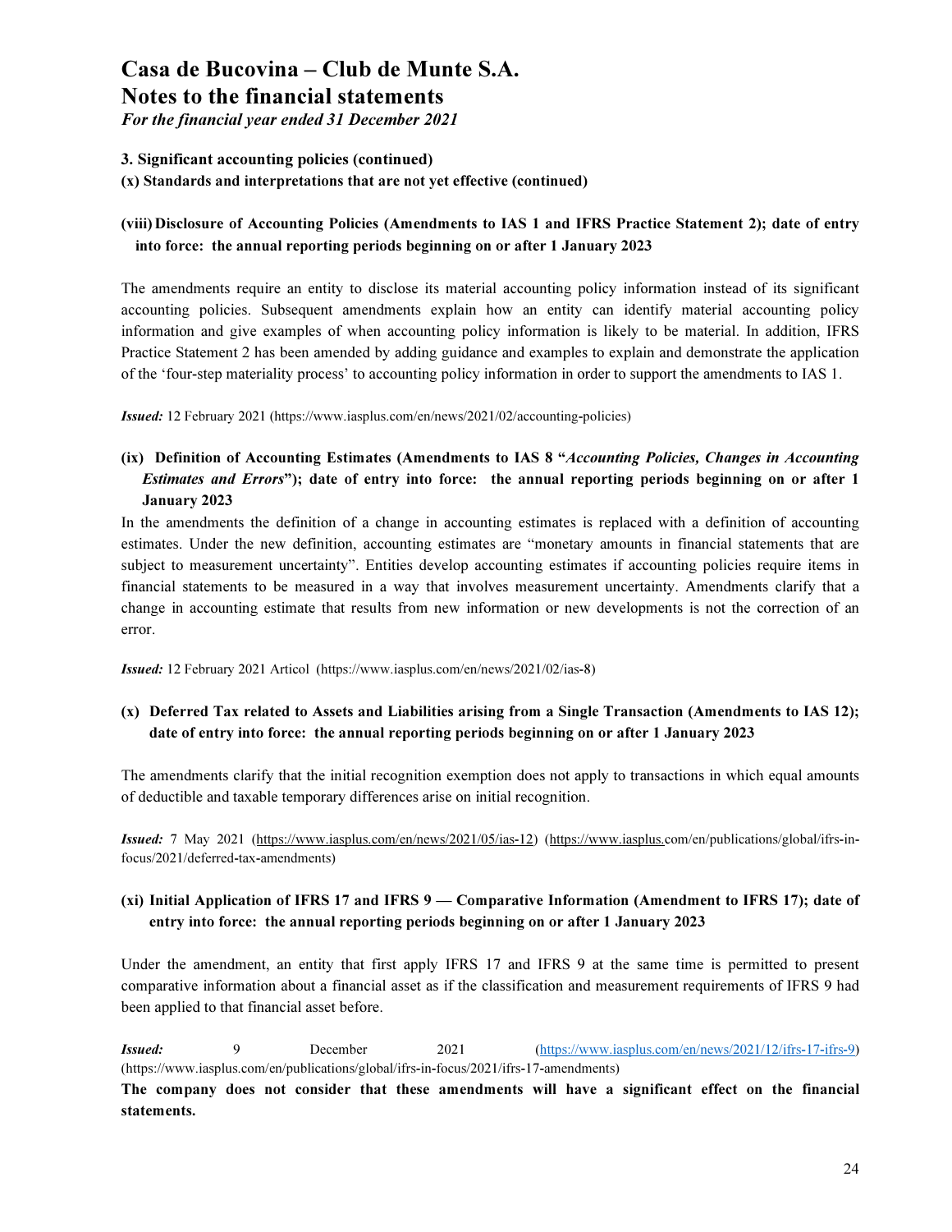# Casa de Bucovina – Club de Munte S.A.
# Notes to the financial statements
*For the financial year ended 31 December 2021*

**3. Significant accounting policies (continued)**
**(x) Standards and interpretations that are not yet effective (continued)**

**(viii) Disclosure of Accounting Policies (Amendments to IAS 1 and IFRS Practice Statement 2); date of entry into force: the annual reporting periods beginning on or after 1 January 2023**

The amendments require an entity to disclose its material accounting policy information instead of its significant accounting policies. Subsequent amendments explain how an entity can identify material accounting policy information and give examples of when accounting policy information is likely to be material. In addition, IFRS Practice Statement 2 has been amended by adding guidance and examples to explain and demonstrate the application of the 'four-step materiality process' to accounting policy information in order to support the amendments to IAS 1.

***Issued:*** 12 February 2021 (https://www.iasplus.com/en/news/2021/02/accounting-policies)

**(ix) Definition of Accounting Estimates (Amendments to IAS 8 "*Accounting Policies, Changes in Accounting Estimates and Errors*"); date of entry into force: the annual reporting periods beginning on or after 1 January 2023**

In the amendments the definition of a change in accounting estimates is replaced with a definition of accounting estimates. Under the new definition, accounting estimates are "monetary amounts in financial statements that are subject to measurement uncertainty". Entities develop accounting estimates if accounting policies require items in financial statements to be measured in a way that involves measurement uncertainty. Amendments clarify that a change in accounting estimate that results from new information or new developments is not the correction of an error.

***Issued:*** 12 February 2021 Articol (https://www.iasplus.com/en/news/2021/02/ias-8)

**(x) Deferred Tax related to Assets and Liabilities arising from a Single Transaction (Amendments to IAS 12); date of entry into force: the annual reporting periods beginning on or after 1 January 2023**

The amendments clarify that the initial recognition exemption does not apply to transactions in which equal amounts of deductible and taxable temporary differences arise on initial recognition.

***Issued:*** 7 May 2021 (https://www.iasplus.com/en/news/2021/05/ias-12) (https://www.iasplus.com/en/publications/global/ifrs-in-focus/2021/deferred-tax-amendments)

**(xi) Initial Application of IFRS 17 and IFRS 9 — Comparative Information (Amendment to IFRS 17); date of entry into force: the annual reporting periods beginning on or after 1 January 2023**

Under the amendment, an entity that first apply IFRS 17 and IFRS 9 at the same time is permitted to present comparative information about a financial asset as if the classification and measurement requirements of IFRS 9 had been applied to that financial asset before.

***Issued:*** 9 December 2021 (https://www.iasplus.com/en/news/2021/12/ifrs-17-ifrs-9) (https://www.iasplus.com/en/publications/global/ifrs-in-focus/2021/ifrs-17-amendments)

**The company does not consider that these amendments will have a significant effect on the financial statements.**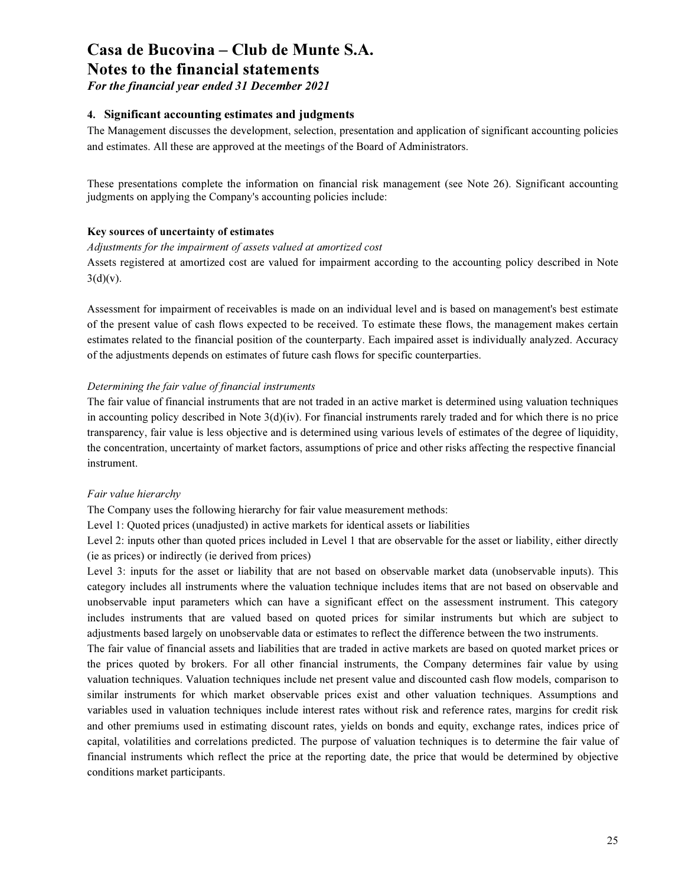# Casa de Bucovina – Club de Munte S.A.
## Notes to the financial statements
*For the financial year ended 31 December 2021*

### 4. Significant accounting estimates and judgments

The Management discusses the development, selection, presentation and application of significant accounting policies and estimates. All these are approved at the meetings of the Board of Administrators.

These presentations complete the information on financial risk management (see Note 26). Significant accounting judgments on applying the Company's accounting policies include:

**Key sources of uncertainty of estimates**

*Adjustments for the impairment of assets valued at amortized cost*

Assets registered at amortized cost are valued for impairment according to the accounting policy described in Note 3(d)(v).

Assessment for impairment of receivables is made on an individual level and is based on management's best estimate of the present value of cash flows expected to be received. To estimate these flows, the management makes certain estimates related to the financial position of the counterparty. Each impaired asset is individually analyzed. Accuracy of the adjustments depends on estimates of future cash flows for specific counterparties.

*Determining the fair value of financial instruments*

The fair value of financial instruments that are not traded in an active market is determined using valuation techniques in accounting policy described in Note 3(d)(iv). For financial instruments rarely traded and for which there is no price transparency, fair value is less objective and is determined using various levels of estimates of the degree of liquidity, the concentration, uncertainty of market factors, assumptions of price and other risks affecting the respective financial instrument.

*Fair value hierarchy*

The Company uses the following hierarchy for fair value measurement methods:

Level 1: Quoted prices (unadjusted) in active markets for identical assets or liabilities

Level 2: inputs other than quoted prices included in Level 1 that are observable for the asset or liability, either directly (ie as prices) or indirectly (ie derived from prices)

Level 3: inputs for the asset or liability that are not based on observable market data (unobservable inputs). This category includes all instruments where the valuation technique includes items that are not based on observable and unobservable input parameters which can have a significant effect on the assessment instrument. This category includes instruments that are valued based on quoted prices for similar instruments but which are subject to adjustments based largely on unobservable data or estimates to reflect the difference between the two instruments.

The fair value of financial assets and liabilities that are traded in active markets are based on quoted market prices or the prices quoted by brokers. For all other financial instruments, the Company determines fair value by using valuation techniques. Valuation techniques include net present value and discounted cash flow models, comparison to similar instruments for which market observable prices exist and other valuation techniques. Assumptions and variables used in valuation techniques include interest rates without risk and reference rates, margins for credit risk and other premiums used in estimating discount rates, yields on bonds and equity, exchange rates, indices price of capital, volatilities and correlations predicted. The purpose of valuation techniques is to determine the fair value of financial instruments which reflect the price at the reporting date, the price that would be determined by objective conditions market participants.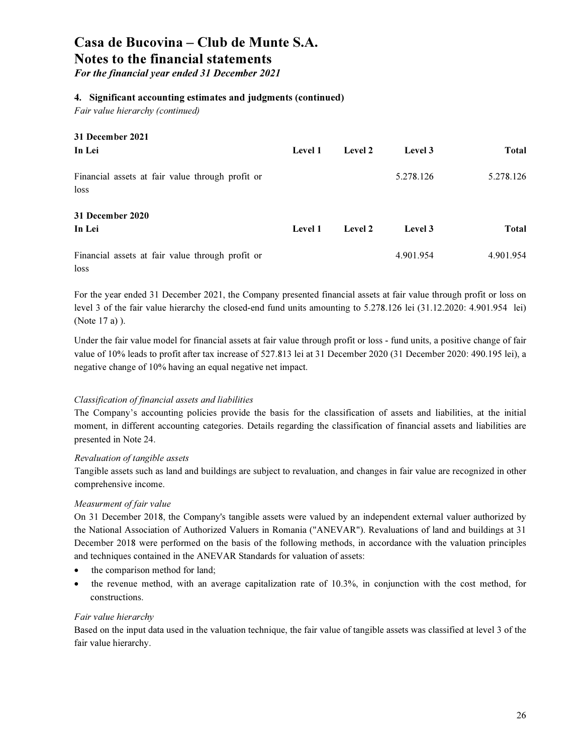# Casa de Bucovina – Club de Munte S.A.
## Notes to the financial statements
*For the financial year ended 31 December 2021*

### 4. Significant accounting estimates and judgments (continued)

*Fair value hierarchy (continued)*

**31 December 2021**

| In Lei | Level 1 | Level 2 | Level 3 | Total |
|---|---|---|---|---|
| Financial assets at fair value through profit or loss | | | 5.278.126 | 5.278.126 |

**31 December 2020**

| In Lei | Level 1 | Level 2 | Level 3 | Total |
|---|---|---|---|---|
| Financial assets at fair value through profit or loss | | | 4.901.954 | 4.901.954 |

For the year ended 31 December 2021, the Company presented financial assets at fair value through profit or loss on level 3 of the fair value hierarchy the closed-end fund units amounting to 5.278.126 lei (31.12.2020: 4.901.954 lei) (Note 17 a) ).

Under the fair value model for financial assets at fair value through profit or loss - fund units, a positive change of fair value of 10% leads to profit after tax increase of 527.813 lei at 31 December 2020 (31 December 2020: 490.195 lei), a negative change of 10% having an equal negative net impact.

*Classification of financial assets and liabilities*

The Company's accounting policies provide the basis for the classification of assets and liabilities, at the initial moment, in different accounting categories. Details regarding the classification of financial assets and liabilities are presented in Note 24.

*Revaluation of tangible assets*

Tangible assets such as land and buildings are subject to revaluation, and changes in fair value are recognized in other comprehensive income.

*Measurment of fair value*

On 31 December 2018, the Company's tangible assets were valued by an independent external valuer authorized by the National Association of Authorized Valuers in Romania ("ANEVAR"). Revaluations of land and buildings at 31 December 2018 were performed on the basis of the following methods, in accordance with the valuation principles and techniques contained in the ANEVAR Standards for valuation of assets:

- the comparison method for land;
- the revenue method, with an average capitalization rate of 10.3%, in conjunction with the cost method, for constructions.

*Fair value hierarchy*

Based on the input data used in the valuation technique, the fair value of tangible assets was classified at level 3 of the fair value hierarchy.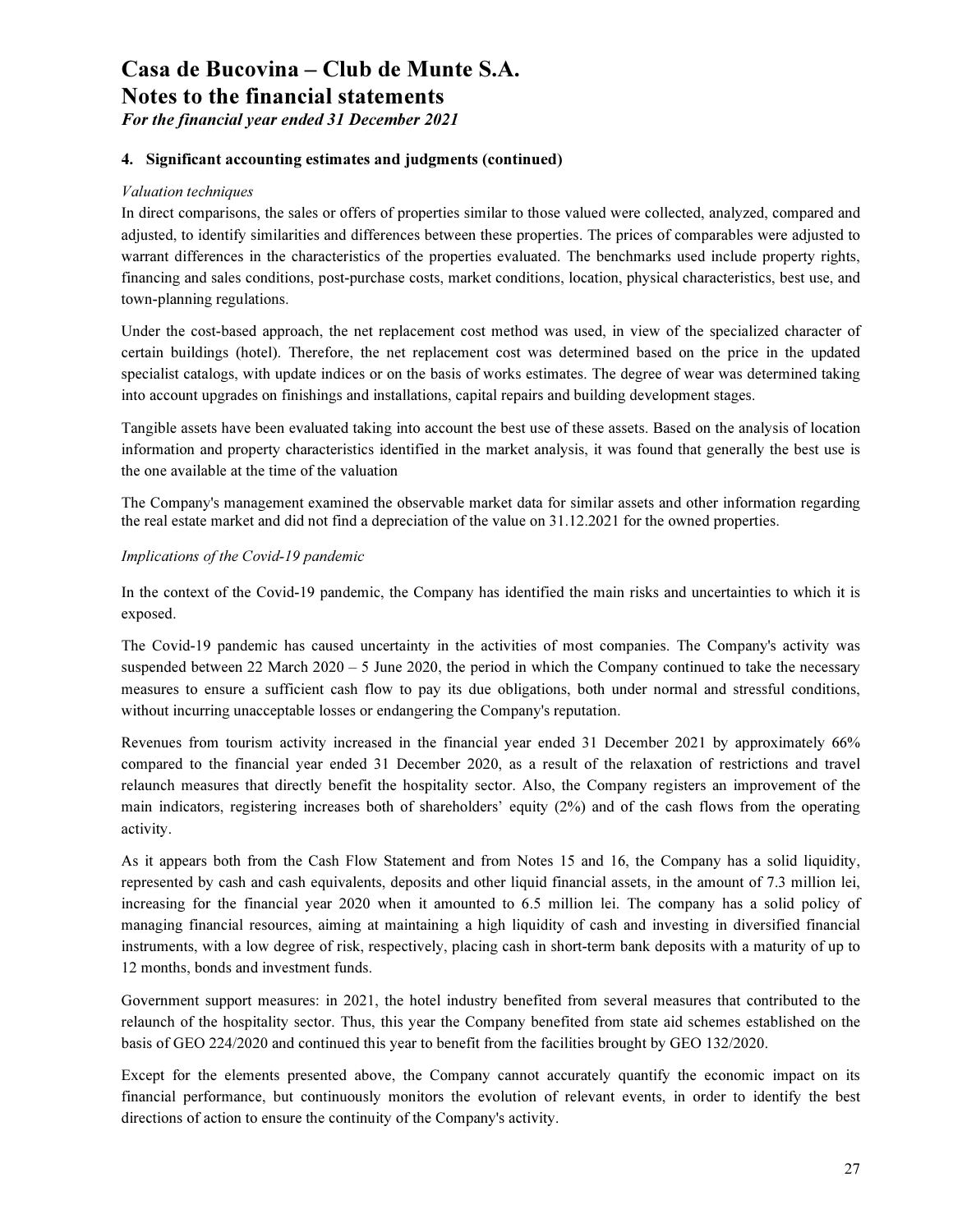## 4. Significant accounting estimates and judgments (continued)

*Valuation techniques*

In direct comparisons, the sales or offers of properties similar to those valued were collected, analyzed, compared and adjusted, to identify similarities and differences between these properties. The prices of comparables were adjusted to warrant differences in the characteristics of the properties evaluated. The benchmarks used include property rights, financing and sales conditions, post-purchase costs, market conditions, location, physical characteristics, best use, and town-planning regulations.

Under the cost-based approach, the net replacement cost method was used, in view of the specialized character of certain buildings (hotel). Therefore, the net replacement cost was determined based on the price in the updated specialist catalogs, with update indices or on the basis of works estimates. The degree of wear was determined taking into account upgrades on finishings and installations, capital repairs and building development stages.

Tangible assets have been evaluated taking into account the best use of these assets. Based on the analysis of location information and property characteristics identified in the market analysis, it was found that generally the best use is the one available at the time of the valuation

The Company's management examined the observable market data for similar assets and other information regarding the real estate market and did not find a depreciation of the value on 31.12.2021 for the owned properties.

*Implications of the Covid-19 pandemic*

In the context of the Covid-19 pandemic, the Company has identified the main risks and uncertainties to which it is exposed.

The Covid-19 pandemic has caused uncertainty in the activities of most companies. The Company's activity was suspended between 22 March 2020 – 5 June 2020, the period in which the Company continued to take the necessary measures to ensure a sufficient cash flow to pay its due obligations, both under normal and stressful conditions, without incurring unacceptable losses or endangering the Company's reputation.

Revenues from tourism activity increased in the financial year ended 31 December 2021 by approximately 66% compared to the financial year ended 31 December 2020, as a result of the relaxation of restrictions and travel relaunch measures that directly benefit the hospitality sector. Also, the Company registers an improvement of the main indicators, registering increases both of shareholders' equity (2%) and of the cash flows from the operating activity.

As it appears both from the Cash Flow Statement and from Notes 15 and 16, the Company has a solid liquidity, represented by cash and cash equivalents, deposits and other liquid financial assets, in the amount of 7.3 million lei, increasing for the financial year 2020 when it amounted to 6.5 million lei. The company has a solid policy of managing financial resources, aiming at maintaining a high liquidity of cash and investing in diversified financial instruments, with a low degree of risk, respectively, placing cash in short-term bank deposits with a maturity of up to 12 months, bonds and investment funds.

Government support measures: in 2021, the hotel industry benefited from several measures that contributed to the relaunch of the hospitality sector. Thus, this year the Company benefited from state aid schemes established on the basis of GEO 224/2020 and continued this year to benefit from the facilities brought by GEO 132/2020.

Except for the elements presented above, the Company cannot accurately quantify the economic impact on its financial performance, but continuously monitors the evolution of relevant events, in order to identify the best directions of action to ensure the continuity of the Company's activity.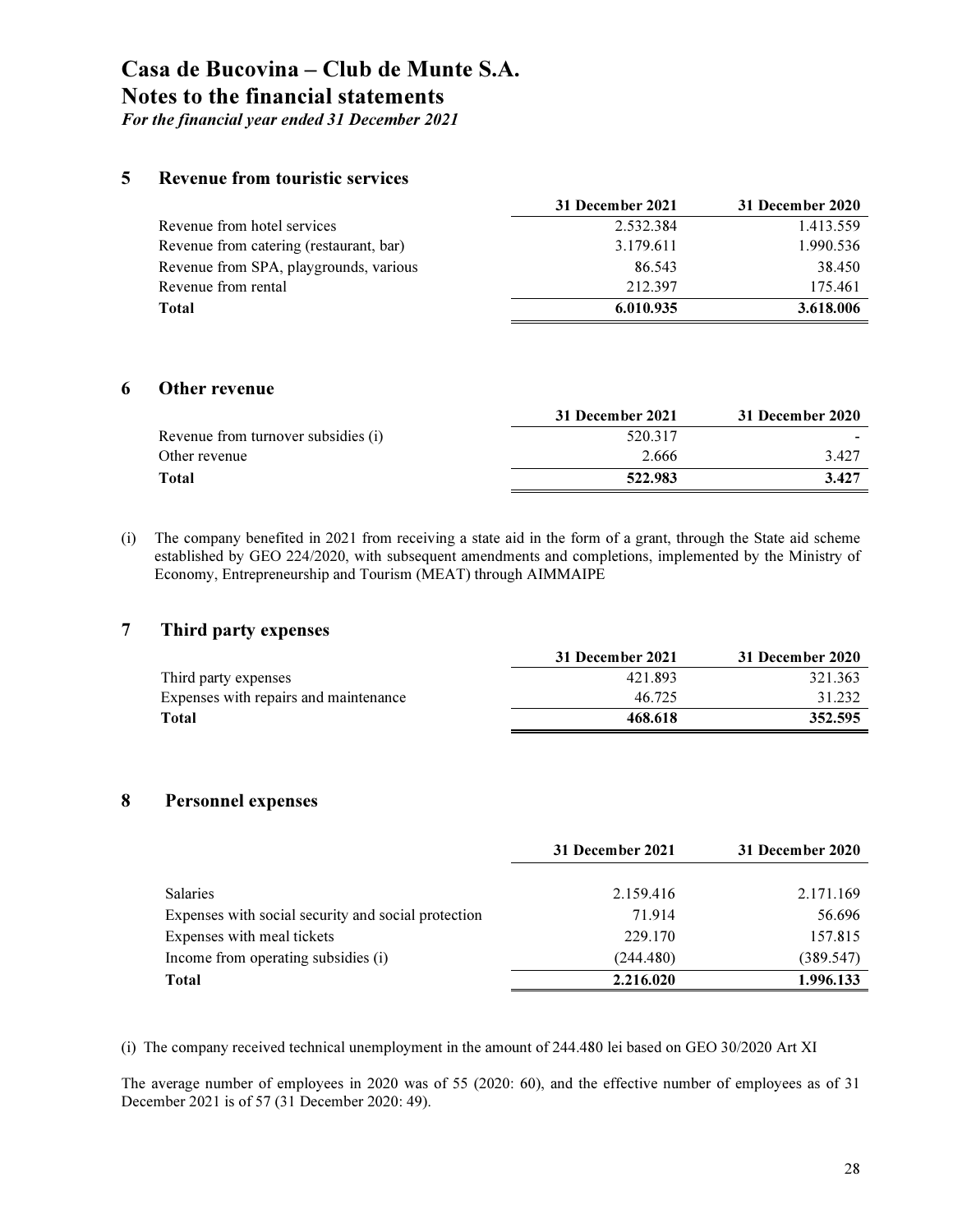# Casa de Bucovina – Club de Munte S.A.
# Notes to the financial statements
*For the financial year ended 31 December 2021*

## 5 Revenue from touristic services

| | 31 December 2021 | 31 December 2020 |
|---|---|---|
| Revenue from hotel services | 2.532.384 | 1.413.559 |
| Revenue from catering (restaurant, bar) | 3.179.611 | 1.990.536 |
| Revenue from SPA, playgrounds, various | 86.543 | 38.450 |
| Revenue from rental | 212.397 | 175.461 |
| **Total** | **6.010.935** | **3.618.006** |

## 6 Other revenue

| | 31 December 2021 | 31 December 2020 |
|---|---|---|
| Revenue from turnover subsidies (i) | 520.317 | - |
| Other revenue | 2.666 | 3.427 |
| **Total** | **522.983** | **3.427** |

(i) The company benefited in 2021 from receiving a state aid in the form of a grant, through the State aid scheme established by GEO 224/2020, with subsequent amendments and completions, implemented by the Ministry of Economy, Entrepreneurship and Tourism (MEAT) through AIMMAIPE

## 7 Third party expenses

| | 31 December 2021 | 31 December 2020 |
|---|---|---|
| Third party expenses | 421.893 | 321.363 |
| Expenses with repairs and maintenance | 46.725 | 31.232 |
| **Total** | **468.618** | **352.595** |

## 8 Personnel expenses

| | 31 December 2021 | 31 December 2020 |
|---|---|---|
| Salaries | 2.159.416 | 2.171.169 |
| Expenses with social security and social protection | 71.914 | 56.696 |
| Expenses with meal tickets | 229.170 | 157.815 |
| Income from operating subsidies (i) | (244.480) | (389.547) |
| **Total** | **2.216.020** | **1.996.133** |

(i) The company received technical unemployment in the amount of 244.480 lei based on GEO 30/2020 Art XI

The average number of employees in 2020 was of 55 (2020: 60), and the effective number of employees as of 31 December 2021 is of 57 (31 December 2020: 49).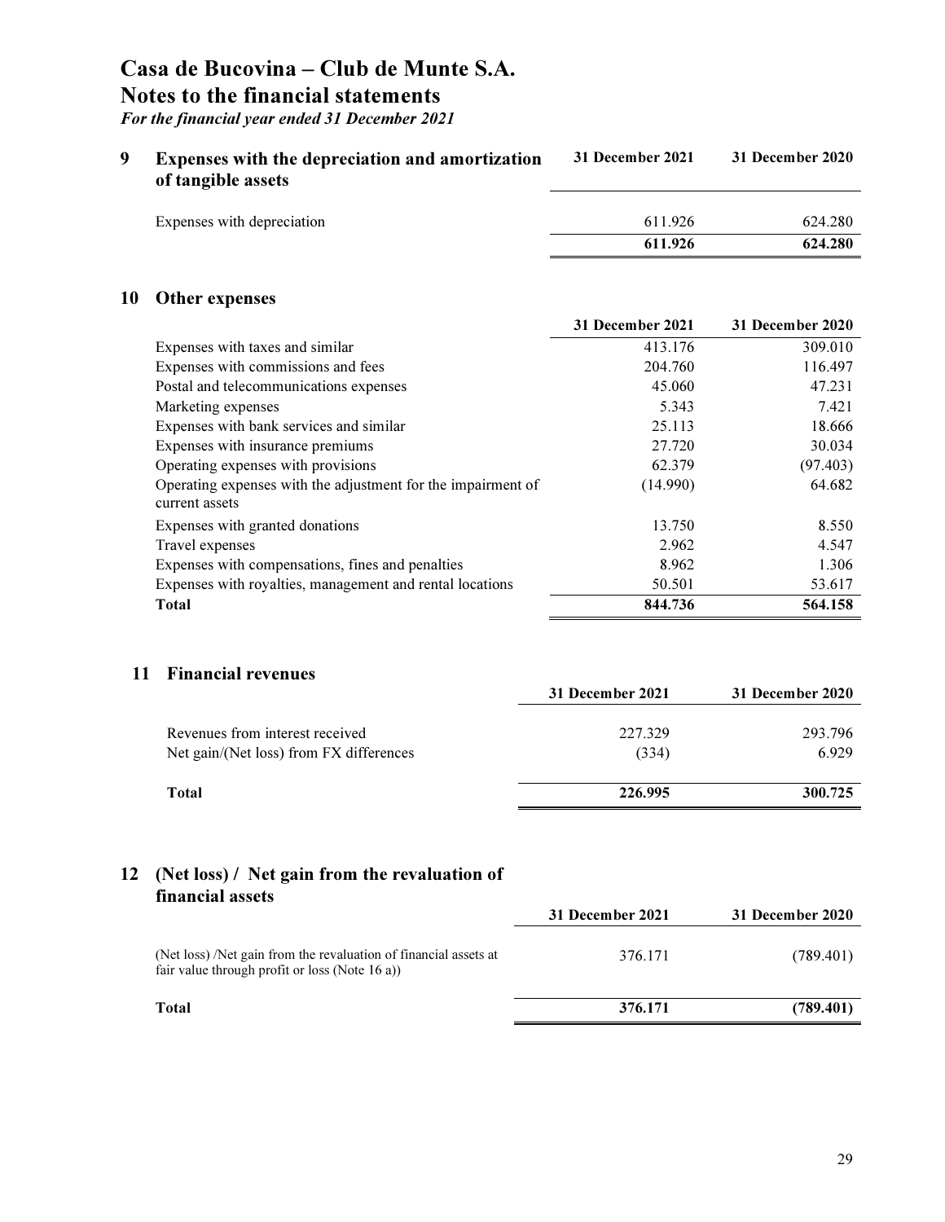# Casa de Bucovina – Club de Munte S.A.
# Notes to the financial statements
*For the financial year ended 31 December 2021*

## 9 Expenses with the depreciation and amortization of tangible assets

| | 31 December 2021 | 31 December 2020 |
|---|---|---|
| Expenses with depreciation | 611.926 | 624.280 |
| | **611.926** | **624.280** |

## 10 Other expenses

| | 31 December 2021 | 31 December 2020 |
|---|---|---|
| Expenses with taxes and similar | 413.176 | 309.010 |
| Expenses with commissions and fees | 204.760 | 116.497 |
| Postal and telecommunications expenses | 45.060 | 47.231 |
| Marketing expenses | 5.343 | 7.421 |
| Expenses with bank services and similar | 25.113 | 18.666 |
| Expenses with insurance premiums | 27.720 | 30.034 |
| Operating expenses with provisions | 62.379 | (97.403) |
| Operating expenses with the adjustment for the impairment of current assets | (14.990) | 64.682 |
| Expenses with granted donations | 13.750 | 8.550 |
| Travel expenses | 2.962 | 4.547 |
| Expenses with compensations, fines and penalties | 8.962 | 1.306 |
| Expenses with royalties, management and rental locations | 50.501 | 53.617 |
| **Total** | **844.736** | **564.158** |

## 11 Financial revenues

| | 31 December 2021 | 31 December 2020 |
|---|---|---|
| Revenues from interest received | 227.329 | 293.796 |
| Net gain/(Net loss) from FX differences | (334) | 6.929 |
| **Total** | **226.995** | **300.725** |

## 12 (Net loss) / Net gain from the revaluation of financial assets

| | 31 December 2021 | 31 December 2020 |
|---|---|---|
| (Net loss) /Net gain from the revaluation of financial assets at fair value through profit or loss (Note 16 a)) | 376.171 | (789.401) |
| **Total** | **376.171** | **(789.401)** |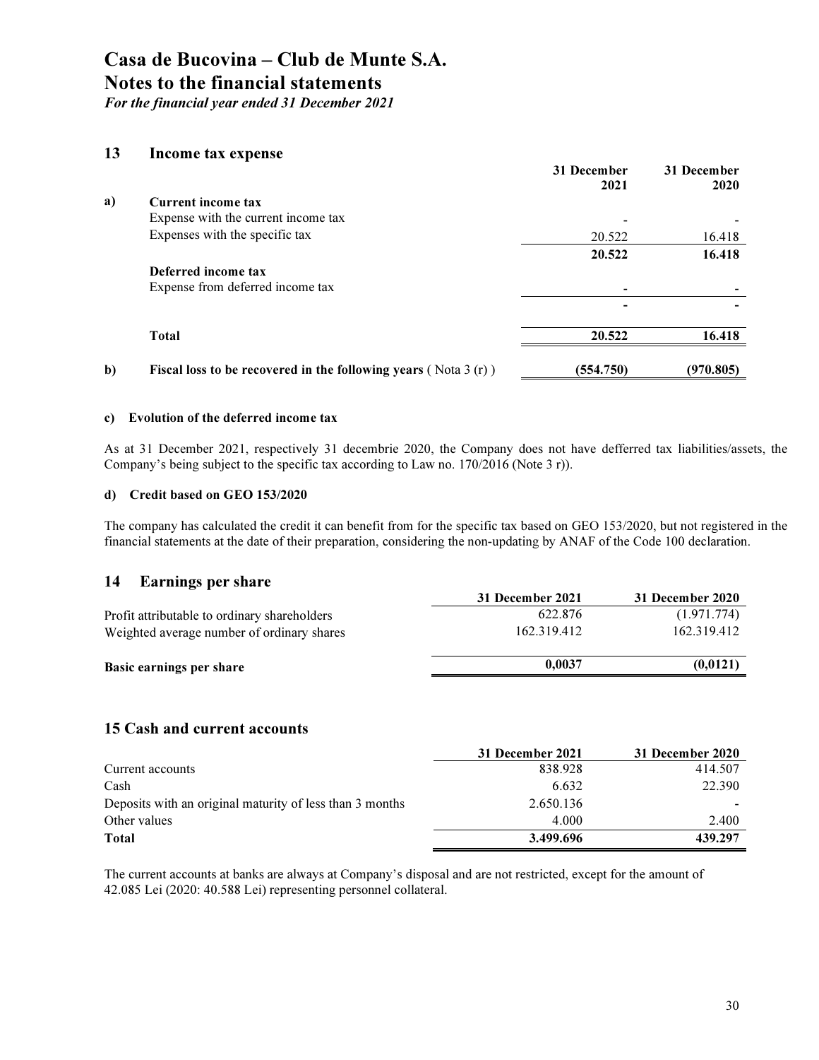# Casa de Bucovina – Club de Munte S.A.
## Notes to the financial statements
*For the financial year ended 31 December 2021*

## 13 Income tax expense

| | | 31 December 2021 | 31 December 2020 |
|---|---|---|---|
| **a)** | **Current income tax** | | |
| | Expense with the current income tax | - | - |
| | Expenses with the specific tax | 20.522 | 16.418 |
| | | **20.522** | **16.418** |
| | **Deferred income tax** | | |
| | Expense from deferred income tax | - | - |
| | | **-** | **-** |
| | **Total** | **20.522** | **16.418** |
| **b)** | **Fiscal loss to be recovered in the following years** ( Nota 3 (r) ) | **(554.750)** | **(970.805)** |

**c) Evolution of the deferred income tax**

As at 31 December 2021, respectively 31 decembrie 2020, the Company does not have defferred tax liabilities/assets, the Company's being subject to the specific tax according to Law no. 170/2016 (Note 3 r)).

**d) Credit based on GEO 153/2020**

The company has calculated the credit it can benefit from for the specific tax based on GEO 153/2020, but not registered in the financial statements at the date of their preparation, considering the non-updating by ANAF of the Code 100 declaration.

## 14 Earnings per share

| | 31 December 2021 | 31 December 2020 |
|---|---|---|
| Profit attributable to ordinary shareholders | 622.876 | (1.971.774) |
| Weighted average number of ordinary shares | 162.319.412 | 162.319.412 |
| **Basic earnings per share** | **0,0037** | **(0,0121)** |

## 15 Cash and current accounts

| | 31 December 2021 | 31 December 2020 |
|---|---|---|
| Current accounts | 838.928 | 414.507 |
| Cash | 6.632 | 22.390 |
| Deposits with an original maturity of less than 3 months | 2.650.136 | - |
| Other values | 4.000 | 2.400 |
| **Total** | **3.499.696** | **439.297** |

The current accounts at banks are always at Company's disposal and are not restricted, except for the amount of 42.085 Lei (2020: 40.588 Lei) representing personnel collateral.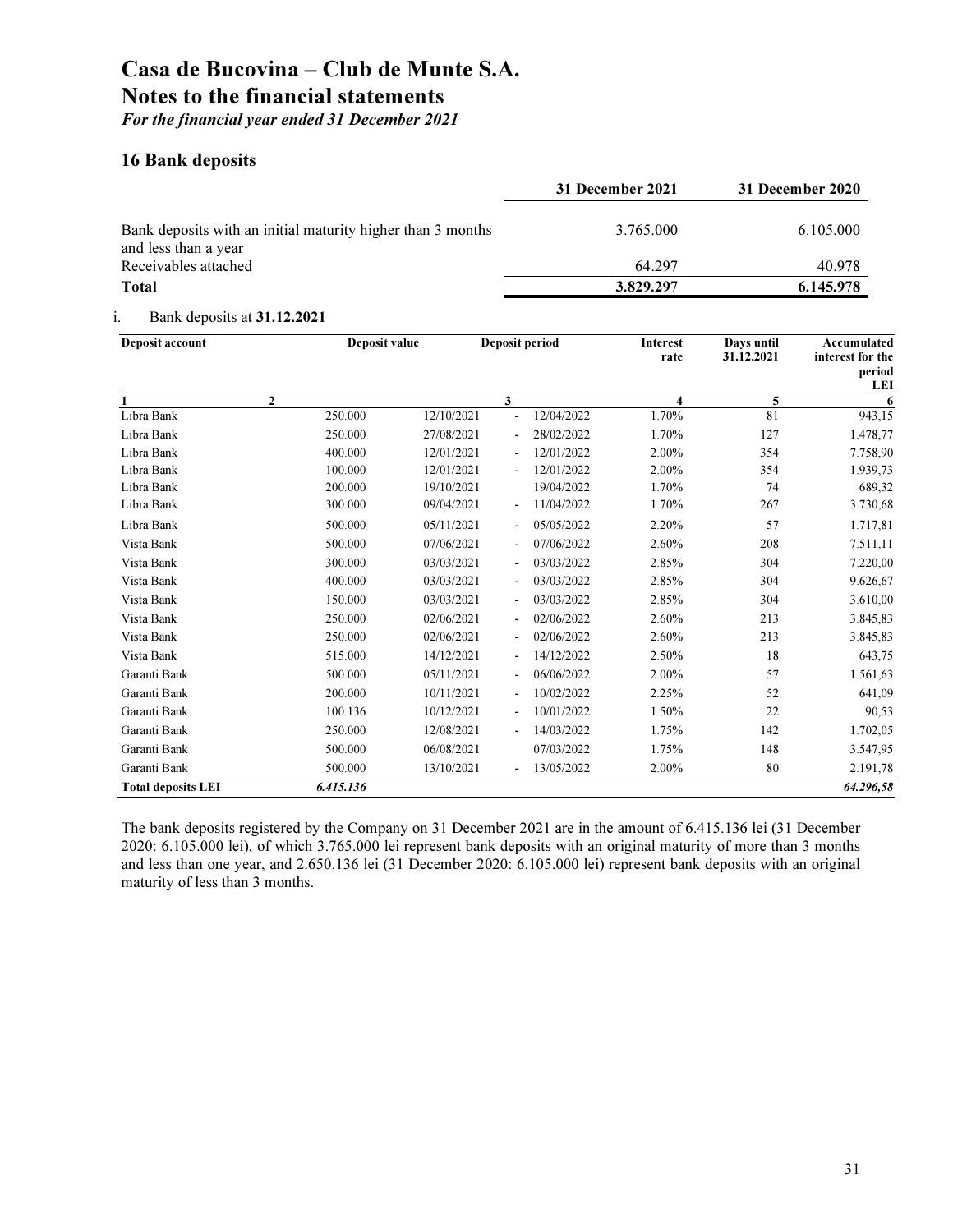# Casa de Bucovina – Club de Munte S.A.
# Notes to the financial statements
*For the financial year ended 31 December 2021*

## 16 Bank deposits

| | 31 December 2021 | 31 December 2020 |
|---|---|---|
| Bank deposits with an initial maturity higher than 3 months and less than a year | 3.765.000 | 6.105.000 |
| Receivables attached | 64.297 | 40.978 |
| **Total** | **3.829.297** | **6.145.978** |

i. Bank deposits at **31.12.2021**

| Deposit account | Deposit value | Deposit period | | | Interest rate | Days until 31.12.2021 | Accumulated interest for the period LEI |
|---|---|---|---|---|---|---|---|
| 1 | 2 | | 3 | | 4 | 5 | 6 |
| Libra Bank | 250.000 | 12/10/2021 | - | 12/04/2022 | 1.70% | 81 | 943,15 |
| Libra Bank | 250.000 | 27/08/2021 | - | 28/02/2022 | 1.70% | 127 | 1.478,77 |
| Libra Bank | 400.000 | 12/01/2021 | - | 12/01/2022 | 2.00% | 354 | 7.758,90 |
| Libra Bank | 100.000 | 12/01/2021 | - | 12/01/2022 | 2.00% | 354 | 1.939,73 |
| Libra Bank | 200.000 | 19/10/2021 | | 19/04/2022 | 1.70% | 74 | 689,32 |
| Libra Bank | 300.000 | 09/04/2021 | - | 11/04/2022 | 1.70% | 267 | 3.730,68 |
| Libra Bank | 500.000 | 05/11/2021 | - | 05/05/2022 | 2.20% | 57 | 1.717,81 |
| Vista Bank | 500.000 | 07/06/2021 | - | 07/06/2022 | 2.60% | 208 | 7.511,11 |
| Vista Bank | 300.000 | 03/03/2021 | - | 03/03/2022 | 2.85% | 304 | 7.220,00 |
| Vista Bank | 400.000 | 03/03/2021 | - | 03/03/2022 | 2.85% | 304 | 9.626,67 |
| Vista Bank | 150.000 | 03/03/2021 | - | 03/03/2022 | 2.85% | 304 | 3.610,00 |
| Vista Bank | 250.000 | 02/06/2021 | - | 02/06/2022 | 2.60% | 213 | 3.845,83 |
| Vista Bank | 250.000 | 02/06/2021 | - | 02/06/2022 | 2.60% | 213 | 3.845,83 |
| Vista Bank | 515.000 | 14/12/2021 | - | 14/12/2022 | 2.50% | 18 | 643,75 |
| Garanti Bank | 500.000 | 05/11/2021 | - | 06/06/2022 | 2.00% | 57 | 1.561,63 |
| Garanti Bank | 200.000 | 10/11/2021 | - | 10/02/2022 | 2.25% | 52 | 641,09 |
| Garanti Bank | 100.136 | 10/12/2021 | - | 10/01/2022 | 1.50% | 22 | 90,53 |
| Garanti Bank | 250.000 | 12/08/2021 | - | 14/03/2022 | 1.75% | 142 | 1.702,05 |
| Garanti Bank | 500.000 | 06/08/2021 | | 07/03/2022 | 1.75% | 148 | 3.547,95 |
| Garanti Bank | 500.000 | 13/10/2021 | - | 13/05/2022 | 2.00% | 80 | 2.191,78 |
| **Total deposits LEI** | ***6.415.136*** | | | | | | ***64.296,58*** |

The bank deposits registered by the Company on 31 December 2021 are in the amount of 6.415.136 lei (31 December 2020: 6.105.000 lei), of which 3.765.000 lei represent bank deposits with an original maturity of more than 3 months and less than one year, and 2.650.136 lei (31 December 2020: 6.105.000 lei) represent bank deposits with an original maturity of less than 3 months.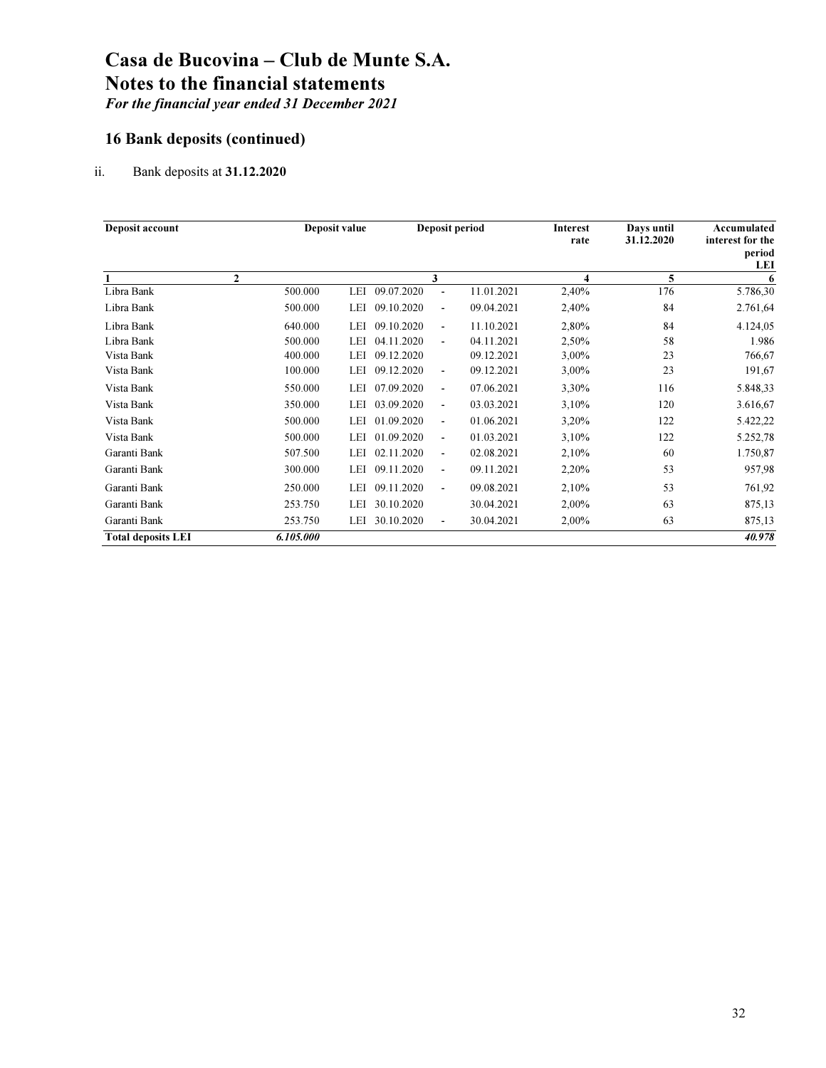# Casa de Bucovina – Club de Munte S.A.
# Notes to the financial statements
*For the financial year ended 31 December 2021*

## 16 Bank deposits (continued)

ii. Bank deposits at **31.12.2020**

| Deposit account | Deposit value | | Deposit period | | | Interest rate | Days until 31.12.2020 | Accumulated interest for the period LEI |
|---|---|---|---|---|---|---|---|---|
| 1 | 2 | | 3 | | | 4 | 5 | 6 |
| Libra Bank | 500.000 | LEI | 09.07.2020 | - | 11.01.2021 | 2,40% | 176 | 5.786,30 |
| Libra Bank | 500.000 | LEI | 09.10.2020 | - | 09.04.2021 | 2,40% | 84 | 2.761,64 |
| Libra Bank | 640.000 | LEI | 09.10.2020 | - | 11.10.2021 | 2,80% | 84 | 4.124,05 |
| Libra Bank | 500.000 | LEI | 04.11.2020 | - | 04.11.2021 | 2,50% | 58 | 1.986 |
| Vista Bank | 400.000 | LEI | 09.12.2020 | | 09.12.2021 | 3,00% | 23 | 766,67 |
| Vista Bank | 100.000 | LEI | 09.12.2020 | - | 09.12.2021 | 3,00% | 23 | 191,67 |
| Vista Bank | 550.000 | LEI | 07.09.2020 | - | 07.06.2021 | 3,30% | 116 | 5.848,33 |
| Vista Bank | 350.000 | LEI | 03.09.2020 | - | 03.03.2021 | 3,10% | 120 | 3.616,67 |
| Vista Bank | 500.000 | LEI | 01.09.2020 | - | 01.06.2021 | 3,20% | 122 | 5.422,22 |
| Vista Bank | 500.000 | LEI | 01.09.2020 | - | 01.03.2021 | 3,10% | 122 | 5.252,78 |
| Garanti Bank | 507.500 | LEI | 02.11.2020 | - | 02.08.2021 | 2,10% | 60 | 1.750,87 |
| Garanti Bank | 300.000 | LEI | 09.11.2020 | - | 09.11.2021 | 2,20% | 53 | 957,98 |
| Garanti Bank | 250.000 | LEI | 09.11.2020 | - | 09.08.2021 | 2,10% | 53 | 761,92 |
| Garanti Bank | 253.750 | LEI | 30.10.2020 | | 30.04.2021 | 2,00% | 63 | 875,13 |
| Garanti Bank | 253.750 | LEI | 30.10.2020 | - | 30.04.2021 | 2,00% | 63 | 875,13 |
| **Total deposits LEI** | ***6.105.000*** | | | | | | | ***40.978*** |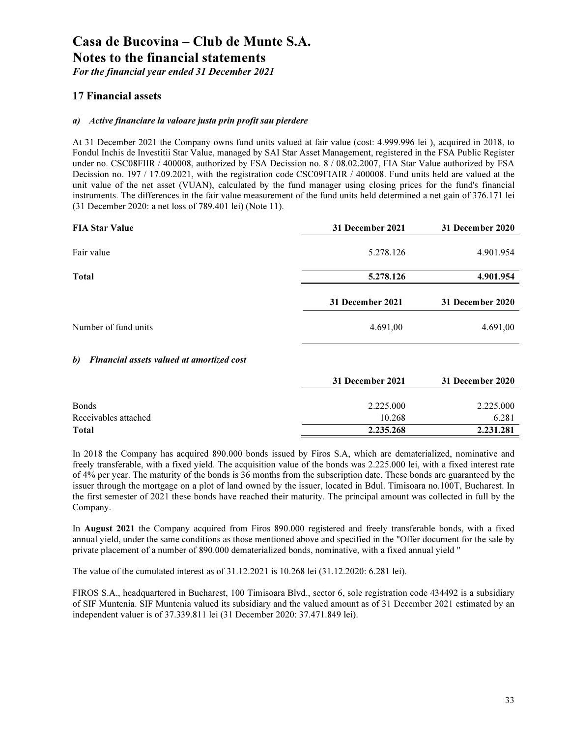# Casa de Bucovina – Club de Munte S.A.
# Notes to the financial statements
*For the financial year ended 31 December 2021*

## 17 Financial assets

### *a) Active financiare la valoare justa prin profit sau pierdere*

At 31 December 2021 the Company owns fund units valued at fair value (cost: 4.999.996 lei ), acquired in 2018, to Fondul Inchis de Investitii Star Value, managed by SAI Star Asset Management, registered in the FSA Public Register under no. CSC08FIIR / 400008, authorized by FSA Decission no. 8 / 08.02.2007, FIA Star Value authorized by FSA Decission no. 197 / 17.09.2021, with the registration code CSC09FIAIR / 400008. Fund units held are valued at the unit value of the net asset (VUAN), calculated by the fund manager using closing prices for the fund's financial instruments. The differences in the fair value measurement of the fund units held determined a net gain of 376.171 lei (31 December 2020: a net loss of 789.401 lei) (Note 11).

| FIA Star Value | 31 December 2021 | 31 December 2020 |
|---|---|---|
| Fair value | 5.278.126 | 4.901.954 |
| **Total** | **5.278.126** | **4.901.954** |

| | 31 December 2021 | 31 December 2020 |
|---|---|---|
| Number of fund units | 4.691,00 | 4.691,00 |

### *b) Financial assets valued at amortized cost*

| | 31 December 2021 | 31 December 2020 |
|---|---|---|
| Bonds | 2.225.000 | 2.225.000 |
| Receivables attached | 10.268 | 6.281 |
| **Total** | **2.235.268** | **2.231.281** |

In 2018 the Company has acquired 890.000 bonds issued by Firos S.A, which are dematerialized, nominative and freely transferable, with a fixed yield. The acquisition value of the bonds was 2.225.000 lei, with a fixed interest rate of 4% per year. The maturity of the bonds is 36 months from the subscription date. These bonds are guaranteed by the issuer through the mortgage on a plot of land owned by the issuer, located in Bdul. Timisoara no.100T, Bucharest. In the first semester of 2021 these bonds have reached their maturity. The principal amount was collected in full by the Company.

In **August 2021** the Company acquired from Firos 890.000 registered and freely transferable bonds, with a fixed annual yield, under the same conditions as those mentioned above and specified in the "Offer document for the sale by private placement of a number of 890.000 dematerialized bonds, nominative, with a fixed annual yield "

The value of the cumulated interest as of 31.12.2021 is 10.268 lei (31.12.2020: 6.281 lei).

FIROS S.A., headquartered in Bucharest, 100 Timisoara Blvd., sector 6, sole registration code 434492 is a subsidiary of SIF Muntenia. SIF Muntenia valued its subsidiary and the valued amount as of 31 December 2021 estimated by an independent valuer is of 37.339.811 lei (31 December 2020: 37.471.849 lei).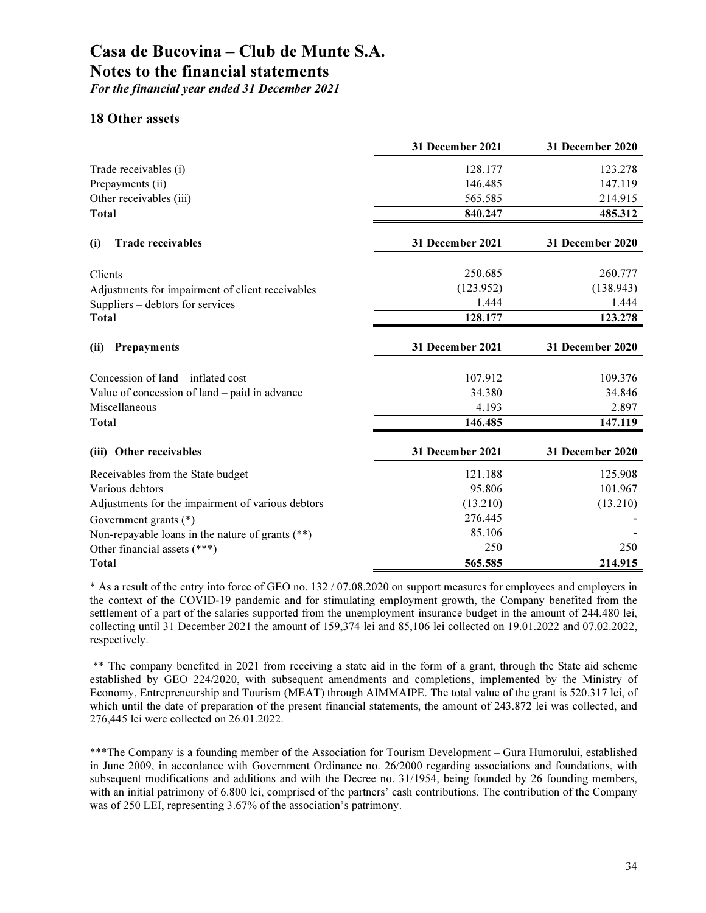# Casa de Bucovina – Club de Munte S.A.
## Notes to the financial statements
*For the financial year ended 31 December 2021*

### 18 Other assets

| | 31 December 2021 | 31 December 2020 |
|---|---|---|
| Trade receivables (i) | 128.177 | 123.278 |
| Prepayments (ii) | 146.485 | 147.119 |
| Other receivables (iii) | 565.585 | 214.915 |
| **Total** | **840.247** | **485.312** |

| **(i) Trade receivables** | **31 December 2021** | **31 December 2020** |
|---|---|---|
| Clients | 250.685 | 260.777 |
| Adjustments for impairment of client receivables | (123.952) | (138.943) |
| Suppliers – debtors for services | 1.444 | 1.444 |
| **Total** | **128.177** | **123.278** |

| **(ii) Prepayments** | **31 December 2021** | **31 December 2020** |
|---|---|---|
| Concession of land – inflated cost | 107.912 | 109.376 |
| Value of concession of land – paid in advance | 34.380 | 34.846 |
| Miscellaneous | 4.193 | 2.897 |
| **Total** | **146.485** | **147.119** |

| **(iii) Other receivables** | **31 December 2021** | **31 December 2020** |
|---|---|---|
| Receivables from the State budget | 121.188 | 125.908 |
| Various debtors | 95.806 | 101.967 |
| Adjustments for the impairment of various debtors | (13.210) | (13.210) |
| Government grants (*) | 276.445 | - |
| Non-repayable loans in the nature of grants (**) | 85.106 | - |
| Other financial assets (***) | 250 | 250 |
| **Total** | **565.585** | **214.915** |

\* As a result of the entry into force of GEO no. 132 / 07.08.2020 on support measures for employees and employers in the context of the COVID-19 pandemic and for stimulating employment growth, the Company benefited from the settlement of a part of the salaries supported from the unemployment insurance budget in the amount of 244,480 lei, collecting until 31 December 2021 the amount of 159,374 lei and 85,106 lei collected on 19.01.2022 and 07.02.2022, respectively.

** The company benefited in 2021 from receiving a state aid in the form of a grant, through the State aid scheme established by GEO 224/2020, with subsequent amendments and completions, implemented by the Ministry of Economy, Entrepreneurship and Tourism (MEAT) through AIMMAIPE. The total value of the grant is 520.317 lei, of which until the date of preparation of the present financial statements, the amount of 243.872 lei was collected, and 276,445 lei were collected on 26.01.2022.

***The Company is a founding member of the Association for Tourism Development – Gura Humorului, established in June 2009, in accordance with Government Ordinance no. 26/2000 regarding associations and foundations, with subsequent modifications and additions and with the Decree no. 31/1954, being founded by 26 founding members, with an initial patrimony of 6.800 lei, comprised of the partners' cash contributions. The contribution of the Company was of 250 LEI, representing 3.67% of the association's patrimony.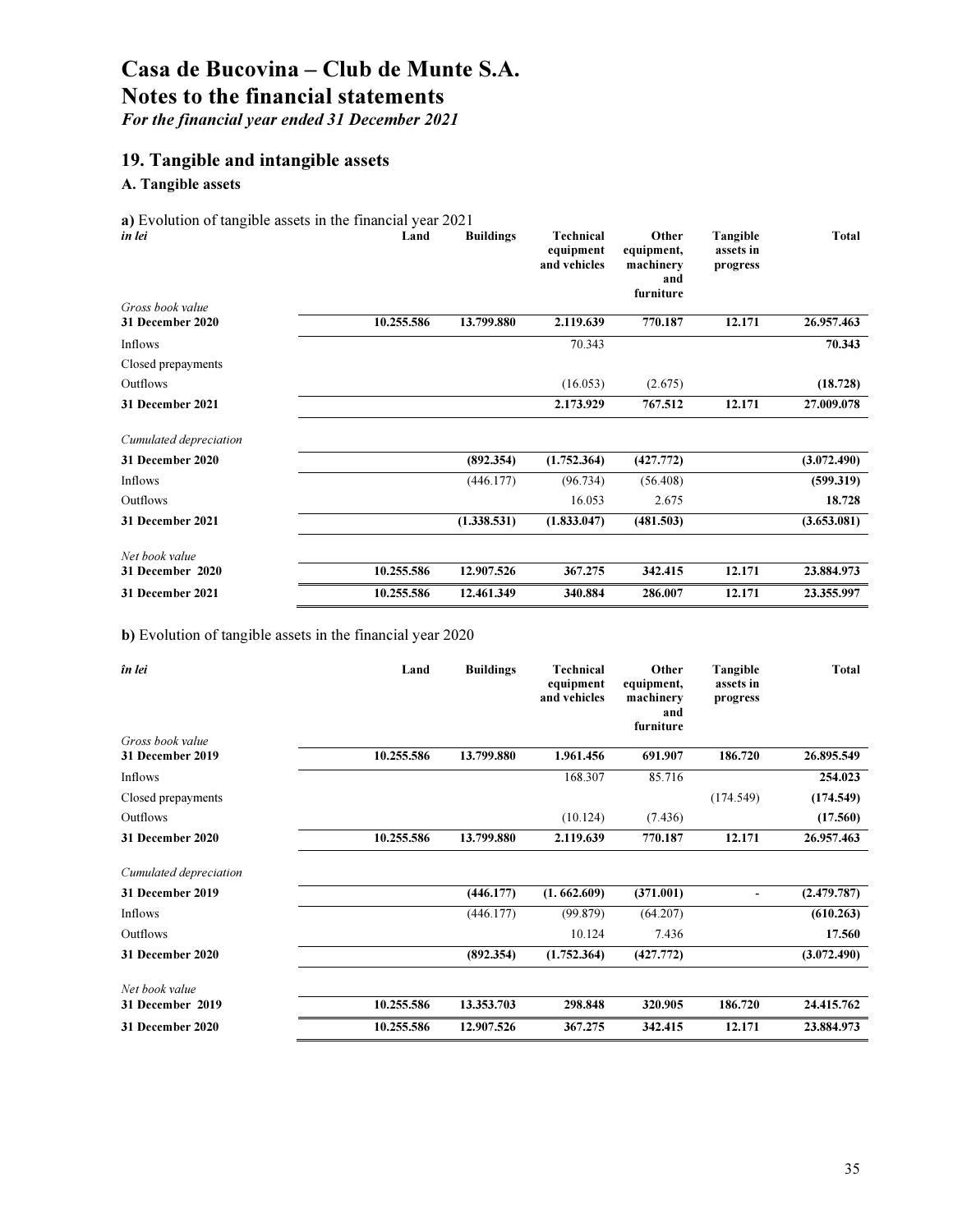# Casa de Bucovina – Club de Munte S.A.
# Notes to the financial statements
*For the financial year ended 31 December 2021*

## 19. Tangible and intangible assets

### A. Tangible assets

**a)** Evolution of tangible assets in the financial year 2021

| *in lei* | Land | Buildings | Technical equipment and vehicles | Other equipment, machinery and furniture | Tangible assets in progress | Total |
|---|---|---|---|---|---|---|
| *Gross book value* | | | | | | |
| **31 December 2020** | **10.255.586** | **13.799.880** | **2.119.639** | **770.187** | **12.171** | **26.957.463** |
| Inflows | | | 70.343 | | | **70.343** |
| Closed prepayments | | | | | | |
| Outflows | | | (16.053) | (2.675) | | **(18.728)** |
| **31 December 2021** | | | **2.173.929** | **767.512** | **12.171** | **27.009.078** |
| *Cumulated depreciation* | | | | | | |
| **31 December 2020** | | **(892.354)** | **(1.752.364)** | **(427.772)** | | **(3.072.490)** |
| Inflows | | (446.177) | (96.734) | (56.408) | | **(599.319)** |
| Outflows | | | 16.053 | 2.675 | | **18.728** |
| **31 December 2021** | | **(1.338.531)** | **(1.833.047)** | **(481.503)** | | **(3.653.081)** |
| *Net book value* | | | | | | |
| **31 December 2020** | **10.255.586** | **12.907.526** | **367.275** | **342.415** | **12.171** | **23.884.973** |
| **31 December 2021** | **10.255.586** | **12.461.349** | **340.884** | **286.007** | **12.171** | **23.355.997** |

**b)** Evolution of tangible assets in the financial year 2020

| *în lei* | Land | Buildings | Technical equipment and vehicles | Other equipment, machinery and furniture | Tangible assets in progress | Total |
|---|---|---|---|---|---|---|
| *Gross book value* | | | | | | |
| **31 December 2019** | **10.255.586** | **13.799.880** | **1.961.456** | **691.907** | **186.720** | **26.895.549** |
| Inflows | | | 168.307 | 85.716 | | **254.023** |
| Closed prepayments | | | | | (174.549) | **(174.549)** |
| Outflows | | | (10.124) | (7.436) | | **(17.560)** |
| **31 December 2020** | **10.255.586** | **13.799.880** | **2.119.639** | **770.187** | **12.171** | **26.957.463** |
| *Cumulated depreciation* | | | | | | |
| **31 December 2019** | | **(446.177)** | **(1. 662.609)** | **(371.001)** | - | **(2.479.787)** |
| Inflows | | (446.177) | (99.879) | (64.207) | | **(610.263)** |
| Outflows | | | 10.124 | 7.436 | | **17.560** |
| **31 December 2020** | | **(892.354)** | **(1.752.364)** | **(427.772)** | | **(3.072.490)** |
| *Net book value* | | | | | | |
| **31 December 2019** | **10.255.586** | **13.353.703** | **298.848** | **320.905** | **186.720** | **24.415.762** |
| **31 December 2020** | **10.255.586** | **12.907.526** | **367.275** | **342.415** | **12.171** | **23.884.973** |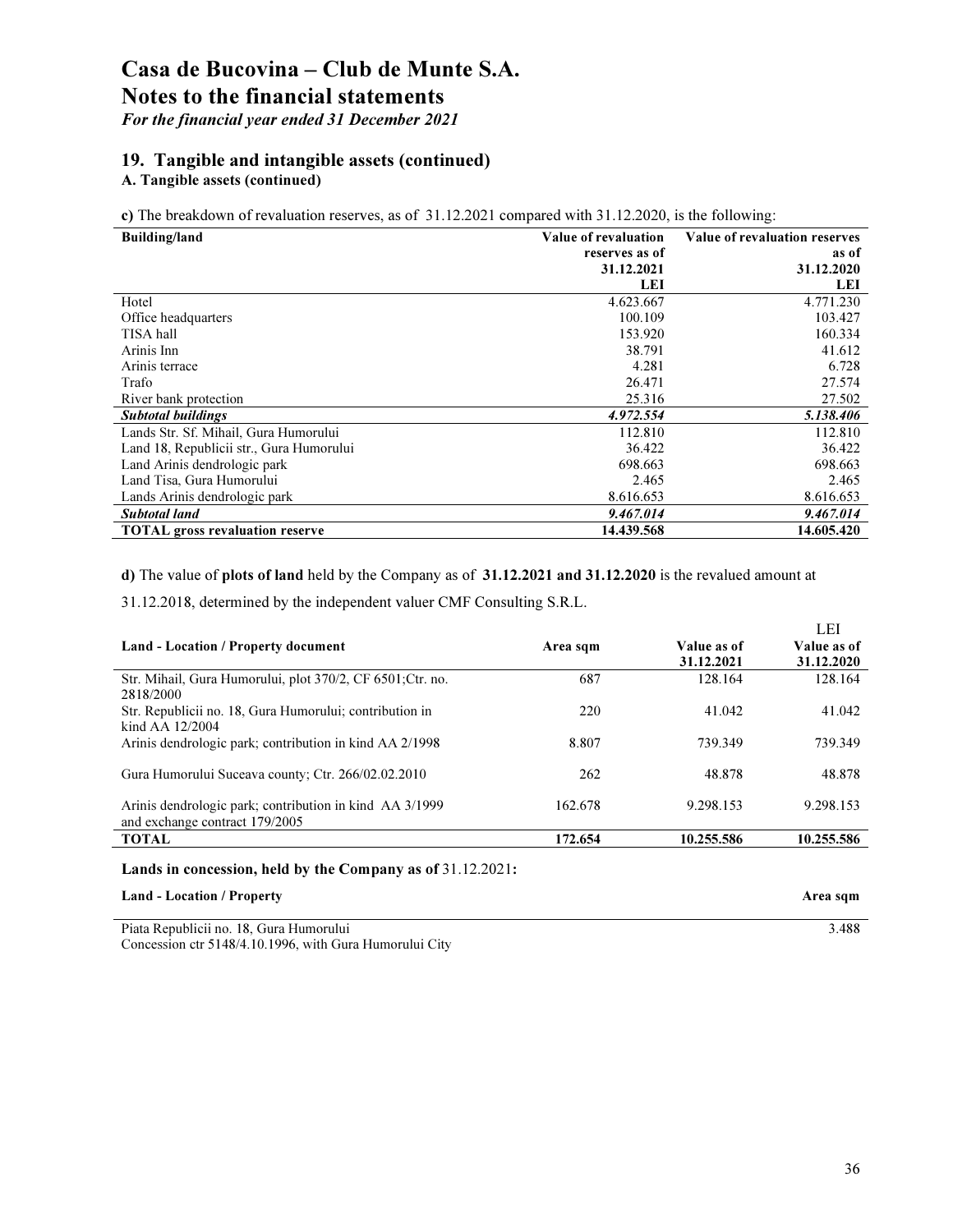# Casa de Bucovina – Club de Munte S.A.
# Notes to the financial statements

*For the financial year ended 31 December 2021*

## 19. Tangible and intangible assets (continued)

### A. Tangible assets (continued)

**c)** The breakdown of revaluation reserves, as of 31.12.2021 compared with 31.12.2020, is the following:

| Building/land | Value of revaluation reserves as of 31.12.2021 LEI | Value of revaluation reserves as of 31.12.2020 LEI |
|---|---|---|
| Hotel | 4.623.667 | 4.771.230 |
| Office headquarters | 100.109 | 103.427 |
| TISA hall | 153.920 | 160.334 |
| Arinis Inn | 38.791 | 41.612 |
| Arinis terrace | 4.281 | 6.728 |
| Trafo | 26.471 | 27.574 |
| River bank protection | 25.316 | 27.502 |
| ***Subtotal buildings*** | ***4.972.554*** | ***5.138.406*** |
| Lands Str. Sf. Mihail, Gura Humorului | 112.810 | 112.810 |
| Land 18, Republicii str., Gura Humorului | 36.422 | 36.422 |
| Land Arinis dendrologic park | 698.663 | 698.663 |
| Land Tisa, Gura Humorului | 2.465 | 2.465 |
| Lands Arinis dendrologic park | 8.616.653 | 8.616.653 |
| ***Subtotal land*** | ***9.467.014*** | ***9.467.014*** |
| **TOTAL gross revaluation reserve** | **14.439.568** | **14.605.420** |

**d)** The value of **plots of land** held by the Company as of **31.12.2021 and 31.12.2020** is the revalued amount at 31.12.2018, determined by the independent valuer CMF Consulting S.R.L.

LEI

| Land - Location / Property document | Area sqm | Value as of 31.12.2021 | Value as of 31.12.2020 |
|---|---|---|---|
| Str. Mihail, Gura Humorului, plot 370/2, CF 6501;Ctr. no. 2818/2000 | 687 | 128.164 | 128.164 |
| Str. Republicii no. 18, Gura Humorului; contribution in kind AA 12/2004 | 220 | 41.042 | 41.042 |
| Arinis dendrologic park; contribution in kind AA 2/1998 | 8.807 | 739.349 | 739.349 |
| Gura Humorului Suceava county; Ctr. 266/02.02.2010 | 262 | 48.878 | 48.878 |
| Arinis dendrologic park; contribution in kind AA 3/1999 and exchange contract 179/2005 | 162.678 | 9.298.153 | 9.298.153 |
| **TOTAL** | **172.654** | **10.255.586** | **10.255.586** |

**Lands in concession, held by the Company as of** 31.12.2021**:**

| Land - Location / Property | Area sqm |
|---|---|
| Piata Republicii no. 18, Gura Humorului<br>Concession ctr 5148/4.10.1996, with Gura Humorului City | 3.488 |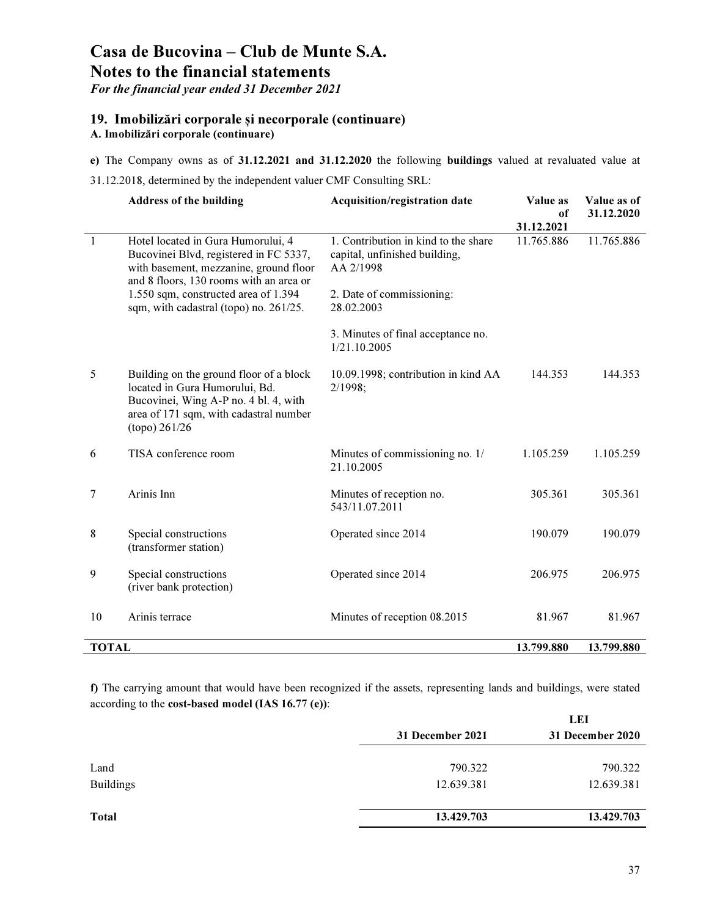# Casa de Bucovina – Club de Munte S.A.
# Notes to the financial statements
*For the financial year ended 31 December 2021*

## 19. Imobilizări corporale și necorporale (continuare)
### A. Imobilizări corporale (continuare)

**e)** The Company owns as of **31.12.2021 and 31.12.2020** the following **buildings** valued at revaluated value at 31.12.2018, determined by the independent valuer CMF Consulting SRL:

| | Address of the building | Acquisition/registration date | Value as of 31.12.2021 | Value as of 31.12.2020 |
|---|---|---|---|---|
| 1 | Hotel located in Gura Humorului, 4 Bucovinei Blvd, registered in FC 5337, with basement, mezzanine, ground floor and 8 floors, 130 rooms with an area or 1.550 sqm, constructed area of 1.394 sqm, with cadastral (topo) no. 261/25. | 1. Contribution in kind to the share capital, unfinished building, AA 2/1998<br><br>2. Date of commissioning: 28.02.2003<br><br>3. Minutes of final acceptance no. 1/21.10.2005 | 11.765.886 | 11.765.886 |
| 5 | Building on the ground floor of a block located in Gura Humorului, Bd. Bucovinei, Wing A-P no. 4 bl. 4, with area of 171 sqm, with cadastral number (topo) 261/26 | 10.09.1998; contribution in kind AA 2/1998; | 144.353 | 144.353 |
| 6 | TISA conference room | Minutes of commissioning no. 1/ 21.10.2005 | 1.105.259 | 1.105.259 |
| 7 | Arinis Inn | Minutes of reception no. 543/11.07.2011 | 305.361 | 305.361 |
| 8 | Special constructions (transformer station) | Operated since 2014 | 190.079 | 190.079 |
| 9 | Special constructions (river bank protection) | Operated since 2014 | 206.975 | 206.975 |
| 10 | Arinis terrace | Minutes of reception 08.2015 | 81.967 | 81.967 |
| **TOTAL** | | | **13.799.880** | **13.799.880** |

**f)** The carrying amount that would have been recognized if the assets, representing lands and buildings, were stated according to the **cost-based model (IAS 16.77 (e))**:

| | | LEI |
|---|---|---|
| | **31 December 2021** | **31 December 2020** |
| Land | 790.322 | 790.322 |
| Buildings | 12.639.381 | 12.639.381 |
| **Total** | **13.429.703** | **13.429.703** |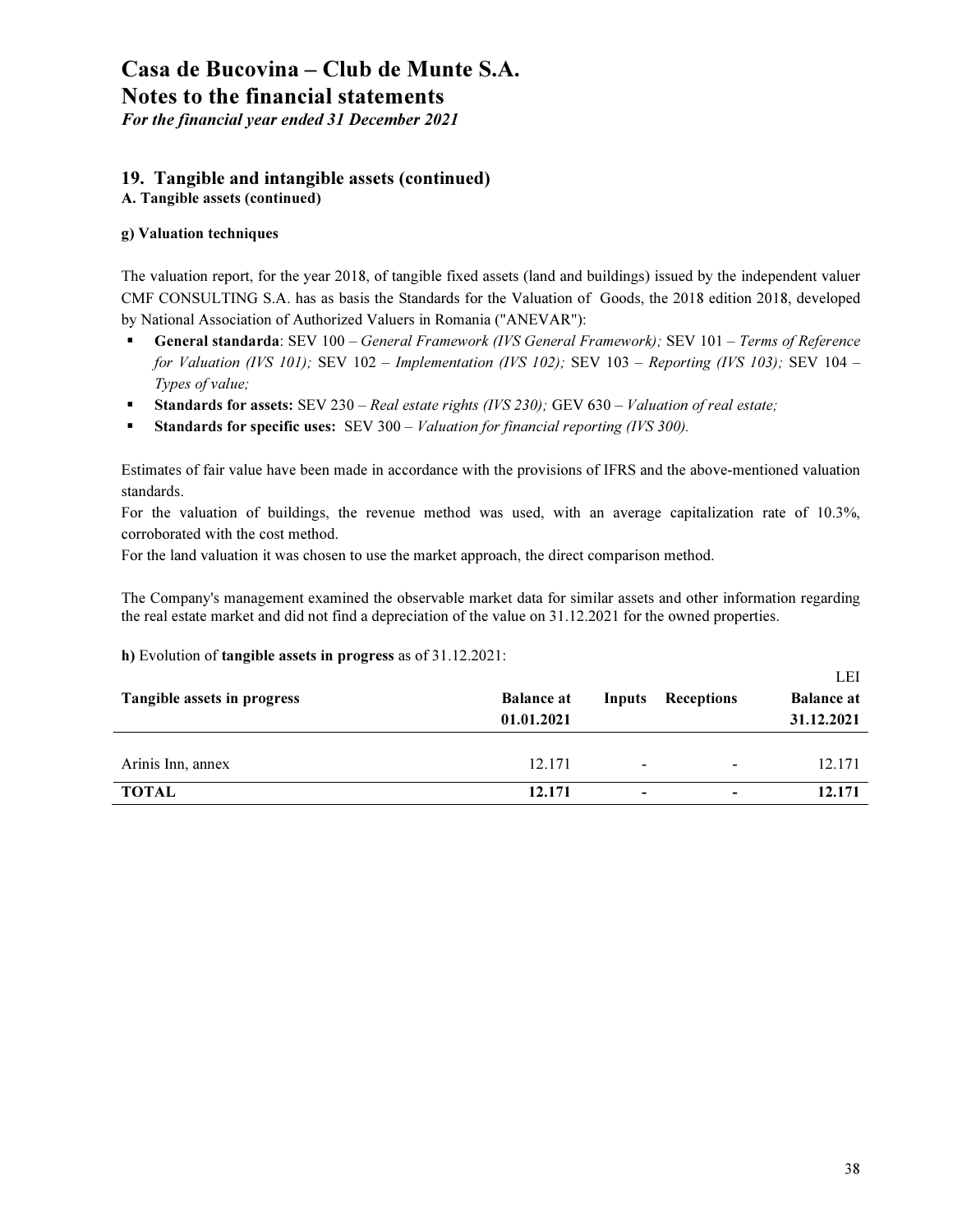# Casa de Bucovina – Club de Munte S.A.
# Notes to the financial statements
*For the financial year ended 31 December 2021*

## 19. Tangible and intangible assets (continued)
**A. Tangible assets (continued)**

**g) Valuation techniques**

The valuation report, for the year 2018, of tangible fixed assets (land and buildings) issued by the independent valuer CMF CONSULTING S.A. has as basis the Standards for the Valuation of Goods, the 2018 edition 2018, developed by National Association of Authorized Valuers in Romania ("ANEVAR"):

- **General standarda**: SEV 100 – *General Framework (IVS General Framework);* SEV 101 – *Terms of Reference for Valuation (IVS 101);* SEV 102 – *Implementation (IVS 102);* SEV 103 – *Reporting (IVS 103);* SEV 104 – *Types of value;*
- **Standards for assets:** SEV 230 – *Real estate rights (IVS 230);* GEV 630 – *Valuation of real estate;*
- **Standards for specific uses:** SEV 300 – *Valuation for financial reporting (IVS 300).*

Estimates of fair value have been made in accordance with the provisions of IFRS and the above-mentioned valuation standards.

For the valuation of buildings, the revenue method was used, with an average capitalization rate of 10.3%, corroborated with the cost method.

For the land valuation it was chosen to use the market approach, the direct comparison method.

The Company's management examined the observable market data for similar assets and other information regarding the real estate market and did not find a depreciation of the value on 31.12.2021 for the owned properties.

**h)** Evolution of **tangible assets in progress** as of 31.12.2021:

LEI

| Tangible assets in progress | Balance at 01.01.2021 | Inputs | Receptions | Balance at 31.12.2021 |
|---|---|---|---|---|
| Arinis Inn, annex | 12.171 | - | - | 12.171 |
| **TOTAL** | **12.171** | **-** | **-** | **12.171** |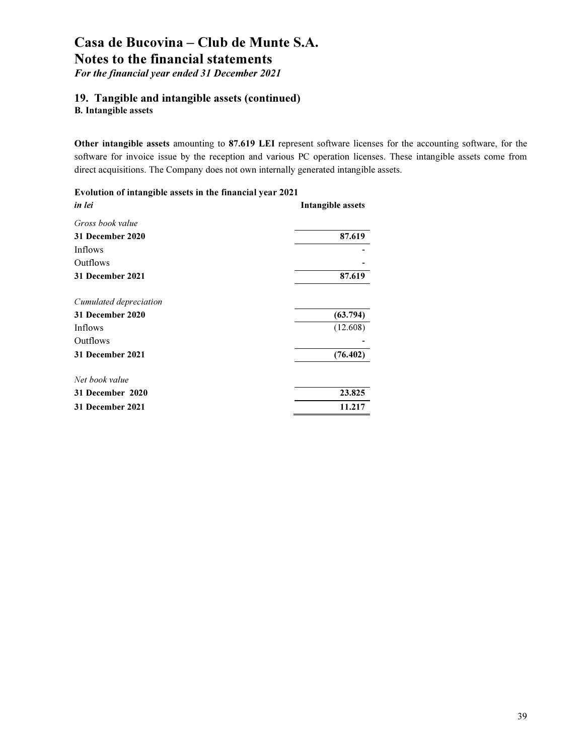# Casa de Bucovina – Club de Munte S.A.
# Notes to the financial statements
*For the financial year ended 31 December 2021*

## 19. Tangible and intangible assets (continued)
**B. Intangible assets**

**Other intangible assets** amounting to **87.619 LEI** represent software licenses for the accounting software, for the software for invoice issue by the reception and various PC operation licenses. These intangible assets come from direct acquisitions. The Company does not own internally generated intangible assets.

**Evolution of intangible assets in the financial year 2021**

| ***in lei*** | **Intangible assets** |
|---|---|
| *Gross book value* | |
| **31 December 2020** | **87.619** |
| Inflows | - |
| Outflows | - |
| **31 December 2021** | **87.619** |
| | |
| *Cumulated depreciation* | |
| **31 December 2020** | **(63.794)** |
| Inflows | (12.608) |
| Outflows | - |
| **31 December 2021** | **(76.402)** |
| | |
| *Net book value* | |
| **31 December 2020** | **23.825** |
| **31 December 2021** | **11.217** |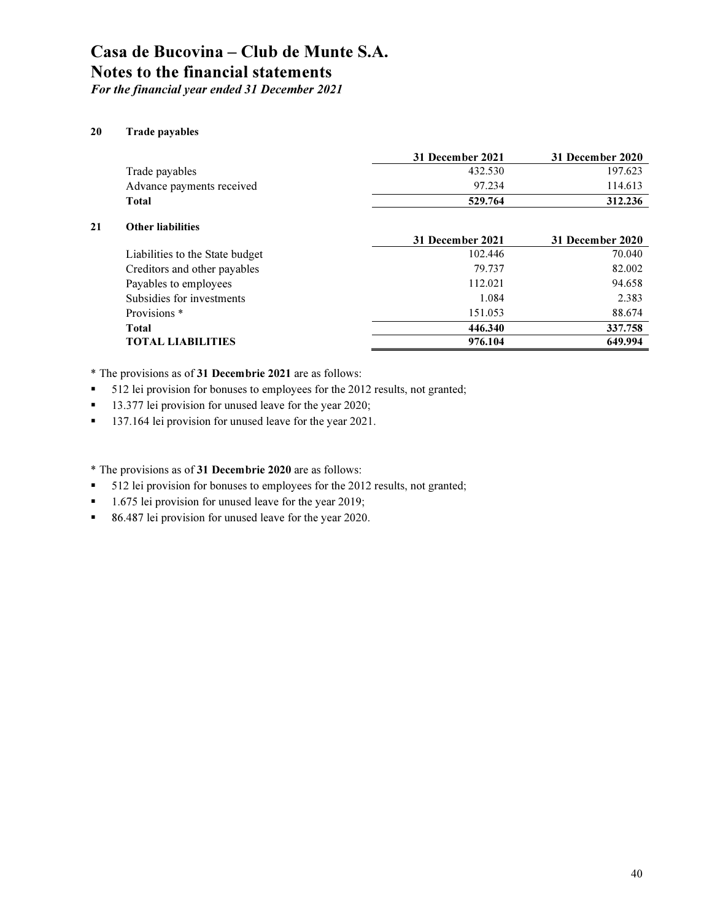# Casa de Bucovina – Club de Munte S.A.
# Notes to the financial statements
*For the financial year ended 31 December 2021*

## 20 Trade payables

| | 31 December 2021 | 31 December 2020 |
|---|---|---|
| Trade payables | 432.530 | 197.623 |
| Advance payments received | 97.234 | 114.613 |
| **Total** | **529.764** | **312.236** |

## 21 Other liabilities

| | 31 December 2021 | 31 December 2020 |
|---|---|---|
| Liabilities to the State budget | 102.446 | 70.040 |
| Creditors and other payables | 79.737 | 82.002 |
| Payables to employees | 112.021 | 94.658 |
| Subsidies for investments | 1.084 | 2.383 |
| Provisions * | 151.053 | 88.674 |
| **Total** | **446.340** | **337.758** |
| **TOTAL LIABILITIES** | **976.104** | **649.994** |

* The provisions as of **31 Decembrie 2021** are as follows:

- 512 lei provision for bonuses to employees for the 2012 results, not granted;
- 13.377 lei provision for unused leave for the year 2020;
- 137.164 lei provision for unused leave for the year 2021.

* The provisions as of **31 Decembrie 2020** are as follows:

- 512 lei provision for bonuses to employees for the 2012 results, not granted;
- 1.675 lei provision for unused leave for the year 2019;
- 86.487 lei provision for unused leave for the year 2020.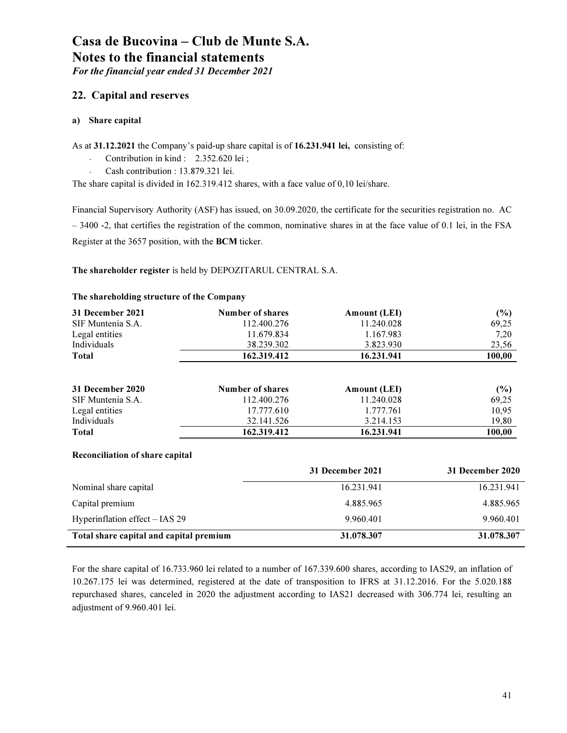# Casa de Bucovina – Club de Munte S.A.
# Notes to the financial statements
*For the financial year ended 31 December 2021*

## 22. Capital and reserves

### a) Share capital

As at **31.12.2021** the Company's paid-up share capital is of **16.231.941 lei,** consisting of:

- Contribution in kind : 2.352.620 lei ;
- Cash contribution : 13.879.321 lei.

The share capital is divided in 162.319.412 shares, with a face value of 0,10 lei/share.

Financial Supervisory Authority (ASF) has issued, on 30.09.2020, the certificate for the securities registration no. AC – 3400 -2, that certifies the registration of the common, nominative shares in at the face value of 0.1 lei, in the FSA Register at the 3657 position, with the **BCM** ticker.

**The shareholder register** is held by DEPOZITARUL CENTRAL S.A.

**The shareholding structure of the Company**

| 31 December 2021 | Number of shares | Amount (LEI) | (%) |
|---|---|---|---|
| SIF Muntenia S.A. | 112.400.276 | 11.240.028 | 69,25 |
| Legal entities | 11.679.834 | 1.167.983 | 7,20 |
| Individuals | 38.239.302 | 3.823.930 | 23,56 |
| **Total** | **162.319.412** | **16.231.941** | **100,00** |

| 31 December 2020 | Number of shares | Amount (LEI) | (%) |
|---|---|---|---|
| SIF Muntenia S.A. | 112.400.276 | 11.240.028 | 69,25 |
| Legal entities | 17.777.610 | 1.777.761 | 10,95 |
| Individuals | 32.141.526 | 3.214.153 | 19,80 |
| **Total** | **162.319.412** | **16.231.941** | **100,00** |

**Reconciliation of share capital**

| | 31 December 2021 | 31 December 2020 |
|---|---|---|
| Nominal share capital | 16.231.941 | 16.231.941 |
| Capital premium | 4.885.965 | 4.885.965 |
| Hyperinflation effect – IAS 29 | 9.960.401 | 9.960.401 |
| **Total share capital and capital premium** | **31.078.307** | **31.078.307** |

For the share capital of 16.733.960 lei related to a number of 167.339.600 shares, according to IAS29, an inflation of 10.267.175 lei was determined, registered at the date of transposition to IFRS at 31.12.2016. For the 5.020.188 repurchased shares, canceled in 2020 the adjustment according to IAS21 decreased with 306.774 lei, resulting an adjustment of 9.960.401 lei.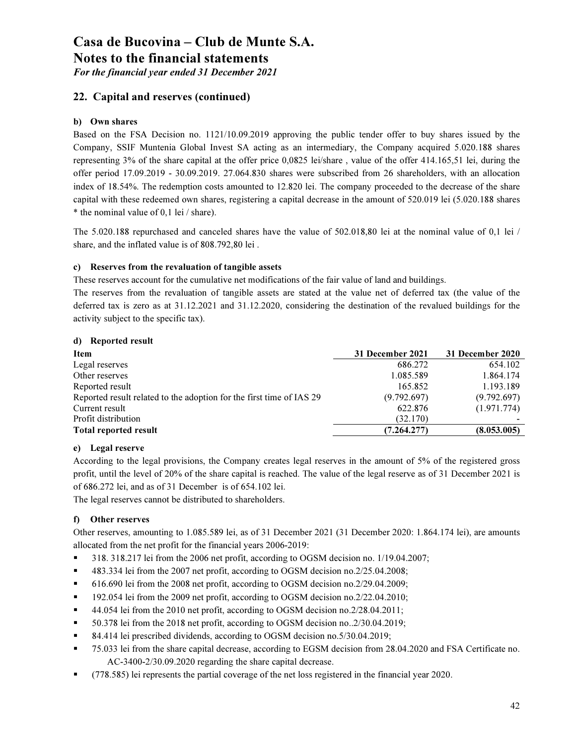# Casa de Bucovina – Club de Munte S.A.
# Notes to the financial statements
*For the financial year ended 31 December 2021*

## 22. Capital and reserves (continued)

### b) Own shares

Based on the FSA Decision no. 1121/10.09.2019 approving the public tender offer to buy shares issued by the Company, SSIF Muntenia Global Invest SA acting as an intermediary, the Company acquired 5.020.188 shares representing 3% of the share capital at the offer price 0,0825 lei/share , value of the offer 414.165,51 lei, during the offer period 17.09.2019 - 30.09.2019. 27.064.830 shares were subscribed from 26 shareholders, with an allocation index of 18.54%. The redemption costs amounted to 12.820 lei. The company proceeded to the decrease of the share capital with these redeemed own shares, registering a capital decrease in the amount of 520.019 lei (5.020.188 shares * the nominal value of 0,1 lei / share).

The 5.020.188 repurchased and canceled shares have the value of 502.018,80 lei at the nominal value of 0,1 lei / share, and the inflated value is of 808.792,80 lei .

### c) Reserves from the revaluation of tangible assets

These reserves account for the cumulative net modifications of the fair value of land and buildings.

The reserves from the revaluation of tangible assets are stated at the value net of deferred tax (the value of the deferred tax is zero as at 31.12.2021 and 31.12.2020, considering the destination of the revalued buildings for the activity subject to the specific tax).

### d) Reported result

| Item | 31 December 2021 | 31 December 2020 |
|---|---|---|
| Legal reserves | 686.272 | 654.102 |
| Other reserves | 1.085.589 | 1.864.174 |
| Reported result | 165.852 | 1.193.189 |
| Reported result related to the adoption for the first time of IAS 29 | (9.792.697) | (9.792.697) |
| Current result | 622.876 | (1.971.774) |
| Profit distribution | (32.170) | - |
| **Total reported result** | **(7.264.277)** | **(8.053.005)** |

### e) Legal reserve

According to the legal provisions, the Company creates legal reserves in the amount of 5% of the registered gross profit, until the level of 20% of the share capital is reached. The value of the legal reserve as of 31 December 2021 is of 686.272 lei, and as of 31 December is of 654.102 lei.

The legal reserves cannot be distributed to shareholders.

### f) Other reserves

Other reserves, amounting to 1.085.589 lei, as of 31 December 2021 (31 December 2020: 1.864.174 lei), are amounts allocated from the net profit for the financial years 2006-2019:

- 318. 318.217 lei from the 2006 net profit, according to OGSM decision no. 1/19.04.2007;
- 483.334 lei from the 2007 net profit, according to OGSM decision no.2/25.04.2008;
- 616.690 lei from the 2008 net profit, according to OGSM decision no.2/29.04.2009;
- 192.054 lei from the 2009 net profit, according to OGSM decision no.2/22.04.2010;
- 44.054 lei from the 2010 net profit, according to OGSM decision no.2/28.04.2011;
- 50.378 lei from the 2018 net profit, according to OGSM decision no..2/30.04.2019;
- 84.414 lei prescribed dividends, according to OGSM decision no.5/30.04.2019;
- 75.033 lei from the share capital decrease, according to EGSM decision from 28.04.2020 and FSA Certificate no. AC-3400-2/30.09.2020 regarding the share capital decrease.
- (778.585) lei represents the partial coverage of the net loss registered in the financial year 2020.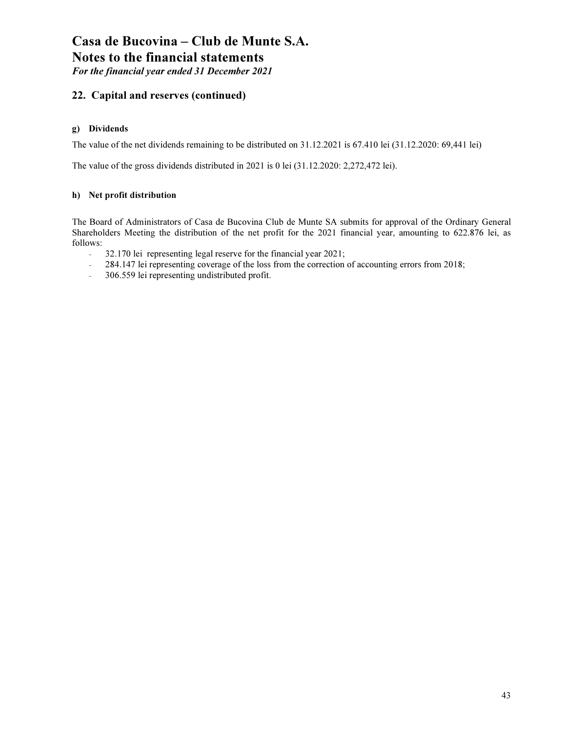# Casa de Bucovina – Club de Munte S.A.
# Notes to the financial statements
*For the financial year ended 31 December 2021*

## 22. Capital and reserves (continued)

### g) Dividends

The value of the net dividends remaining to be distributed on 31.12.2021 is 67.410 lei (31.12.2020: 69,441 lei)

The value of the gross dividends distributed in 2021 is 0 lei (31.12.2020: 2,272,472 lei).

### h) Net profit distribution

The Board of Administrators of Casa de Bucovina Club de Munte SA submits for approval of the Ordinary General Shareholders Meeting the distribution of the net profit for the 2021 financial year, amounting to 622.876 lei, as follows:

- 32.170 lei representing legal reserve for the financial year 2021;
- 284.147 lei representing coverage of the loss from the correction of accounting errors from 2018;
- 306.559 lei representing undistributed profit.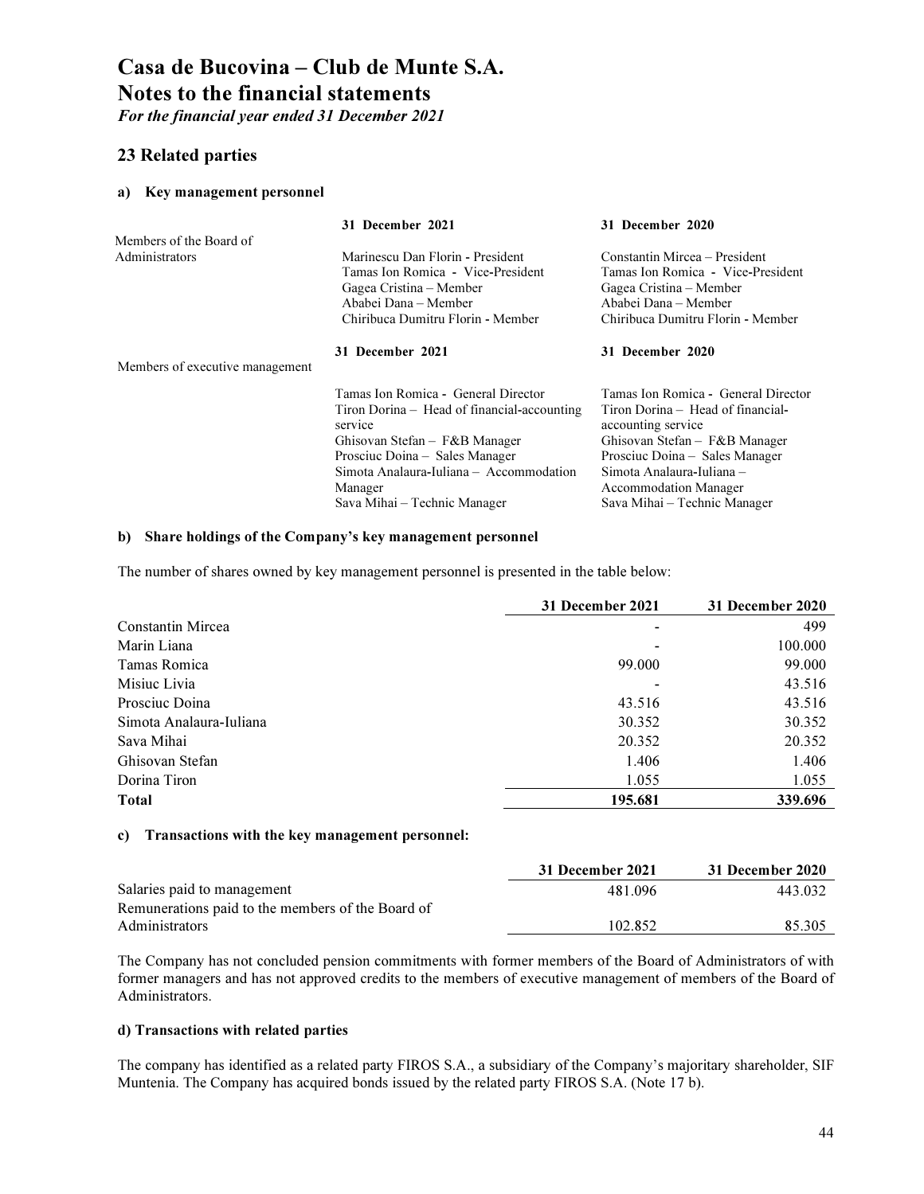# Casa de Bucovina – Club de Munte S.A.
# Notes to the financial statements
*For the financial year ended 31 December 2021*

## 23 Related parties

### a) Key management personnel

| | 31 December 2021 | 31 December 2020 |
|---|---|---|
| Members of the Board of Administrators | Marinescu Dan Florin - President<br>Tamas Ion Romica - Vice-President<br>Gagea Cristina – Member<br>Ababei Dana – Member<br>Chiribuca Dumitru Florin - Member | Constantin Mircea – President<br>Tamas Ion Romica - Vice-President<br>Gagea Cristina – Member<br>Ababei Dana – Member<br>Chiribuca Dumitru Florin - Member |

| | 31 December 2021 | 31 December 2020 |
|---|---|---|
| Members of executive management | Tamas Ion Romica - General Director<br>Tiron Dorina – Head of financial-accounting service<br>Ghisovan Stefan – F&B Manager<br>Prosciuc Doina – Sales Manager<br>Simota Analaura-Iuliana – Accommodation Manager<br>Sava Mihai – Technic Manager | Tamas Ion Romica - General Director<br>Tiron Dorina – Head of financial-accounting service<br>Ghisovan Stefan – F&B Manager<br>Prosciuc Doina – Sales Manager<br>Simota Analaura-Iuliana – Accommodation Manager<br>Sava Mihai – Technic Manager |

### b) Share holdings of the Company's key management personnel

The number of shares owned by key management personnel is presented in the table below:

| | 31 December 2021 | 31 December 2020 |
|---|---|---|
| Constantin Mircea | - | 499 |
| Marin Liana | - | 100.000 |
| Tamas Romica | 99.000 | 99.000 |
| Misiuc Livia | - | 43.516 |
| Prosciuc Doina | 43.516 | 43.516 |
| Simota Analaura-Iuliana | 30.352 | 30.352 |
| Sava Mihai | 20.352 | 20.352 |
| Ghisovan Stefan | 1.406 | 1.406 |
| Dorina Tiron | 1.055 | 1.055 |
| **Total** | **195.681** | **339.696** |

### c) Transactions with the key management personnel:

| | 31 December 2021 | 31 December 2020 |
|---|---|---|
| Salaries paid to management | 481.096 | 443.032 |
| Remunerations paid to the members of the Board of Administrators | 102.852 | 85.305 |

The Company has not concluded pension commitments with former members of the Board of Administrators of with former managers and has not approved credits to the members of executive management of members of the Board of Administrators.

### d) Transactions with related parties

The company has identified as a related party FIROS S.A., a subsidiary of the Company's majoritary shareholder, SIF Muntenia. The Company has acquired bonds issued by the related party FIROS S.A. (Note 17 b).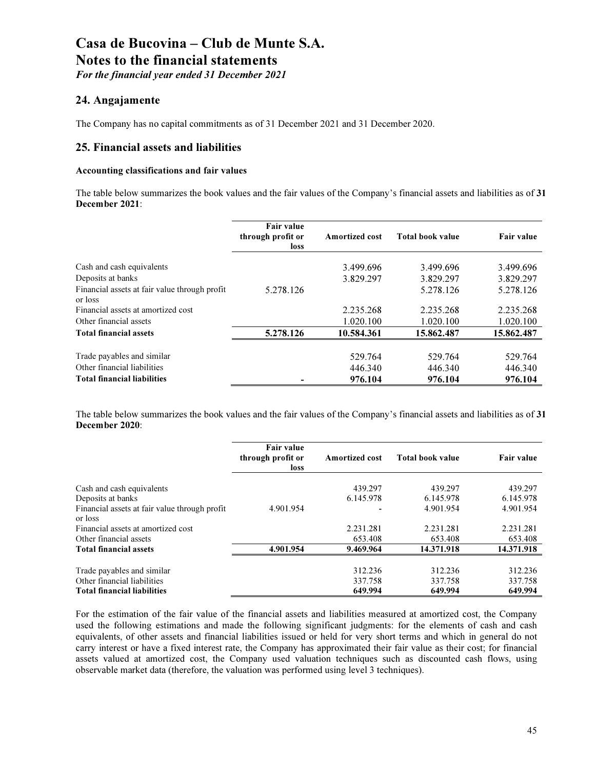# Casa de Bucovina – Club de Munte S.A.
# Notes to the financial statements
*For the financial year ended 31 December 2021*

## 24. Angajamente

The Company has no capital commitments as of 31 December 2021 and 31 December 2020.

## 25. Financial assets and liabilities

**Accounting classifications and fair values**

The table below summarizes the book values and the fair values of the Company's financial assets and liabilities as of **31 December 2021**:

| | Fair value through profit or loss | Amortized cost | Total book value | Fair value |
|---|---|---|---|---|
| Cash and cash equivalents | | 3.499.696 | 3.499.696 | 3.499.696 |
| Deposits at banks | | 3.829.297 | 3.829.297 | 3.829.297 |
| Financial assets at fair value through profit or loss | 5.278.126 | | 5.278.126 | 5.278.126 |
| Financial assets at amortized cost | | 2.235.268 | 2.235.268 | 2.235.268 |
| Other financial assets | | 1.020.100 | 1.020.100 | 1.020.100 |
| **Total financial assets** | **5.278.126** | **10.584.361** | **15.862.487** | **15.862.487** |
| | | | | |
| Trade payables and similar | | 529.764 | 529.764 | 529.764 |
| Other financial liabilities | | 446.340 | 446.340 | 446.340 |
| **Total financial liabilities** | **-** | **976.104** | **976.104** | **976.104** |

The table below summarizes the book values and the fair values of the Company's financial assets and liabilities as of **31 December 2020**:

| | Fair value through profit or loss | Amortized cost | Total book value | Fair value |
|---|---|---|---|---|
| Cash and cash equivalents | | 439.297 | 439.297 | 439.297 |
| Deposits at banks | | 6.145.978 | 6.145.978 | 6.145.978 |
| Financial assets at fair value through profit or loss | 4.901.954 | - | 4.901.954 | 4.901.954 |
| Financial assets at amortized cost | | 2.231.281 | 2.231.281 | 2.231.281 |
| Other financial assets | | 653.408 | 653.408 | 653.408 |
| **Total financial assets** | **4.901.954** | **9.469.964** | **14.371.918** | **14.371.918** |
| | | | | |
| Trade payables and similar | | 312.236 | 312.236 | 312.236 |
| Other financial liabilities | | 337.758 | 337.758 | 337.758 |
| **Total financial liabilities** | | **649.994** | **649.994** | **649.994** |

For the estimation of the fair value of the financial assets and liabilities measured at amortized cost, the Company used the following estimations and made the following significant judgments: for the elements of cash and cash equivalents, of other assets and financial liabilities issued or held for very short terms and which in general do not carry interest or have a fixed interest rate, the Company has approximated their fair value as their cost; for financial assets valued at amortized cost, the Company used valuation techniques such as discounted cash flows, using observable market data (therefore, the valuation was performed using level 3 techniques).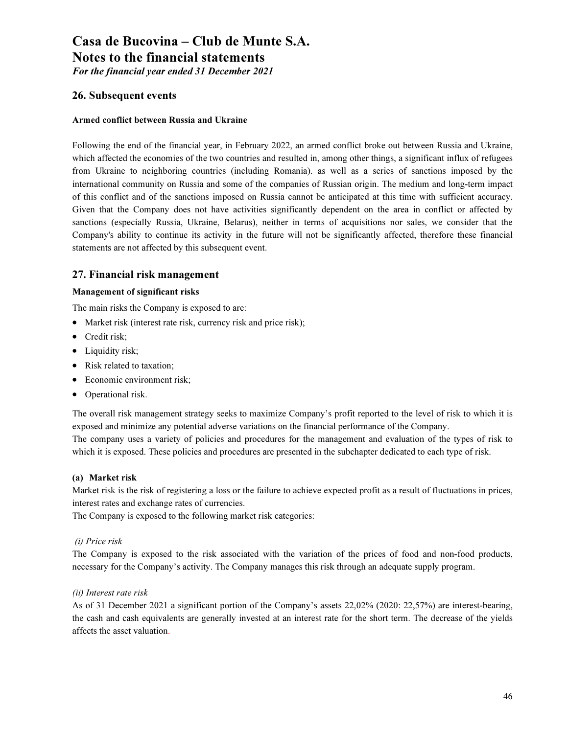## 26. Subsequent events

**Armed conflict between Russia and Ukraine**

Following the end of the financial year, in February 2022, an armed conflict broke out between Russia and Ukraine, which affected the economies of the two countries and resulted in, among other things, a significant influx of refugees from Ukraine to neighboring countries (including Romania). as well as a series of sanctions imposed by the international community on Russia and some of the companies of Russian origin. The medium and long-term impact of this conflict and of the sanctions imposed on Russia cannot be anticipated at this time with sufficient accuracy. Given that the Company does not have activities significantly dependent on the area in conflict or affected by sanctions (especially Russia, Ukraine, Belarus), neither in terms of acquisitions nor sales, we consider that the Company's ability to continue its activity in the future will not be significantly affected, therefore these financial statements are not affected by this subsequent event.

## 27. Financial risk management

**Management of significant risks**

The main risks the Company is exposed to are:

- Market risk (interest rate risk, currency risk and price risk);
- Credit risk;
- Liquidity risk;
- Risk related to taxation;
- Economic environment risk;
- Operational risk.

The overall risk management strategy seeks to maximize Company's profit reported to the level of risk to which it is exposed and minimize any potential adverse variations on the financial performance of the Company.
The company uses a variety of policies and procedures for the management and evaluation of the types of risk to which it is exposed. These policies and procedures are presented in the subchapter dedicated to each type of risk.

**(a) Market risk**

Market risk is the risk of registering a loss or the failure to achieve expected profit as a result of fluctuations in prices, interest rates and exchange rates of currencies.
The Company is exposed to the following market risk categories:

*(i) Price risk*

The Company is exposed to the risk associated with the variation of the prices of food and non-food products, necessary for the Company's activity. The Company manages this risk through an adequate supply program.

*(ii) Interest rate risk*

As of 31 December 2021 a significant portion of the Company's assets 22,02% (2020: 22,57%) are interest-bearing, the cash and cash equivalents are generally invested at an interest rate for the short term. The decrease of the yields affects the asset valuation.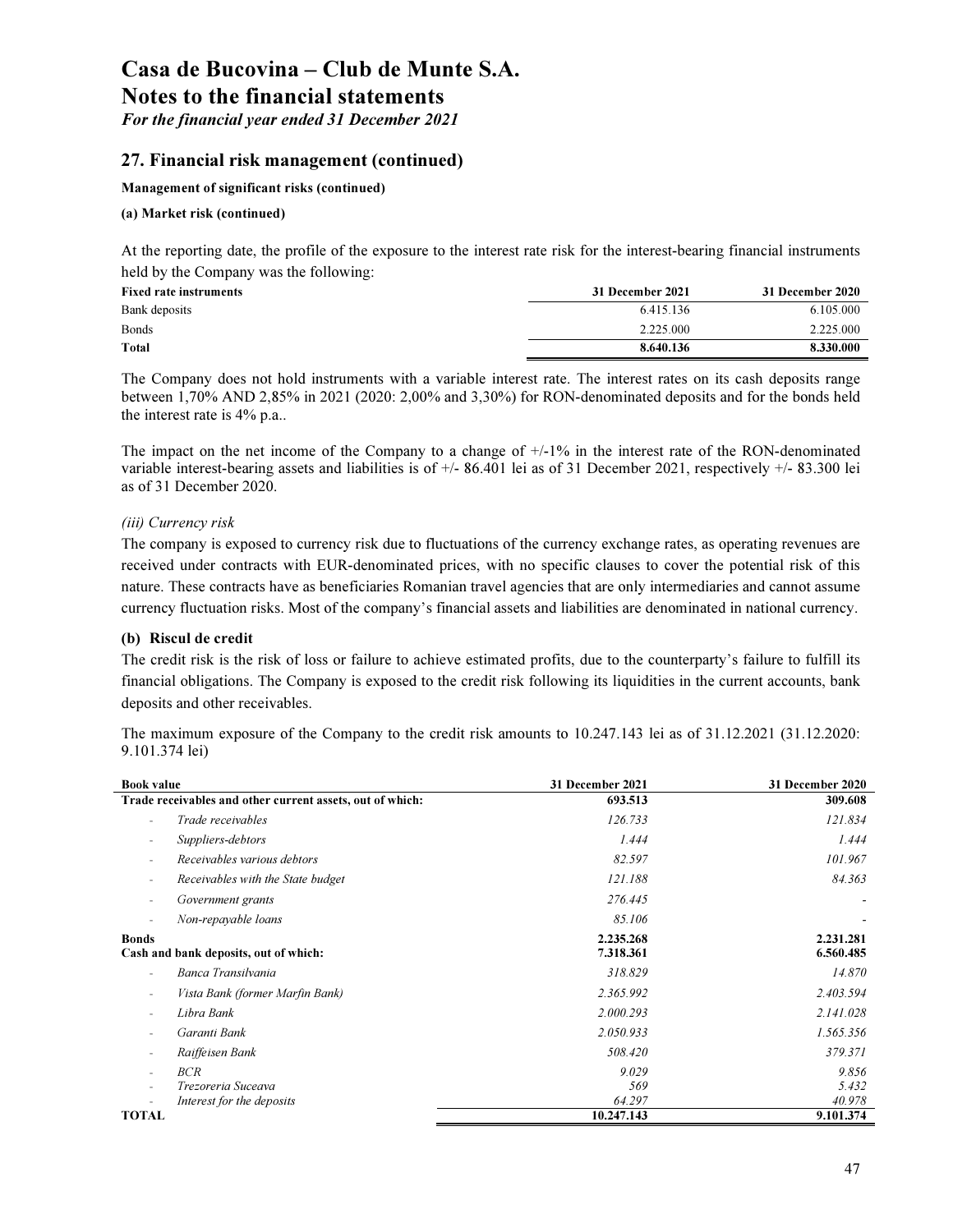# Casa de Bucovina – Club de Munte S.A.
# Notes to the financial statements
*For the financial year ended 31 December 2021*

## 27. Financial risk management (continued)

**Management of significant risks (continued)**

**(a) Market risk (continued)**

At the reporting date, the profile of the exposure to the interest rate risk for the interest-bearing financial instruments held by the Company was the following:

| Fixed rate instruments | 31 December 2021 | 31 December 2020 |
|---|---|---|
| Bank deposits | 6.415.136 | 6.105.000 |
| Bonds | 2.225.000 | 2.225.000 |
| **Total** | **8.640.136** | **8.330.000** |

The Company does not hold instruments with a variable interest rate. The interest rates on its cash deposits range between 1,70% AND 2,85% in 2021 (2020: 2,00% and 3,30%) for RON-denominated deposits and for the bonds held the interest rate is 4% p.a..

The impact on the net income of the Company to a change of +/-1% in the interest rate of the RON-denominated variable interest-bearing assets and liabilities is of +/- 86.401 lei as of 31 December 2021, respectively +/- 83.300 lei as of 31 December 2020.

*(iii) Currency risk*

The company is exposed to currency risk due to fluctuations of the currency exchange rates, as operating revenues are received under contracts with EUR-denominated prices, with no specific clauses to cover the potential risk of this nature. These contracts have as beneficiaries Romanian travel agencies that are only intermediaries and cannot assume currency fluctuation risks. Most of the company's financial assets and liabilities are denominated in national currency.

### (b) Riscul de credit

The credit risk is the risk of loss or failure to achieve estimated profits, due to the counterparty's failure to fulfill its financial obligations. The Company is exposed to the credit risk following its liquidities in the current accounts, bank deposits and other receivables.

The maximum exposure of the Company to the credit risk amounts to 10.247.143 lei as of 31.12.2021 (31.12.2020: 9.101.374 lei)

| Book value | 31 December 2021 | 31 December 2020 |
|---|---|---|
| **Trade receivables and other current assets, out of which:** | **693.513** | **309.608** |
| - *Trade receivables* | *126.733* | *121.834* |
| - *Suppliers-debtors* | *1.444* | *1.444* |
| - *Receivables various debtors* | *82.597* | *101.967* |
| - *Receivables with the State budget* | *121.188* | *84.363* |
| - *Government grants* | *276.445* | - |
| - *Non-repayable loans* | *85.106* | - |
| **Bonds** | **2.235.268** | **2.231.281** |
| **Cash and bank deposits, out of which:** | **7.318.361** | **6.560.485** |
| - *Banca Transilvania* | *318.829* | *14.870* |
| - *Vista Bank (former Marfin Bank)* | *2.365.992* | *2.403.594* |
| - *Libra Bank* | *2.000.293* | *2.141.028* |
| - *Garanti Bank* | *2.050.933* | *1.565.356* |
| - *Raiffeisen Bank* | *508.420* | *379.371* |
| - *BCR* | *9.029* | *9.856* |
| - *Trezoreria Suceava* | *569* | *5.432* |
| - *Interest for the deposits* | *64.297* | *40.978* |
| **TOTAL** | **10.247.143** | **9.101.374** |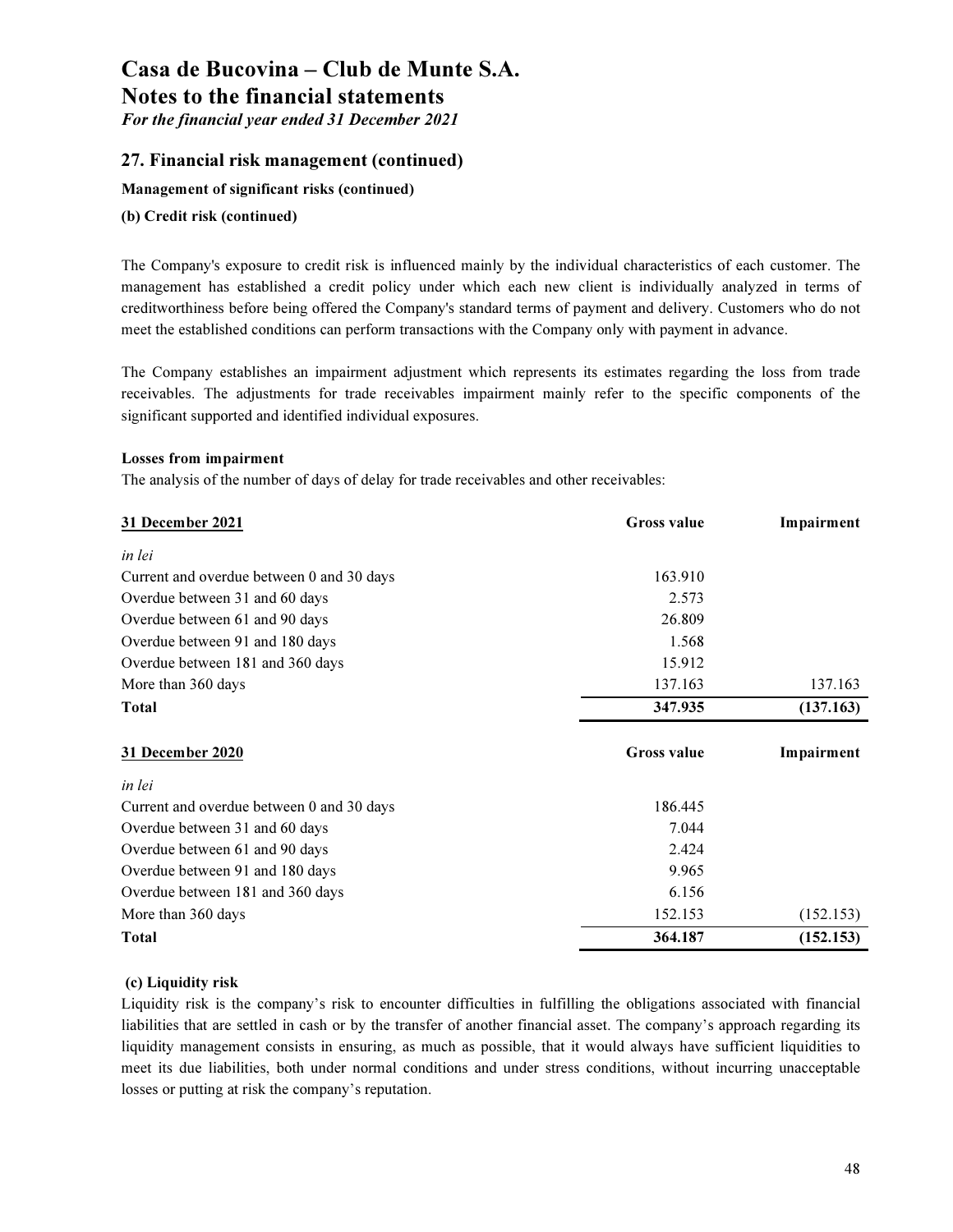# Casa de Bucovina – Club de Munte S.A.
# Notes to the financial statements
*For the financial year ended 31 December 2021*

## 27. Financial risk management (continued)

**Management of significant risks (continued)**

**(b) Credit risk (continued)**

The Company's exposure to credit risk is influenced mainly by the individual characteristics of each customer. The management has established a credit policy under which each new client is individually analyzed in terms of creditworthiness before being offered the Company's standard terms of payment and delivery. Customers who do not meet the established conditions can perform transactions with the Company only with payment in advance.

The Company establishes an impairment adjustment which represents its estimates regarding the loss from trade receivables. The adjustments for trade receivables impairment mainly refer to the specific components of the significant supported and identified individual exposures.

**Losses from impairment**

The analysis of the number of days of delay for trade receivables and other receivables:

| 31 December 2021 | Gross value | Impairment |
|---|---|---|
| *in lei* | | |
| Current and overdue between 0 and 30 days | 163.910 | |
| Overdue between 31 and 60 days | 2.573 | |
| Overdue between 61 and 90 days | 26.809 | |
| Overdue between 91 and 180 days | 1.568 | |
| Overdue between 181 and 360 days | 15.912 | |
| More than 360 days | 137.163 | 137.163 |
| **Total** | **347.935** | **(137.163)** |

| 31 December 2020 | Gross value | Impairment |
|---|---|---|
| *in lei* | | |
| Current and overdue between 0 and 30 days | 186.445 | |
| Overdue between 31 and 60 days | 7.044 | |
| Overdue between 61 and 90 days | 2.424 | |
| Overdue between 91 and 180 days | 9.965 | |
| Overdue between 181 and 360 days | 6.156 | |
| More than 360 days | 152.153 | (152.153) |
| **Total** | **364.187** | **(152.153)** |

**(c) Liquidity risk**

Liquidity risk is the company's risk to encounter difficulties in fulfilling the obligations associated with financial liabilities that are settled in cash or by the transfer of another financial asset. The company's approach regarding its liquidity management consists in ensuring, as much as possible, that it would always have sufficient liquidities to meet its due liabilities, both under normal conditions and under stress conditions, without incurring unacceptable losses or putting at risk the company's reputation.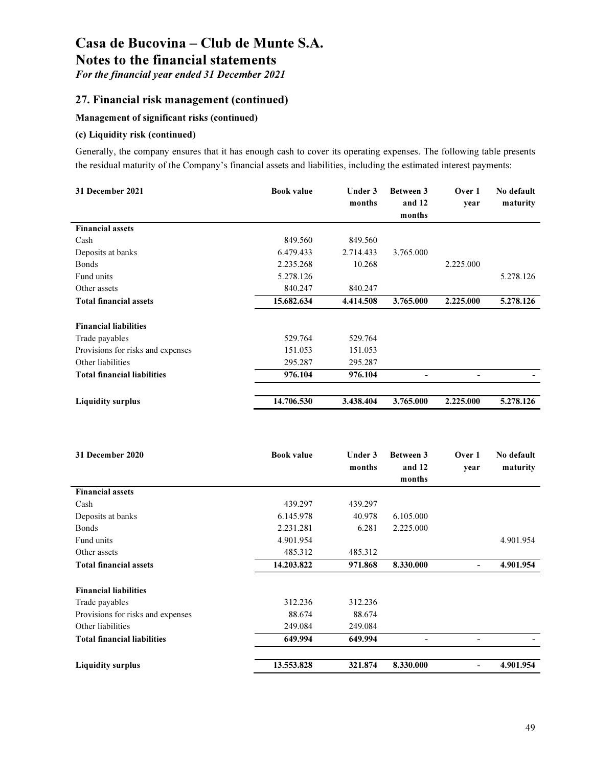# Casa de Bucovina – Club de Munte S.A.
# Notes to the financial statements
*For the financial year ended 31 December 2021*

## 27. Financial risk management (continued)

**Management of significant risks (continued)**

**(c) Liquidity risk (continued)**

Generally, the company ensures that it has enough cash to cover its operating expenses. The following table presents the residual maturity of the Company's financial assets and liabilities, including the estimated interest payments:

| 31 December 2021 | Book value | Under 3 months | Between 3 and 12 months | Over 1 year | No default maturity |
|---|---|---|---|---|---|
| **Financial assets** | | | | | |
| Cash | 849.560 | 849.560 | | | |
| Deposits at banks | 6.479.433 | 2.714.433 | 3.765.000 | | |
| Bonds | 2.235.268 | 10.268 | | 2.225.000 | |
| Fund units | 5.278.126 | | | | 5.278.126 |
| Other assets | 840.247 | 840.247 | | | |
| **Total financial assets** | **15.682.634** | **4.414.508** | **3.765.000** | **2.225.000** | **5.278.126** |
| | | | | | |
| **Financial liabilities** | | | | | |
| Trade payables | 529.764 | 529.764 | | | |
| Provisions for risks and expenses | 151.053 | 151.053 | | | |
| Other liabilities | 295.287 | 295.287 | | | |
| **Total financial liabilities** | **976.104** | **976.104** | **-** | **-** | **-** |
| | | | | | |
| **Liquidity surplus** | **14.706.530** | **3.438.404** | **3.765.000** | **2.225.000** | **5.278.126** |

| 31 December 2020 | Book value | Under 3 months | Between 3 and 12 months | Over 1 year | No default maturity |
|---|---|---|---|---|---|
| **Financial assets** | | | | | |
| Cash | 439.297 | 439.297 | | | |
| Deposits at banks | 6.145.978 | 40.978 | 6.105.000 | | |
| Bonds | 2.231.281 | 6.281 | 2.225.000 | | |
| Fund units | 4.901.954 | | | | 4.901.954 |
| Other assets | 485.312 | 485.312 | | | |
| **Total financial assets** | **14.203.822** | **971.868** | **8.330.000** | **-** | **4.901.954** |
| | | | | | |
| **Financial liabilities** | | | | | |
| Trade payables | 312.236 | 312.236 | | | |
| Provisions for risks and expenses | 88.674 | 88.674 | | | |
| Other liabilities | 249.084 | 249.084 | | | |
| **Total financial liabilities** | **649.994** | **649.994** | **-** | **-** | **-** |
| | | | | | |
| **Liquidity surplus** | **13.553.828** | **321.874** | **8.330.000** | **-** | **4.901.954** |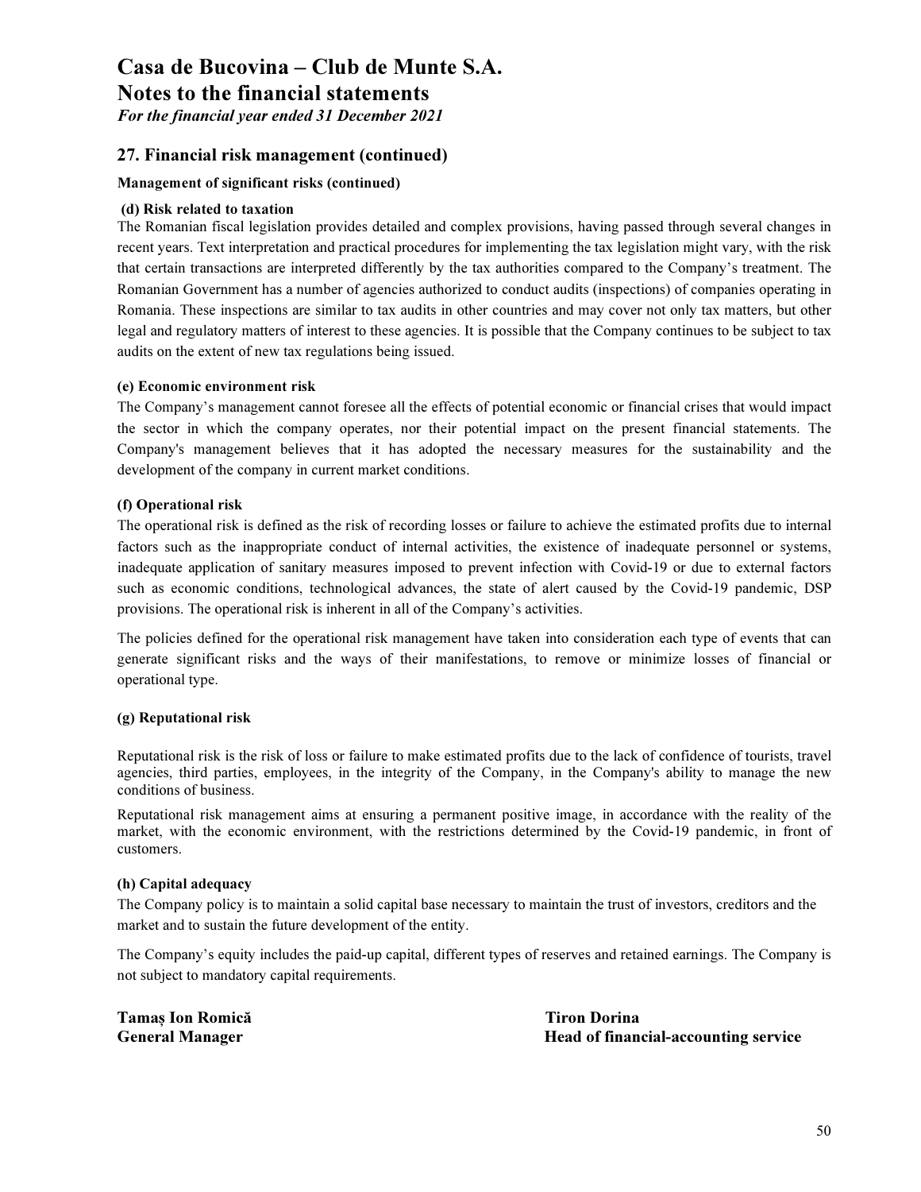## 27. Financial risk management (continued)

**Management of significant risks (continued)**

**(d) Risk related to taxation**

The Romanian fiscal legislation provides detailed and complex provisions, having passed through several changes in recent years. Text interpretation and practical procedures for implementing the tax legislation might vary, with the risk that certain transactions are interpreted differently by the tax authorities compared to the Company's treatment. The Romanian Government has a number of agencies authorized to conduct audits (inspections) of companies operating in Romania. These inspections are similar to tax audits in other countries and may cover not only tax matters, but other legal and regulatory matters of interest to these agencies. It is possible that the Company continues to be subject to tax audits on the extent of new tax regulations being issued.

**(e) Economic environment risk**

The Company's management cannot foresee all the effects of potential economic or financial crises that would impact the sector in which the company operates, nor their potential impact on the present financial statements. The Company's management believes that it has adopted the necessary measures for the sustainability and the development of the company in current market conditions.

**(f) Operational risk**

The operational risk is defined as the risk of recording losses or failure to achieve the estimated profits due to internal factors such as the inappropriate conduct of internal activities, the existence of inadequate personnel or systems, inadequate application of sanitary measures imposed to prevent infection with Covid-19 or due to external factors such as economic conditions, technological advances, the state of alert caused by the Covid-19 pandemic, DSP provisions. The operational risk is inherent in all of the Company's activities.

The policies defined for the operational risk management have taken into consideration each type of events that can generate significant risks and the ways of their manifestations, to remove or minimize losses of financial or operational type.

**(g) Reputational risk**

Reputational risk is the risk of loss or failure to make estimated profits due to the lack of confidence of tourists, travel agencies, third parties, employees, in the integrity of the Company, in the Company's ability to manage the new conditions of business.

Reputational risk management aims at ensuring a permanent positive image, in accordance with the reality of the market, with the economic environment, with the restrictions determined by the Covid-19 pandemic, in front of customers.

**(h) Capital adequacy**

The Company policy is to maintain a solid capital base necessary to maintain the trust of investors, creditors and the market and to sustain the future development of the entity.

The Company's equity includes the paid-up capital, different types of reserves and retained earnings. The Company is not subject to mandatory capital requirements.

**Tamaș Ion Romică**
**General Manager**

**Tiron Dorina**
**Head of financial-accounting service**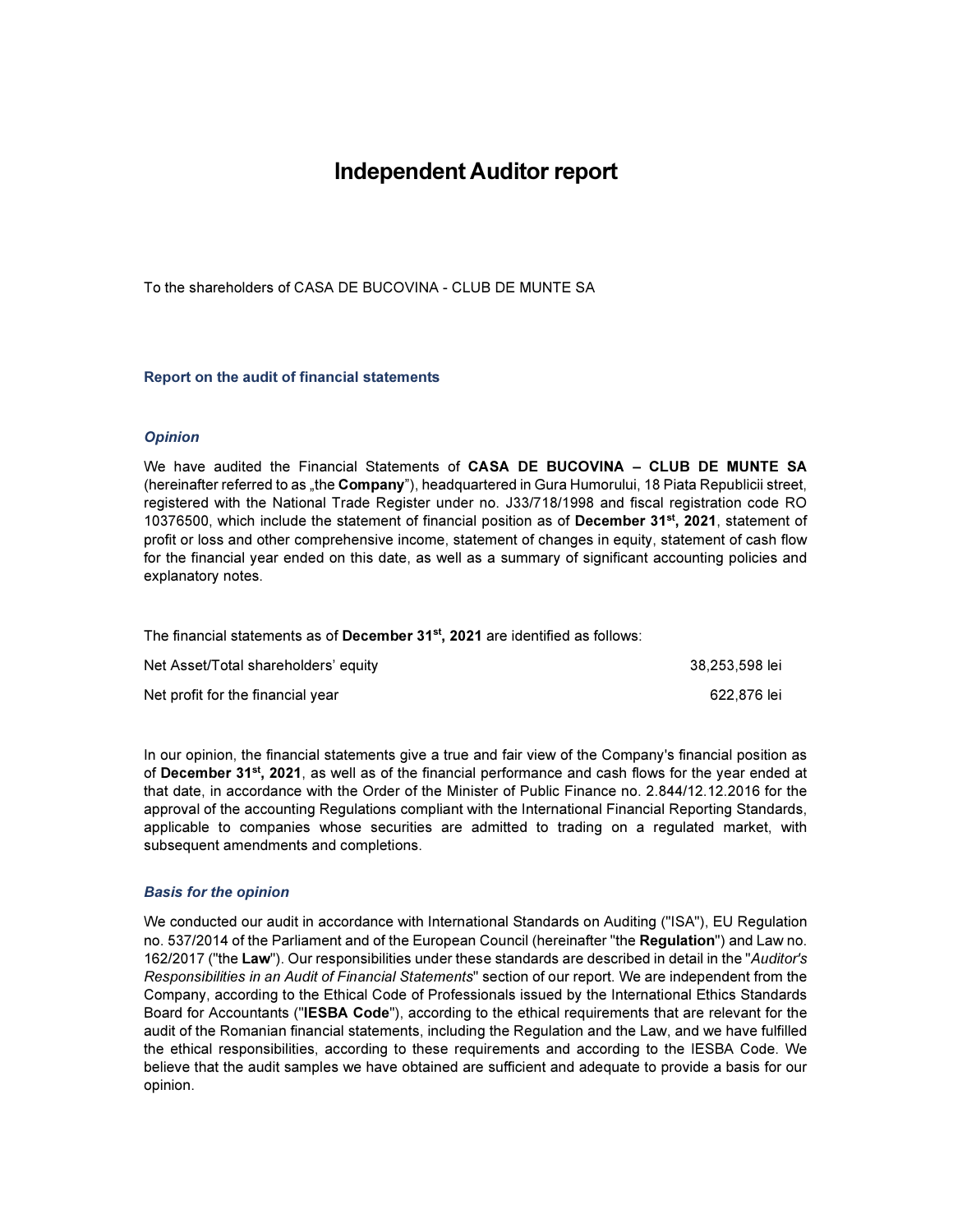# Independent Auditor report

To the shareholders of CASA DE BUCOVINA - CLUB DE MUNTE SA

## Report on the audit of financial statements

### *Opinion*

We have audited the Financial Statements of **CASA DE BUCOVINA – CLUB DE MUNTE SA** (hereinafter referred to as „the **Company**"), headquartered in Gura Humorului, 18 Piata Republicii street, registered with the National Trade Register under no. J33/718/1998 and fiscal registration code RO 10376500, which include the statement of financial position as of **December 31st, 2021**, statement of profit or loss and other comprehensive income, statement of changes in equity, statement of cash flow for the financial year ended on this date, as well as a summary of significant accounting policies and explanatory notes.

The financial statements as of **December 31st, 2021** are identified as follows:

| | |
|---|---|
| Net Asset/Total shareholders' equity | 38,253,598 lei |
| Net profit for the financial year | 622,876 lei |

In our opinion, the financial statements give a true and fair view of the Company's financial position as of **December 31st, 2021**, as well as of the financial performance and cash flows for the year ended at that date, in accordance with the Order of the Minister of Public Finance no. 2.844/12.12.2016 for the approval of the accounting Regulations compliant with the International Financial Reporting Standards, applicable to companies whose securities are admitted to trading on a regulated market, with subsequent amendments and completions.

### *Basis for the opinion*

We conducted our audit in accordance with International Standards on Auditing ("ISA"), EU Regulation no. 537/2014 of the Parliament and of the European Council (hereinafter "the **Regulation**") and Law no. 162/2017 ("the **Law**"). Our responsibilities under these standards are described in detail in the "*Auditor's Responsibilities in an Audit of Financial Statements*" section of our report. We are independent from the Company, according to the Ethical Code of Professionals issued by the International Ethics Standards Board for Accountants ("**IESBA Code**"), according to the ethical requirements that are relevant for the audit of the Romanian financial statements, including the Regulation and the Law, and we have fulfilled the ethical responsibilities, according to these requirements and according to the IESBA Code. We believe that the audit samples we have obtained are sufficient and adequate to provide a basis for our opinion.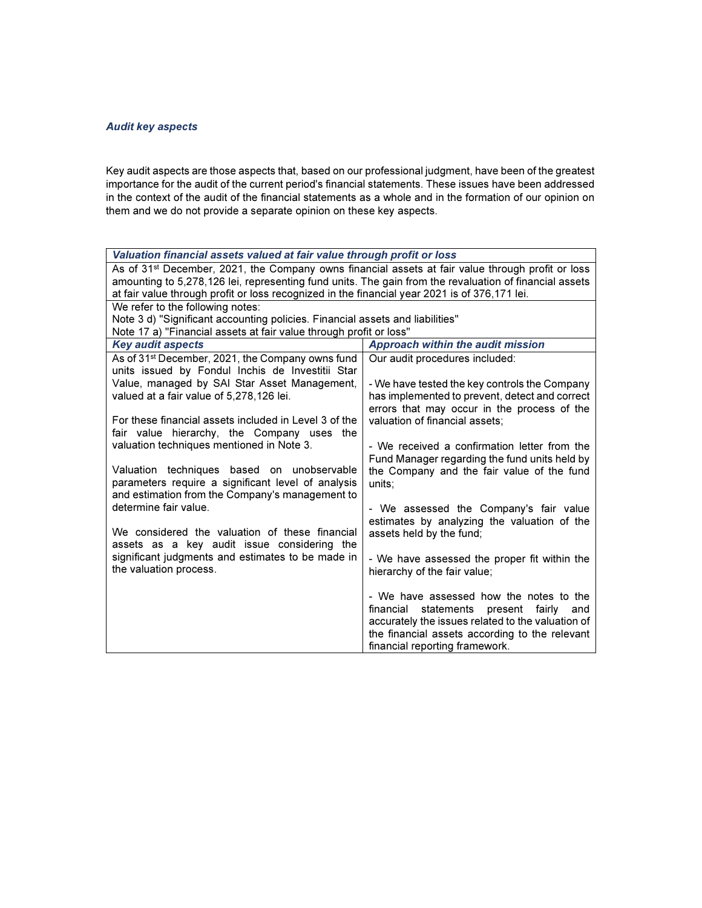*Audit key aspects*

Key audit aspects are those aspects that, based on our professional judgment, have been of the greatest importance for the audit of the current period's financial statements. These issues have been addressed in the context of the audit of the financial statements as a whole and in the formation of our opinion on them and we do not provide a separate opinion on these key aspects.

| ***Valuation financial assets valued at fair value through profit or loss*** | |
|---|---|
| As of 31st December, 2021, the Company owns financial assets at fair value through profit or loss amounting to 5,278,126 lei, representing fund units. The gain from the revaluation of financial assets at fair value through profit or loss recognized in the financial year 2021 is of 376,171 lei. | |
| We refer to the following notes:<br>Note 3 d) "Significant accounting policies. Financial assets and liabilities"<br>Note 17 a) "Financial assets at fair value through profit or loss" | |
| ***Key audit aspects*** | ***Approach within the audit mission*** |
| As of 31st December, 2021, the Company owns fund units issued by Fondul Inchis de Investitii Star Value, managed by SAI Star Asset Management, valued at a fair value of 5,278,126 lei.<br><br>For these financial assets included in Level 3 of the fair value hierarchy, the Company uses the valuation techniques mentioned in Note 3.<br><br>Valuation techniques based on unobservable parameters require a significant level of analysis and estimation from the Company's management to determine fair value.<br><br>We considered the valuation of these financial assets as a key audit issue considering the significant judgments and estimates to be made in the valuation process. | Our audit procedures included:<br><br>- We have tested the key controls the Company has implemented to prevent, detect and correct errors that may occur in the process of the valuation of financial assets;<br><br>- We received a confirmation letter from the Fund Manager regarding the fund units held by the Company and the fair value of the fund units;<br><br>- We assessed the Company's fair value estimates by analyzing the valuation of the assets held by the fund;<br><br>- We have assessed the proper fit within the hierarchy of the fair value;<br><br>- We have assessed how the notes to the financial statements present fairly and accurately the issues related to the valuation of the financial assets according to the relevant financial reporting framework. |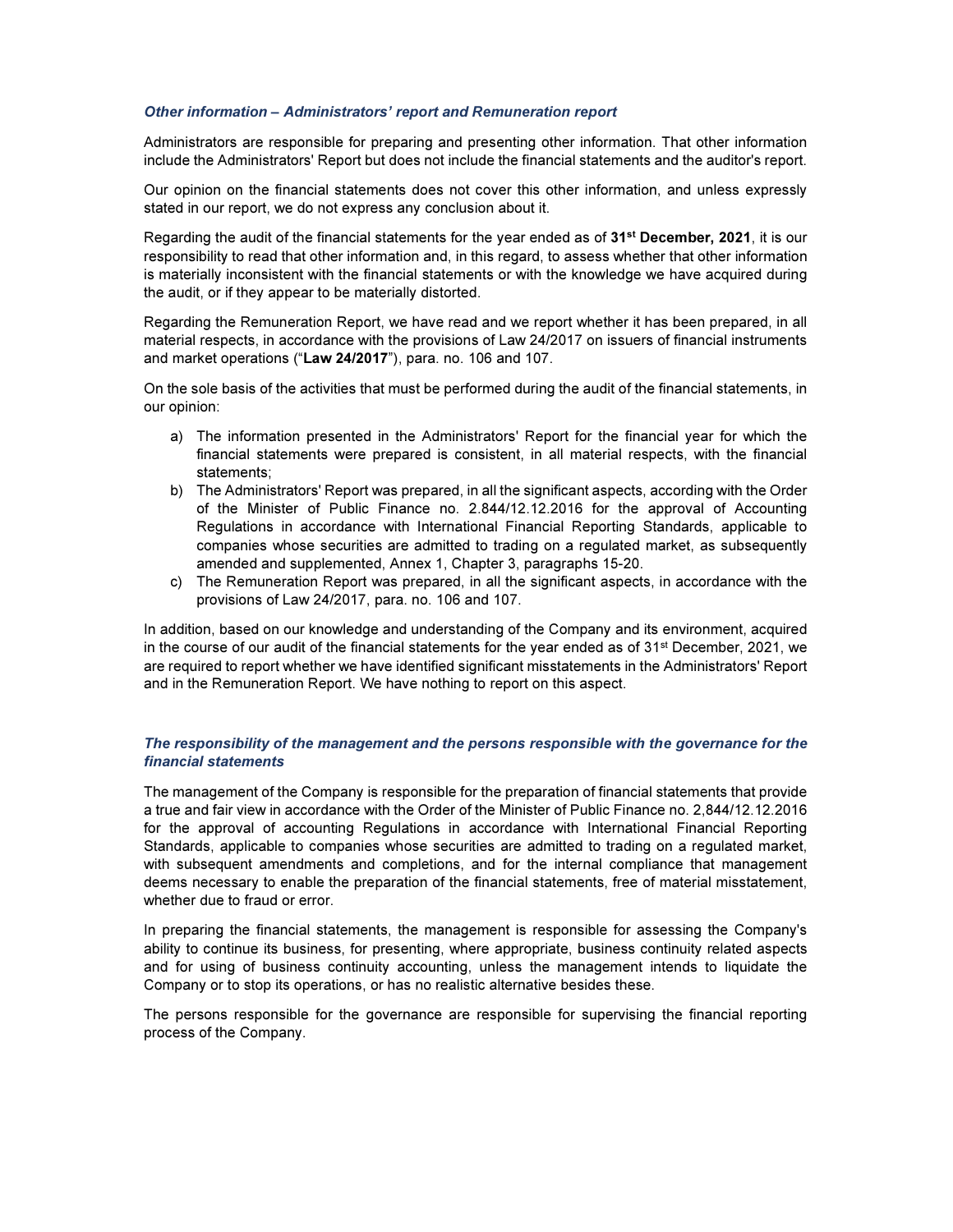### *Other information – Administrators' report and Remuneration report*

Administrators are responsible for preparing and presenting other information. That other information include the Administrators' Report but does not include the financial statements and the auditor's report.

Our opinion on the financial statements does not cover this other information, and unless expressly stated in our report, we do not express any conclusion about it.

Regarding the audit of the financial statements for the year ended as of **31st December, 2021**, it is our responsibility to read that other information and, in this regard, to assess whether that other information is materially inconsistent with the financial statements or with the knowledge we have acquired during the audit, or if they appear to be materially distorted.

Regarding the Remuneration Report, we have read and we report whether it has been prepared, in all material respects, in accordance with the provisions of Law 24/2017 on issuers of financial instruments and market operations ("**Law 24/2017**"), para. no. 106 and 107.

On the sole basis of the activities that must be performed during the audit of the financial statements, in our opinion:

a) The information presented in the Administrators' Report for the financial year for which the financial statements were prepared is consistent, in all material respects, with the financial statements;
b) The Administrators' Report was prepared, in all the significant aspects, according with the Order of the Minister of Public Finance no. 2.844/12.12.2016 for the approval of Accounting Regulations in accordance with International Financial Reporting Standards, applicable to companies whose securities are admitted to trading on a regulated market, as subsequently amended and supplemented, Annex 1, Chapter 3, paragraphs 15-20.
c) The Remuneration Report was prepared, in all the significant aspects, in accordance with the provisions of Law 24/2017, para. no. 106 and 107.

In addition, based on our knowledge and understanding of the Company and its environment, acquired in the course of our audit of the financial statements for the year ended as of 31st December, 2021, we are required to report whether we have identified significant misstatements in the Administrators' Report and in the Remuneration Report. We have nothing to report on this aspect.

### *The responsibility of the management and the persons responsible with the governance for the financial statements*

The management of the Company is responsible for the preparation of financial statements that provide a true and fair view in accordance with the Order of the Minister of Public Finance no. 2,844/12.12.2016 for the approval of accounting Regulations in accordance with International Financial Reporting Standards, applicable to companies whose securities are admitted to trading on a regulated market, with subsequent amendments and completions, and for the internal compliance that management deems necessary to enable the preparation of the financial statements, free of material misstatement, whether due to fraud or error.

In preparing the financial statements, the management is responsible for assessing the Company's ability to continue its business, for presenting, where appropriate, business continuity related aspects and for using of business continuity accounting, unless the management intends to liquidate the Company or to stop its operations, or has no realistic alternative besides these.

The persons responsible for the governance are responsible for supervising the financial reporting process of the Company.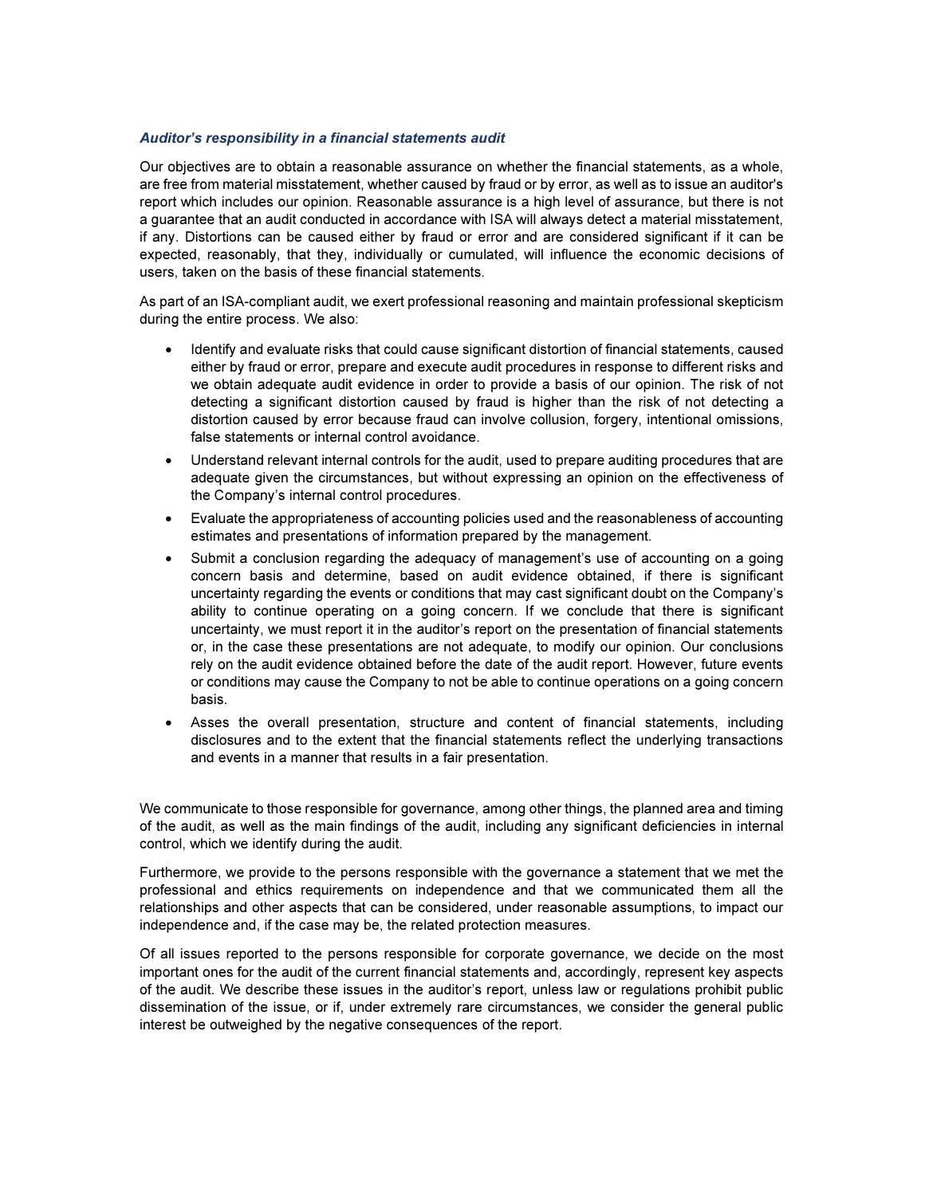***Auditor's responsibility in a financial statements audit***

Our objectives are to obtain a reasonable assurance on whether the financial statements, as a whole, are free from material misstatement, whether caused by fraud or by error, as well as to issue an auditor's report which includes our opinion. Reasonable assurance is a high level of assurance, but there is not a guarantee that an audit conducted in accordance with ISA will always detect a material misstatement, if any. Distortions can be caused either by fraud or error and are considered significant if it can be expected, reasonably, that they, individually or cumulated, will influence the economic decisions of users, taken on the basis of these financial statements.

As part of an ISA-compliant audit, we exert professional reasoning and maintain professional skepticism during the entire process. We also:

- Identify and evaluate risks that could cause significant distortion of financial statements, caused either by fraud or error, prepare and execute audit procedures in response to different risks and we obtain adequate audit evidence in order to provide a basis of our opinion. The risk of not detecting a significant distortion caused by fraud is higher than the risk of not detecting a distortion caused by error because fraud can involve collusion, forgery, intentional omissions, false statements or internal control avoidance.
- Understand relevant internal controls for the audit, used to prepare auditing procedures that are adequate given the circumstances, but without expressing an opinion on the effectiveness of the Company's internal control procedures.
- Evaluate the appropriateness of accounting policies used and the reasonableness of accounting estimates and presentations of information prepared by the management.
- Submit a conclusion regarding the adequacy of management's use of accounting on a going concern basis and determine, based on audit evidence obtained, if there is significant uncertainty regarding the events or conditions that may cast significant doubt on the Company's ability to continue operating on a going concern. If we conclude that there is significant uncertainty, we must report it in the auditor's report on the presentation of financial statements or, in the case these presentations are not adequate, to modify our opinion. Our conclusions rely on the audit evidence obtained before the date of the audit report. However, future events or conditions may cause the Company to not be able to continue operations on a going concern basis.
- Asses the overall presentation, structure and content of financial statements, including disclosures and to the extent that the financial statements reflect the underlying transactions and events in a manner that results in a fair presentation.

We communicate to those responsible for governance, among other things, the planned area and timing of the audit, as well as the main findings of the audit, including any significant deficiencies in internal control, which we identify during the audit.

Furthermore, we provide to the persons responsible with the governance a statement that we met the professional and ethics requirements on independence and that we communicated them all the relationships and other aspects that can be considered, under reasonable assumptions, to impact our independence and, if the case may be, the related protection measures.

Of all issues reported to the persons responsible for corporate governance, we decide on the most important ones for the audit of the current financial statements and, accordingly, represent key aspects of the audit. We describe these issues in the auditor's report, unless law or regulations prohibit public dissemination of the issue, or if, under extremely rare circumstances, we consider the general public interest be outweighed by the negative consequences of the report.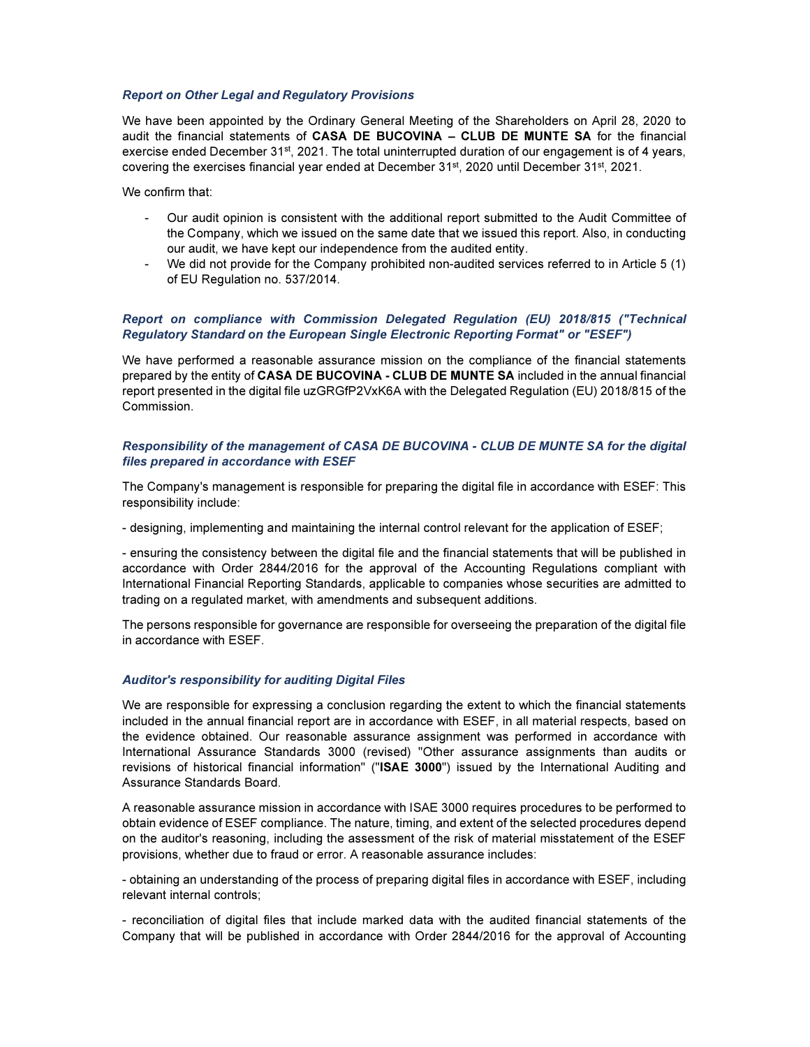### *Report on Other Legal and Regulatory Provisions*

We have been appointed by the Ordinary General Meeting of the Shareholders on April 28, 2020 to audit the financial statements of **CASA DE BUCOVINA – CLUB DE MUNTE SA** for the financial exercise ended December 31st, 2021. The total uninterrupted duration of our engagement is of 4 years, covering the exercises financial year ended at December 31st, 2020 until December 31st, 2021.

We confirm that:

- Our audit opinion is consistent with the additional report submitted to the Audit Committee of the Company, which we issued on the same date that we issued this report. Also, in conducting our audit, we have kept our independence from the audited entity.
- We did not provide for the Company prohibited non-audited services referred to in Article 5 (1) of EU Regulation no. 537/2014.

### *Report on compliance with Commission Delegated Regulation (EU) 2018/815 ("Technical Regulatory Standard on the European Single Electronic Reporting Format" or "ESEF")*

We have performed a reasonable assurance mission on the compliance of the financial statements prepared by the entity of **CASA DE BUCOVINA - CLUB DE MUNTE SA** included in the annual financial report presented in the digital file uzGRGfP2VxK6A with the Delegated Regulation (EU) 2018/815 of the Commission.

### *Responsibility of the management of CASA DE BUCOVINA - CLUB DE MUNTE SA for the digital files prepared in accordance with ESEF*

The Company's management is responsible for preparing the digital file in accordance with ESEF: This responsibility include:

- designing, implementing and maintaining the internal control relevant for the application of ESEF;

- ensuring the consistency between the digital file and the financial statements that will be published in accordance with Order 2844/2016 for the approval of the Accounting Regulations compliant with International Financial Reporting Standards, applicable to companies whose securities are admitted to trading on a regulated market, with amendments and subsequent additions.

The persons responsible for governance are responsible for overseeing the preparation of the digital file in accordance with ESEF.

### *Auditor's responsibility for auditing Digital Files*

We are responsible for expressing a conclusion regarding the extent to which the financial statements included in the annual financial report are in accordance with ESEF, in all material respects, based on the evidence obtained. Our reasonable assurance assignment was performed in accordance with International Assurance Standards 3000 (revised) "Other assurance assignments than audits or revisions of historical financial information" ("**ISAE 3000**") issued by the International Auditing and Assurance Standards Board.

A reasonable assurance mission in accordance with ISAE 3000 requires procedures to be performed to obtain evidence of ESEF compliance. The nature, timing, and extent of the selected procedures depend on the auditor's reasoning, including the assessment of the risk of material misstatement of the ESEF provisions, whether due to fraud or error. A reasonable assurance includes:

- obtaining an understanding of the process of preparing digital files in accordance with ESEF, including relevant internal controls;

- reconciliation of digital files that include marked data with the audited financial statements of the Company that will be published in accordance with Order 2844/2016 for the approval of Accounting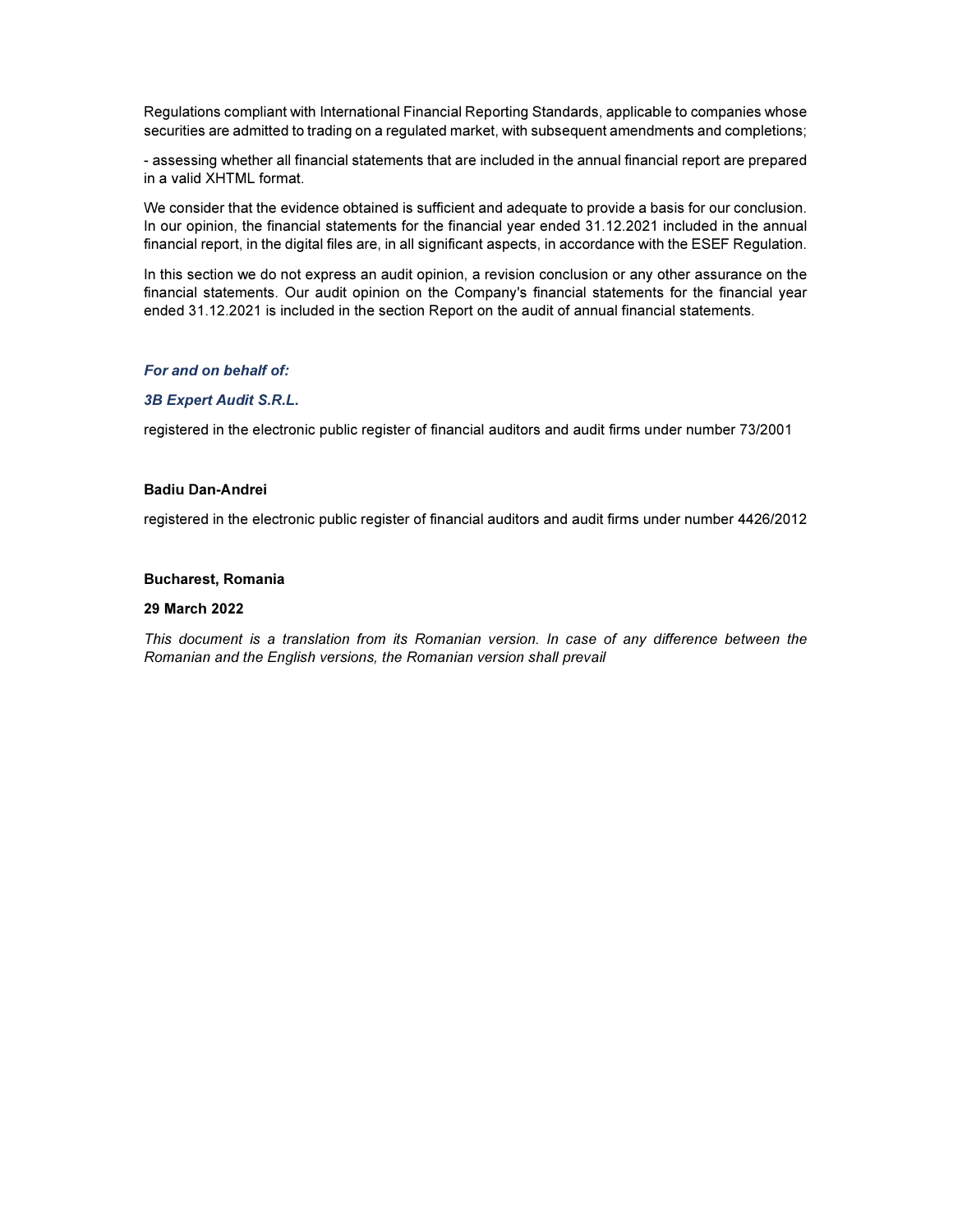Regulations compliant with International Financial Reporting Standards, applicable to companies whose securities are admitted to trading on a regulated market, with subsequent amendments and completions;

- assessing whether all financial statements that are included in the annual financial report are prepared in a valid XHTML format.

We consider that the evidence obtained is sufficient and adequate to provide a basis for our conclusion. In our opinion, the financial statements for the financial year ended 31.12.2021 included in the annual financial report, in the digital files are, in all significant aspects, in accordance with the ESEF Regulation.

In this section we do not express an audit opinion, a revision conclusion or any other assurance on the financial statements. Our audit opinion on the Company's financial statements for the financial year ended 31.12.2021 is included in the section Report on the audit of annual financial statements.

***For and on behalf of:***

***3B Expert Audit S.R.L.***

registered in the electronic public register of financial auditors and audit firms under number 73/2001

**Badiu Dan-Andrei**

registered in the electronic public register of financial auditors and audit firms under number 4426/2012

**Bucharest, Romania**

**29 March 2022**

*This document is a translation from its Romanian version. In case of any difference between the Romanian and the English versions, the Romanian version shall prevail*